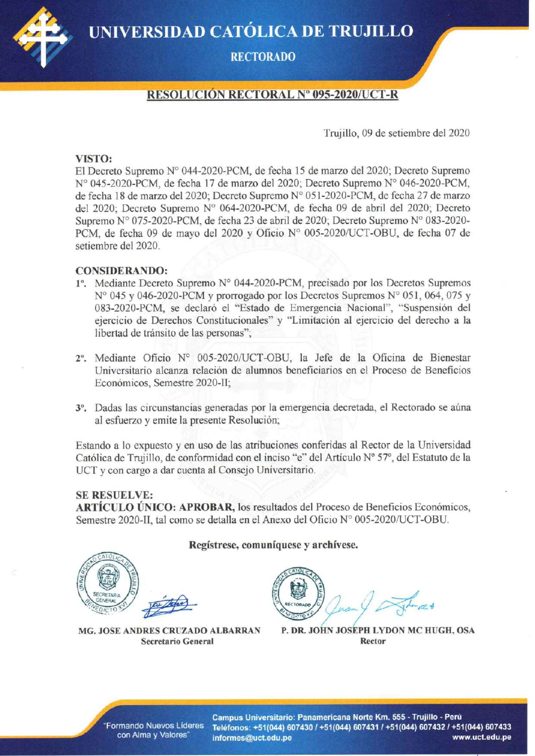# UNIVERSIDAD CATÓLICA DE TRUJILLO

## RECTORADO

### RESOLUCIÓN RECTORAL N° 095-2020/UCT-R

Trujillo, 09 de setiembre del 2020

**VISTO:**

El Decreto Supremo N° 044-2020-PCM, de fecha 15 de marzo del 2020; Decreto Supremo N° 045-2020-PCM, de fecha 17 de marzo del 2020; Decreto Supremo N° 046-2020-PCM, de fecha 18 de marzo del 2020; Decreto Supremo N° 051-2020-PCM, de fecha 27 de marzo del 2020; Decreto Supremo N° 064-2020-PCM, de fecha 09 de abril del 2020; Decreto Supremo N° 075-2020-PCM, de fecha 23 de abril de 2020; Decreto Supremo N° 083-2020-PCM, de fecha 09 de mayo del 2020 y Oficio N° 005-2020/UCT-OBU, de fecha 07 de setiembre del 2020.

**CONSIDERANDO:**

1°. Mediante Decreto Supremo N° 044-2020-PCM, precisado por los Decretos Supremos N° 045 y 046-2020-PCM y prorrogado por los Decretos Supremos N° 051, 064, 075 y 083-2020-PCM, se declaró el "Estado de Emergencia Nacional", "Suspensión del ejercicio de Derechos Constitucionales" y "Limitación al ejercicio del derecho a la libertad de tránsito de las personas";

2°. Mediante Oficio N° 005-2020/UCT-OBU, la Jefe de la Oficina de Bienestar Universitario alcanza relación de alumnos beneficiarios en el Proceso de Beneficios Económicos, Semestre 2020-II;

3°. Dadas las circunstancias generadas por la emergencia decretada, el Rectorado se aúna al esfuerzo y emite la presente Resolución;

Estando a lo expuesto y en uso de las atribuciones conferidas al Rector de la Universidad Católica de Trujillo, de conformidad con el inciso "e" del Artículo N° 57°, del Estatuto de la UCT y con cargo a dar cuenta al Consejo Universitario.

**SE RESUELVE:**

**ARTÍCULO ÚNICO: APROBAR,** los resultados del Proceso de Beneficios Económicos, Semestre 2020-II, tal como se detalla en el Anexo del Oficio N° 005-2020/UCT-OBU.

**Regístrese, comuníquese y archívese.**

**MG. JOSE ANDRES CRUZADO ALBARRAN**
**Secretario General**

**P. DR. JOHN JOSEPH LYDON MC HUGH, OSA**
**Rector**

"Formando Nuevos Líderes con Alma y Valores"

Campus Universitario: Panamericana Norte Km. 555 - Trujillo - Perú
Teléfonos: +51(044) 607430 / +51(044) 607431 / +51(044) 607432 / +51(044) 607433
informes@uct.edu.pe
www.uct.edu.pe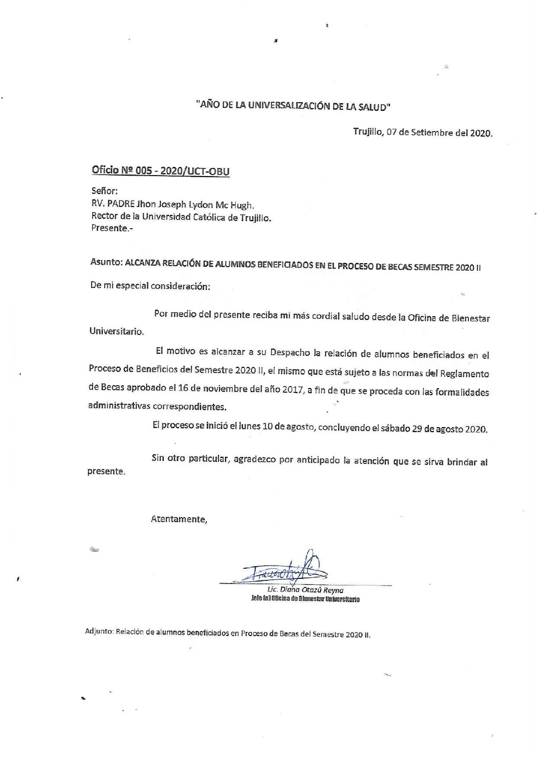"AÑO DE LA UNIVERSALIZACIÓN DE LA SALUD"

Trujillo, 07 de Setiembre del 2020.

**Oficio Nº 005 - 2020/UCT-OBU**

Señor:
RV. PADRE Jhon Joseph Lydon Mc Hugh.
Rector de la Universidad Católica de Trujillo.
Presente.-

Asunto: ALCANZA RELACIÓN DE ALUMNOS BENEFICIADOS EN EL PROCESO DE BECAS SEMESTRE 2020 II

De mi especial consideración:

Por medio del presente reciba mi más cordial saludo desde la Oficina de Bienestar Universitario.

El motivo es alcanzar a su Despacho la relación de alumnos beneficiados en el Proceso de Beneficios del Semestre 2020 II, el mismo que está sujeto a las normas del Reglamento de Becas aprobado el 16 de noviembre del año 2017, a fin de que se proceda con las formalidades administrativas correspondientes.

El proceso se inició el lunes 10 de agosto, concluyendo el sábado 29 de agosto 2020.

Sin otro particular, agradezco por anticipado la atención que se sirva brindar al presente.

Atentamente,

*Lic. Diana Otazú Reyna*
**Jefe (a) Oficina de Bienestar Universitario**

Adjunto: Relación de alumnos beneficiados en Proceso de Becas del Semestre 2020 II.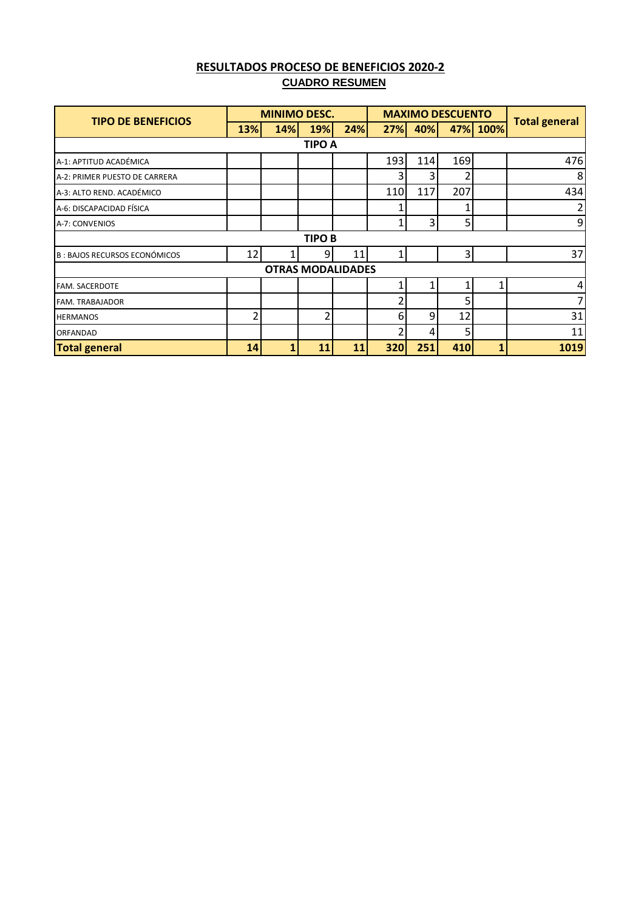## RESULTADOS PROCESO DE BENEFICIOS 2020-2

### CUADRO RESUMEN

| TIPO DE BENEFICIOS | MINIMO DESC. | | | | MAXIMO DESCUENTO | | | | Total general |
|---|---|---|---|---|---|---|---|---|---|
| | 13% | 14% | 19% | 24% | 27% | 40% | 47% | 100% | |
| **TIPO A** | | | | | | | | | |
| A-1: APTITUD ACADÉMICA | | | | | 193 | 114 | 169 | | 476 |
| A-2: PRIMER PUESTO DE CARRERA | | | | | 3 | 3 | 2 | | 8 |
| A-3: ALTO REND. ACADÉMICO | | | | | 110 | 117 | 207 | | 434 |
| A-6: DISCAPACIDAD FÍSICA | | | | | 1 | | 1 | | 2 |
| A-7: CONVENIOS | | | | | 1 | 3 | 5 | | 9 |
| **TIPO B** | | | | | | | | | |
| B : BAJOS RECURSOS ECONÓMICOS | 12 | 1 | 9 | 11 | 1 | | 3 | | 37 |
| **OTRAS MODALIDADES** | | | | | | | | | |
| FAM. SACERDOTE | | | | | 1 | 1 | 1 | 1 | 4 |
| FAM. TRABAJADOR | | | | | 2 | | 5 | | 7 |
| HERMANOS | 2 | | 2 | | 6 | 9 | 12 | | 31 |
| ORFANDAD | | | | | 2 | 4 | 5 | | 11 |
| **Total general** | **14** | **1** | **11** | **11** | **320** | **251** | **410** | **1** | **1019** |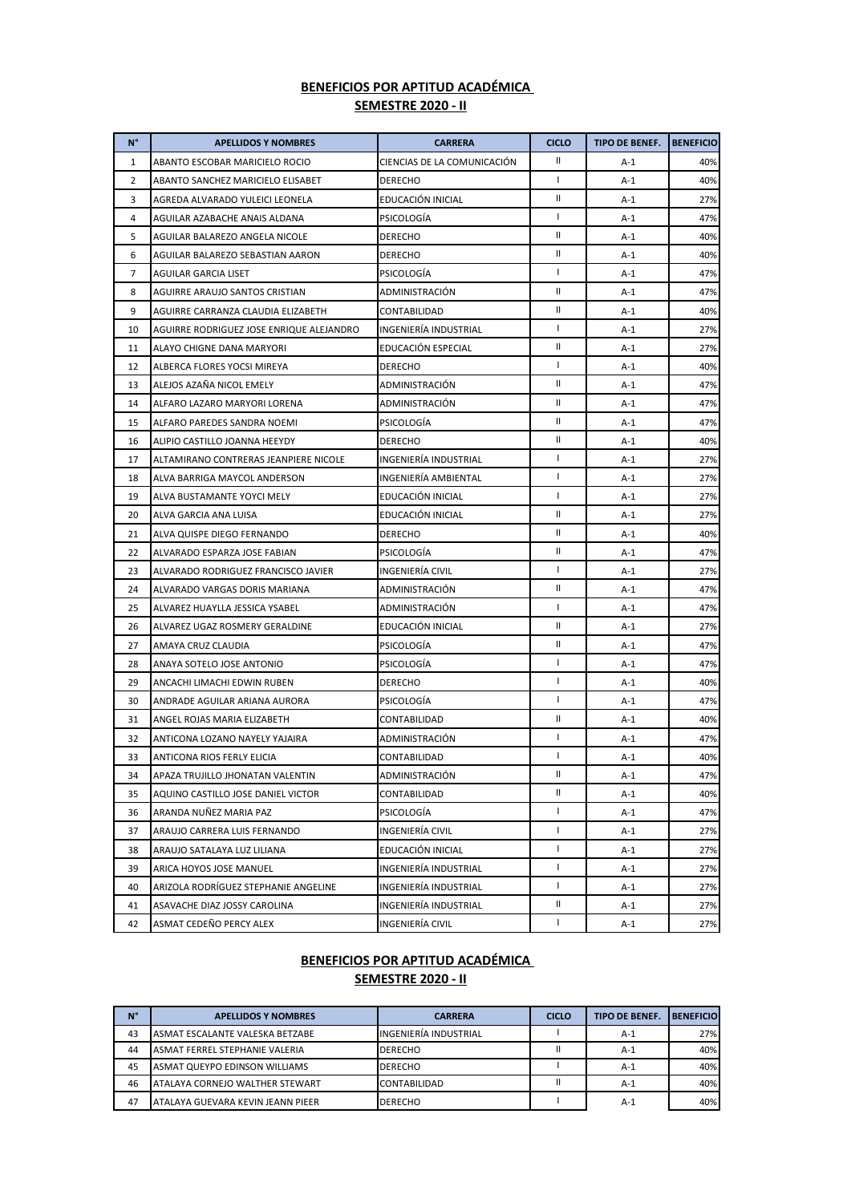**BENEFICIOS POR APTITUD ACADÉMICA**

**SEMESTRE 2020 - II**

| N° | APELLIDOS Y NOMBRES | CARRERA | CICLO | TIPO DE BENEF. | BENEFICIO |
|---|---|---|---|---|---|
| 1 | ABANTO ESCOBAR MARICIELO ROCIO | CIENCIAS DE LA COMUNICACIÓN | II | A-1 | 40% |
| 2 | ABANTO SANCHEZ MARICIELO ELISABET | DERECHO | I | A-1 | 40% |
| 3 | AGREDA ALVARADO YULEICI LEONELA | EDUCACIÓN INICIAL | II | A-1 | 27% |
| 4 | AGUILAR AZABACHE ANAIS ALDANA | PSICOLOGÍA | I | A-1 | 47% |
| 5 | AGUILAR BALAREZO ANGELA NICOLE | DERECHO | II | A-1 | 40% |
| 6 | AGUILAR BALAREZO SEBASTIAN AARON | DERECHO | II | A-1 | 40% |
| 7 | AGUILAR GARCIA LISET | PSICOLOGÍA | I | A-1 | 47% |
| 8 | AGUIRRE ARAUJO SANTOS CRISTIAN | ADMINISTRACIÓN | II | A-1 | 47% |
| 9 | AGUIRRE CARRANZA CLAUDIA ELIZABETH | CONTABILIDAD | II | A-1 | 40% |
| 10 | AGUIRRE RODRIGUEZ JOSE ENRIQUE ALEJANDRO | INGENIERÍA INDUSTRIAL | I | A-1 | 27% |
| 11 | ALAYO CHIGNE DANA MARYORI | EDUCACIÓN ESPECIAL | II | A-1 | 27% |
| 12 | ALBERCA FLORES YOCSI MIREYA | DERECHO | I | A-1 | 40% |
| 13 | ALEJOS AZAÑA NICOL EMELY | ADMINISTRACIÓN | II | A-1 | 47% |
| 14 | ALFARO LAZARO MARYORI LORENA | ADMINISTRACIÓN | II | A-1 | 47% |
| 15 | ALFARO PAREDES SANDRA NOEMI | PSICOLOGÍA | II | A-1 | 47% |
| 16 | ALIPIO CASTILLO JOANNA HEEYDY | DERECHO | II | A-1 | 40% |
| 17 | ALTAMIRANO CONTRERAS JEANPIERE NICOLE | INGENIERÍA INDUSTRIAL | I | A-1 | 27% |
| 18 | ALVA BARRIGA MAYCOL ANDERSON | INGENIERÍA AMBIENTAL | I | A-1 | 27% |
| 19 | ALVA BUSTAMANTE YOYCI MELY | EDUCACIÓN INICIAL | I | A-1 | 27% |
| 20 | ALVA GARCIA ANA LUISA | EDUCACIÓN INICIAL | II | A-1 | 27% |
| 21 | ALVA QUISPE DIEGO FERNANDO | DERECHO | II | A-1 | 40% |
| 22 | ALVARADO ESPARZA JOSE FABIAN | PSICOLOGÍA | II | A-1 | 47% |
| 23 | ALVARADO RODRIGUEZ FRANCISCO JAVIER | INGENIERÍA CIVIL | I | A-1 | 27% |
| 24 | ALVARADO VARGAS DORIS MARIANA | ADMINISTRACIÓN | II | A-1 | 47% |
| 25 | ALVAREZ HUAYLLA JESSICA YSABEL | ADMINISTRACIÓN | I | A-1 | 47% |
| 26 | ALVAREZ UGAZ ROSMERY GERALDINE | EDUCACIÓN INICIAL | II | A-1 | 27% |
| 27 | AMAYA CRUZ CLAUDIA | PSICOLOGÍA | II | A-1 | 47% |
| 28 | ANAYA SOTELO JOSE ANTONIO | PSICOLOGÍA | I | A-1 | 47% |
| 29 | ANCACHI LIMACHI EDWIN RUBEN | DERECHO | I | A-1 | 40% |
| 30 | ANDRADE AGUILAR ARIANA AURORA | PSICOLOGÍA | I | A-1 | 47% |
| 31 | ANGEL ROJAS MARIA ELIZABETH | CONTABILIDAD | II | A-1 | 40% |
| 32 | ANTICONA LOZANO NAYELY YAJAIRA | ADMINISTRACIÓN | I | A-1 | 47% |
| 33 | ANTICONA RIOS FERLY ELICIA | CONTABILIDAD | I | A-1 | 40% |
| 34 | APAZA TRUJILLO JHONATAN VALENTIN | ADMINISTRACIÓN | II | A-1 | 47% |
| 35 | AQUINO CASTILLO JOSE DANIEL VICTOR | CONTABILIDAD | II | A-1 | 40% |
| 36 | ARANDA NUÑEZ MARIA PAZ | PSICOLOGÍA | I | A-1 | 47% |
| 37 | ARAUJO CARRERA LUIS FERNANDO | INGENIERÍA CIVIL | I | A-1 | 27% |
| 38 | ARAUJO SATALAYA LUZ LILIANA | EDUCACIÓN INICIAL | I | A-1 | 27% |
| 39 | ARICA HOYOS JOSE MANUEL | INGENIERÍA INDUSTRIAL | I | A-1 | 27% |
| 40 | ARIZOLA RODRÍGUEZ STEPHANIE ANGELINE | INGENIERÍA INDUSTRIAL | I | A-1 | 27% |
| 41 | ASAVACHE DIAZ JOSSY CAROLINA | INGENIERÍA INDUSTRIAL | II | A-1 | 27% |
| 42 | ASMAT CEDEÑO PERCY ALEX | INGENIERÍA CIVIL | I | A-1 | 27% |

**BENEFICIOS POR APTITUD ACADÉMICA**

**SEMESTRE 2020 - II**

| N° | APELLIDOS Y NOMBRES | CARRERA | CICLO | TIPO DE BENEF. | BENEFICIO |
|---|---|---|---|---|---|
| 43 | ASMAT ESCALANTE VALESKA BETZABE | INGENIERÍA INDUSTRIAL | I | A-1 | 27% |
| 44 | ASMAT FERREL STEPHANIE VALERIA | DERECHO | II | A-1 | 40% |
| 45 | ASMAT QUEYPO EDINSON WILLIAMS | DERECHO | I | A-1 | 40% |
| 46 | ATALAYA CORNEJO WALTHER STEWART | CONTABILIDAD | II | A-1 | 40% |
| 47 | ATALAYA GUEVARA KEVIN JEANN PIEER | DERECHO | I | A-1 | 40% |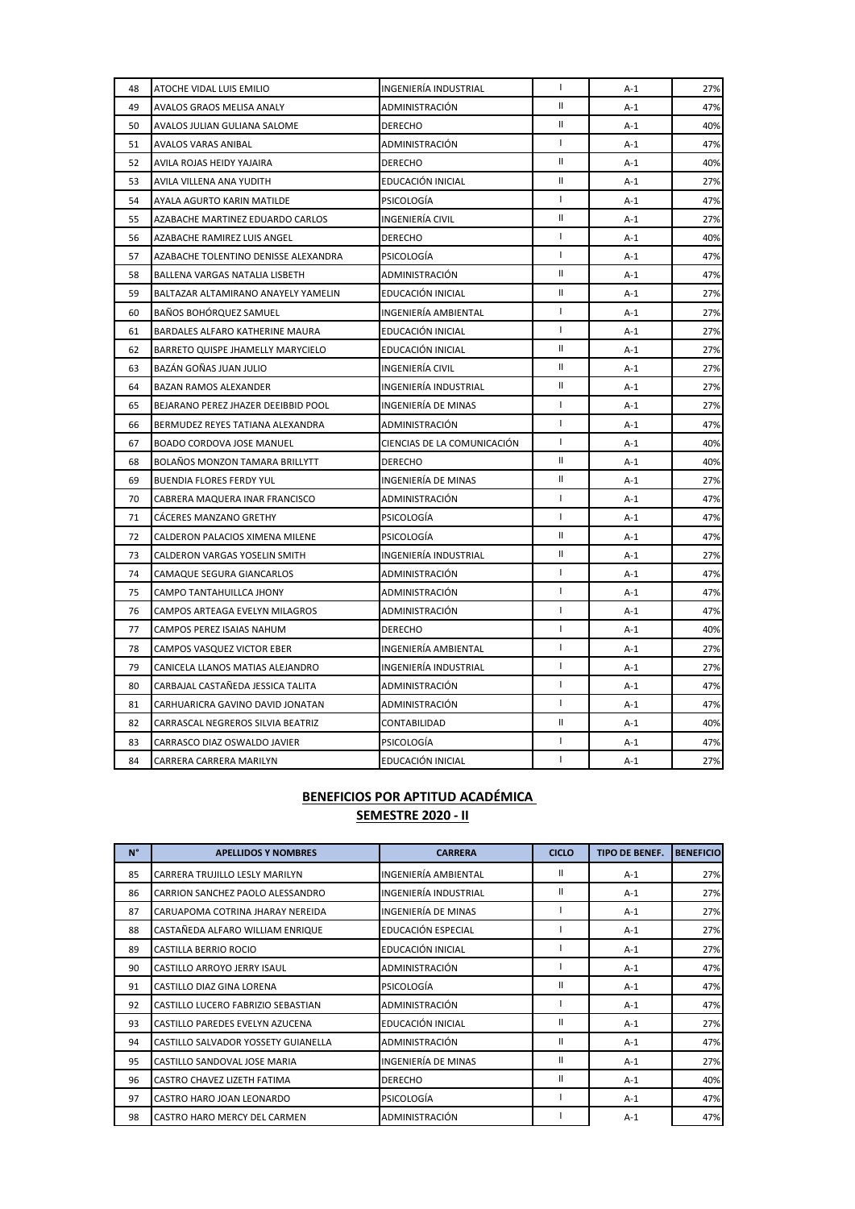| N° | APELLIDOS Y NOMBRES | CARRERA | CICLO | TIPO DE BENEF. | BENEFICIO |
|---|---|---|---|---|---|
| 48 | ATOCHE VIDAL LUIS EMILIO | INGENIERÍA INDUSTRIAL | I | A-1 | 27% |
| 49 | AVALOS GRAOS MELISA ANALY | ADMINISTRACIÓN | II | A-1 | 47% |
| 50 | AVALOS JULIAN GULIANA SALOME | DERECHO | II | A-1 | 40% |
| 51 | AVALOS VARAS ANIBAL | ADMINISTRACIÓN | I | A-1 | 47% |
| 52 | AVILA ROJAS HEIDY YAJAIRA | DERECHO | II | A-1 | 40% |
| 53 | AVILA VILLENA ANA YUDITH | EDUCACIÓN INICIAL | II | A-1 | 27% |
| 54 | AYALA AGURTO KARIN MATILDE | PSICOLOGÍA | I | A-1 | 47% |
| 55 | AZABACHE MARTINEZ EDUARDO CARLOS | INGENIERÍA CIVIL | II | A-1 | 27% |
| 56 | AZABACHE RAMIREZ LUIS ANGEL | DERECHO | I | A-1 | 40% |
| 57 | AZABACHE TOLENTINO DENISSE ALEXANDRA | PSICOLOGÍA | I | A-1 | 47% |
| 58 | BALLENA VARGAS NATALIA LISBETH | ADMINISTRACIÓN | II | A-1 | 47% |
| 59 | BALTAZAR ALTAMIRANO ANAYELY YAMELIN | EDUCACIÓN INICIAL | II | A-1 | 27% |
| 60 | BAÑOS BOHÓRQUEZ SAMUEL | INGENIERÍA AMBIENTAL | I | A-1 | 27% |
| 61 | BARDALES ALFARO KATHERINE MAURA | EDUCACIÓN INICIAL | I | A-1 | 27% |
| 62 | BARRETO QUISPE JHAMELLY MARYCIELO | EDUCACIÓN INICIAL | II | A-1 | 27% |
| 63 | BAZÁN GOÑAS JUAN JULIO | INGENIERÍA CIVIL | II | A-1 | 27% |
| 64 | BAZAN RAMOS ALEXANDER | INGENIERÍA INDUSTRIAL | II | A-1 | 27% |
| 65 | BEJARANO PEREZ JHAZER DEEIBBID POOL | INGENIERÍA DE MINAS | I | A-1 | 27% |
| 66 | BERMUDEZ REYES TATIANA ALEXANDRA | ADMINISTRACIÓN | I | A-1 | 47% |
| 67 | BOADO CORDOVA JOSE MANUEL | CIENCIAS DE LA COMUNICACIÓN | I | A-1 | 40% |
| 68 | BOLAÑOS MONZON TAMARA BRILLYTT | DERECHO | II | A-1 | 40% |
| 69 | BUENDIA FLORES FERDY YUL | INGENIERÍA DE MINAS | II | A-1 | 27% |
| 70 | CABRERA MAQUERA INAR FRANCISCO | ADMINISTRACIÓN | I | A-1 | 47% |
| 71 | CÁCERES MANZANO GRETHY | PSICOLOGÍA | I | A-1 | 47% |
| 72 | CALDERON PALACIOS XIMENA MILENE | PSICOLOGÍA | II | A-1 | 47% |
| 73 | CALDERON VARGAS YOSELIN SMITH | INGENIERÍA INDUSTRIAL | II | A-1 | 27% |
| 74 | CAMAQUE SEGURA GIANCARLOS | ADMINISTRACIÓN | I | A-1 | 47% |
| 75 | CAMPO TANTAHUILLCA JHONY | ADMINISTRACIÓN | I | A-1 | 47% |
| 76 | CAMPOS ARTEAGA EVELYN MILAGROS | ADMINISTRACIÓN | I | A-1 | 47% |
| 77 | CAMPOS PEREZ ISAIAS NAHUM | DERECHO | I | A-1 | 40% |
| 78 | CAMPOS VASQUEZ VICTOR EBER | INGENIERÍA AMBIENTAL | I | A-1 | 27% |
| 79 | CANICELA LLANOS MATIAS ALEJANDRO | INGENIERÍA INDUSTRIAL | I | A-1 | 27% |
| 80 | CARBAJAL CASTAÑEDA JESSICA TALITA | ADMINISTRACIÓN | I | A-1 | 47% |
| 81 | CARHUARICRA GAVINO DAVID JONATAN | ADMINISTRACIÓN | I | A-1 | 47% |
| 82 | CARRASCAL NEGREROS SILVIA BEATRIZ | CONTABILIDAD | II | A-1 | 40% |
| 83 | CARRASCO DIAZ OSWALDO JAVIER | PSICOLOGÍA | I | A-1 | 47% |
| 84 | CARRERA CARRERA MARILYN | EDUCACIÓN INICIAL | I | A-1 | 27% |

## BENEFICIOS POR APTITUD ACADÉMICA
## SEMESTRE 2020 - II

| N° | APELLIDOS Y NOMBRES | CARRERA | CICLO | TIPO DE BENEF. | BENEFICIO |
|---|---|---|---|---|---|
| 85 | CARRERA TRUJILLO LESLY MARILYN | INGENIERÍA AMBIENTAL | II | A-1 | 27% |
| 86 | CARRION SANCHEZ PAOLO ALESSANDRO | INGENIERÍA INDUSTRIAL | II | A-1 | 27% |
| 87 | CARUAPOMA COTRINA JHARAY NEREIDA | INGENIERÍA DE MINAS | I | A-1 | 27% |
| 88 | CASTAÑEDA ALFARO WILLIAM ENRIQUE | EDUCACIÓN ESPECIAL | I | A-1 | 27% |
| 89 | CASTILLA BERRIO ROCIO | EDUCACIÓN INICIAL | I | A-1 | 27% |
| 90 | CASTILLO ARROYO JERRY ISAUL | ADMINISTRACIÓN | I | A-1 | 47% |
| 91 | CASTILLO DIAZ GINA LORENA | PSICOLOGÍA | II | A-1 | 47% |
| 92 | CASTILLO LUCERO FABRIZIO SEBASTIAN | ADMINISTRACIÓN | I | A-1 | 47% |
| 93 | CASTILLO PAREDES EVELYN AZUCENA | EDUCACIÓN INICIAL | II | A-1 | 27% |
| 94 | CASTILLO SALVADOR YOSSETY GUIANELLA | ADMINISTRACIÓN | II | A-1 | 47% |
| 95 | CASTILLO SANDOVAL JOSE MARIA | INGENIERÍA DE MINAS | II | A-1 | 27% |
| 96 | CASTRO CHAVEZ LIZETH FATIMA | DERECHO | II | A-1 | 40% |
| 97 | CASTRO HARO JOAN LEONARDO | PSICOLOGÍA | I | A-1 | 47% |
| 98 | CASTRO HARO MERCY DEL CARMEN | ADMINISTRACIÓN | I | A-1 | 47% |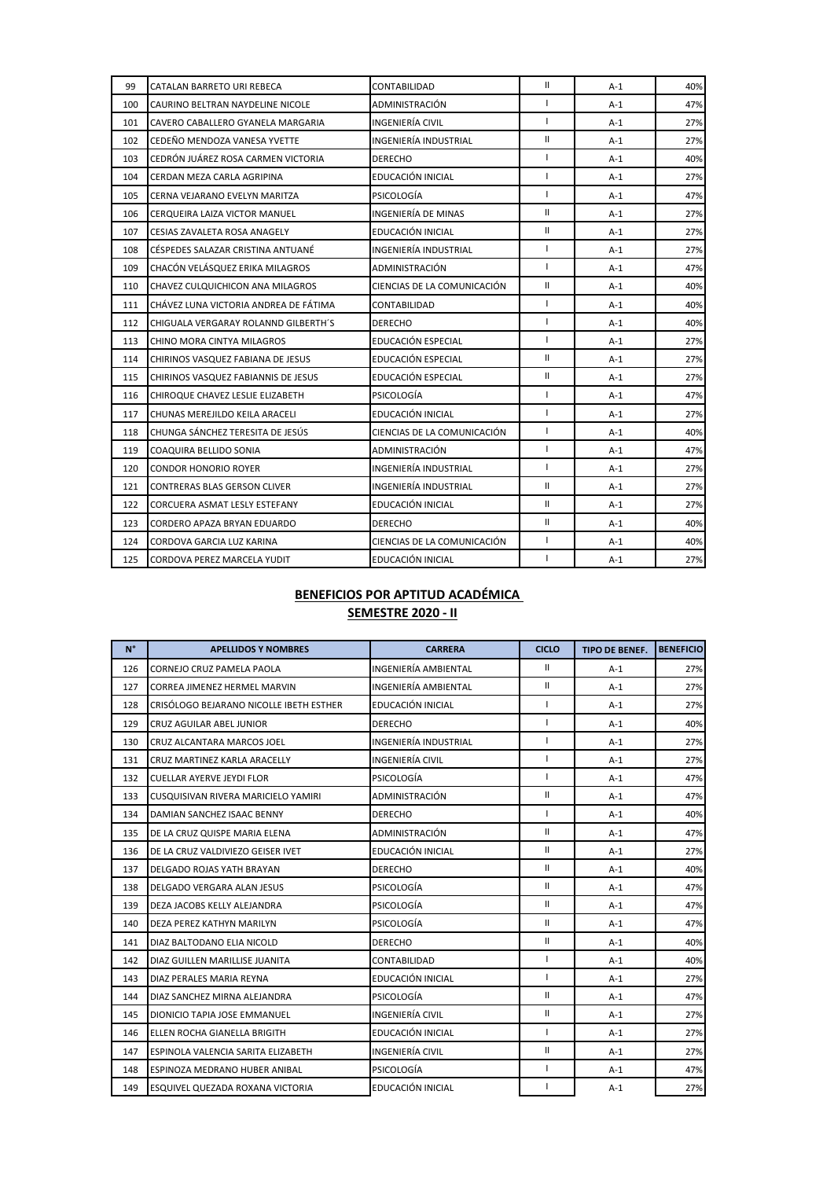| N° | APELLIDOS Y NOMBRES | CARRERA | CICLO | TIPO DE BENEF. | BENEFICIO |
|---|---|---|---|---|---|
| 99 | CATALAN BARRETO URI REBECA | CONTABILIDAD | II | A-1 | 40% |
| 100 | CAURINO BELTRAN NAYDELINE NICOLE | ADMINISTRACIÓN | I | A-1 | 47% |
| 101 | CAVERO CABALLERO GYANELA MARGARIA | INGENIERÍA CIVIL | I | A-1 | 27% |
| 102 | CEDEÑO MENDOZA VANESA YVETTE | INGENIERÍA INDUSTRIAL | II | A-1 | 27% |
| 103 | CEDRÓN JUÁREZ ROSA CARMEN VICTORIA | DERECHO | I | A-1 | 40% |
| 104 | CERDAN MEZA CARLA AGRIPINA | EDUCACIÓN INICIAL | I | A-1 | 27% |
| 105 | CERNA VEJARANO EVELYN MARITZA | PSICOLOGÍA | I | A-1 | 47% |
| 106 | CERQUEIRA LAIZA VICTOR MANUEL | INGENIERÍA DE MINAS | II | A-1 | 27% |
| 107 | CESIAS ZAVALETA ROSA ANAGELY | EDUCACIÓN INICIAL | II | A-1 | 27% |
| 108 | CÉSPEDES SALAZAR CRISTINA ANTUANÉ | INGENIERÍA INDUSTRIAL | I | A-1 | 27% |
| 109 | CHACÓN VELÁSQUEZ ERIKA MILAGROS | ADMINISTRACIÓN | I | A-1 | 47% |
| 110 | CHAVEZ CULQUICHICON ANA MILAGROS | CIENCIAS DE LA COMUNICACIÓN | II | A-1 | 40% |
| 111 | CHÁVEZ LUNA VICTORIA ANDREA DE FÁTIMA | CONTABILIDAD | I | A-1 | 40% |
| 112 | CHIGUALA VERGARAY ROLANND GILBERTH´S | DERECHO | I | A-1 | 40% |
| 113 | CHINO MORA CINTYA MILAGROS | EDUCACIÓN ESPECIAL | I | A-1 | 27% |
| 114 | CHIRINOS VASQUEZ FABIANA DE JESUS | EDUCACIÓN ESPECIAL | II | A-1 | 27% |
| 115 | CHIRINOS VASQUEZ FABIANNIS DE JESUS | EDUCACIÓN ESPECIAL | II | A-1 | 27% |
| 116 | CHIROQUE CHAVEZ LESLIE ELIZABETH | PSICOLOGÍA | I | A-1 | 47% |
| 117 | CHUNAS MEREJILDO KEILA ARACELI | EDUCACIÓN INICIAL | I | A-1 | 27% |
| 118 | CHUNGA SÁNCHEZ TERESITA DE JESÚS | CIENCIAS DE LA COMUNICACIÓN | I | A-1 | 40% |
| 119 | COAQUIRA BELLIDO SONIA | ADMINISTRACIÓN | I | A-1 | 47% |
| 120 | CONDOR HONORIO ROYER | INGENIERÍA INDUSTRIAL | I | A-1 | 27% |
| 121 | CONTRERAS BLAS GERSON CLIVER | INGENIERÍA INDUSTRIAL | II | A-1 | 27% |
| 122 | CORCUERA ASMAT LESLY ESTEFANY | EDUCACIÓN INICIAL | II | A-1 | 27% |
| 123 | CORDERO APAZA BRYAN EDUARDO | DERECHO | II | A-1 | 40% |
| 124 | CORDOVA GARCIA LUZ KARINA | CIENCIAS DE LA COMUNICACIÓN | I | A-1 | 40% |
| 125 | CORDOVA PEREZ MARCELA YUDIT | EDUCACIÓN INICIAL | I | A-1 | 27% |

**BENEFICIOS POR APTITUD ACADÉMICA**
**SEMESTRE 2020 - II**

| N° | APELLIDOS Y NOMBRES | CARRERA | CICLO | TIPO DE BENEF. | BENEFICIO |
|---|---|---|---|---|---|
| 126 | CORNEJO CRUZ PAMELA PAOLA | INGENIERÍA AMBIENTAL | II | A-1 | 27% |
| 127 | CORREA JIMENEZ HERMEL MARVIN | INGENIERÍA AMBIENTAL | II | A-1 | 27% |
| 128 | CRISÓLOGO BEJARANO NICOLLE IBETH ESTHER | EDUCACIÓN INICIAL | I | A-1 | 27% |
| 129 | CRUZ AGUILAR ABEL JUNIOR | DERECHO | I | A-1 | 40% |
| 130 | CRUZ ALCANTARA MARCOS JOEL | INGENIERÍA INDUSTRIAL | I | A-1 | 27% |
| 131 | CRUZ MARTINEZ KARLA ARACELLY | INGENIERÍA CIVIL | I | A-1 | 27% |
| 132 | CUELLAR AYERVE JEYDI FLOR | PSICOLOGÍA | I | A-1 | 47% |
| 133 | CUSQUISIVAN RIVERA MARICIELO YAMIRI | ADMINISTRACIÓN | II | A-1 | 47% |
| 134 | DAMIAN SANCHEZ ISAAC BENNY | DERECHO | I | A-1 | 40% |
| 135 | DE LA CRUZ QUISPE MARIA ELENA | ADMINISTRACIÓN | II | A-1 | 47% |
| 136 | DE LA CRUZ VALDIVIEZO GEISER IVET | EDUCACIÓN INICIAL | II | A-1 | 27% |
| 137 | DELGADO ROJAS YATH BRAYAN | DERECHO | II | A-1 | 40% |
| 138 | DELGADO VERGARA ALAN JESUS | PSICOLOGÍA | II | A-1 | 47% |
| 139 | DEZA JACOBS KELLY ALEJANDRA | PSICOLOGÍA | II | A-1 | 47% |
| 140 | DEZA PEREZ KATHYN MARILYN | PSICOLOGÍA | II | A-1 | 47% |
| 141 | DIAZ BALTODANO ELIA NICOLD | DERECHO | II | A-1 | 40% |
| 142 | DIAZ GUILLEN MARILLISE JUANITA | CONTABILIDAD | I | A-1 | 40% |
| 143 | DIAZ PERALES MARIA REYNA | EDUCACIÓN INICIAL | I | A-1 | 27% |
| 144 | DIAZ SANCHEZ MIRNA ALEJANDRA | PSICOLOGÍA | II | A-1 | 47% |
| 145 | DIONICIO TAPIA JOSE EMMANUEL | INGENIERÍA CIVIL | II | A-1 | 27% |
| 146 | ELLEN ROCHA GIANELLA BRIGITH | EDUCACIÓN INICIAL | I | A-1 | 27% |
| 147 | ESPINOLA VALENCIA SARITA ELIZABETH | INGENIERÍA CIVIL | II | A-1 | 27% |
| 148 | ESPINOZA MEDRANO HUBER ANIBAL | PSICOLOGÍA | I | A-1 | 47% |
| 149 | ESQUIVEL QUEZADA ROXANA VICTORIA | EDUCACIÓN INICIAL | I | A-1 | 27% |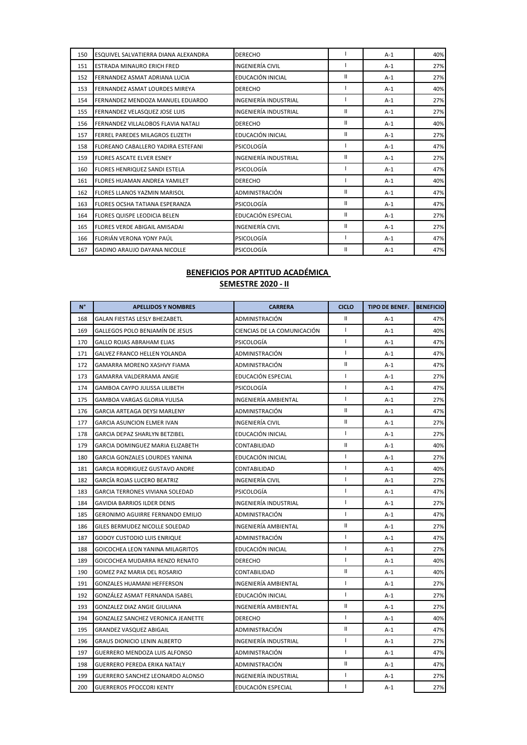| 150 | ESQUIVEL SALVATIERRA DIANA ALEXANDRA | DERECHO | I | A-1 | 40% |
|---|---|---|---|---|---|
| 151 | ESTRADA MINAURO ERICH FRED | INGENIERÍA CIVIL | I | A-1 | 27% |
| 152 | FERNANDEZ ASMAT ADRIANA LUCIA | EDUCACIÓN INICIAL | II | A-1 | 27% |
| 153 | FERNANDEZ ASMAT LOURDES MIREYA | DERECHO | I | A-1 | 40% |
| 154 | FERNANDEZ MENDOZA MANUEL EDUARDO | INGENIERÍA INDUSTRIAL | I | A-1 | 27% |
| 155 | FERNANDEZ VELASQUEZ JOSE LUIS | INGENIERÍA INDUSTRIAL | II | A-1 | 27% |
| 156 | FERNANDEZ VILLALOBOS FLAVIA NATALI | DERECHO | II | A-1 | 40% |
| 157 | FERREL PAREDES MILAGROS ELIZETH | EDUCACIÓN INICIAL | II | A-1 | 27% |
| 158 | FLOREANO CABALLERO YADIRA ESTEFANI | PSICOLOGÍA | I | A-1 | 47% |
| 159 | FLORES ASCATE ELVER ESNEY | INGENIERÍA INDUSTRIAL | II | A-1 | 27% |
| 160 | FLORES HENRIQUEZ SANDI ESTELA | PSICOLOGÍA | I | A-1 | 47% |
| 161 | FLORES HUAMAN ANDREA YAMILET | DERECHO | I | A-1 | 40% |
| 162 | FLORES LLANOS YAZMIN MARISOL | ADMINISTRACIÓN | II | A-1 | 47% |
| 163 | FLORES OCSHA TATIANA ESPERANZA | PSICOLOGÍA | II | A-1 | 47% |
| 164 | FLORES QUISPE LEODICIA BELEN | EDUCACIÓN ESPECIAL | II | A-1 | 27% |
| 165 | FLORES VERDE ABIGAIL AMISADAI | INGENIERÍA CIVIL | II | A-1 | 27% |
| 166 | FLORIÁN VERONA YONY PAÚL | PSICOLOGÍA | I | A-1 | 47% |
| 167 | GADINO ARAUJO DAYANA NICOLLE | PSICOLOGÍA | II | A-1 | 47% |

## BENEFICIOS POR APTITUD ACADÉMICA
## SEMESTRE 2020 - II

| N° | APELLIDOS Y NOMBRES | CARRERA | CICLO | TIPO DE BENEF. | BENEFICIO |
|---|---|---|---|---|---|
| 168 | GALAN FIESTAS LESLY BHEZABETL | ADMINISTRACIÓN | II | A-1 | 47% |
| 169 | GALLEGOS POLO BENJAMÍN DE JESUS | CIENCIAS DE LA COMUNICACIÓN | I | A-1 | 40% |
| 170 | GALLO ROJAS ABRAHAM ELIAS | PSICOLOGÍA | I | A-1 | 47% |
| 171 | GALVEZ FRANCO HELLEN YOLANDA | ADMINISTRACIÓN | I | A-1 | 47% |
| 172 | GAMARRA MORENO XASHVY FIAMA | ADMINISTRACIÓN | II | A-1 | 47% |
| 173 | GAMARRA VALDERRAMA ANGIE | EDUCACIÓN ESPECIAL | I | A-1 | 27% |
| 174 | GAMBOA CAYPO JULISSA LILIBETH | PSICOLOGÍA | I | A-1 | 47% |
| 175 | GAMBOA VARGAS GLORIA YULISA | INGENIERÍA AMBIENTAL | I | A-1 | 27% |
| 176 | GARCIA ARTEAGA DEYSI MARLENY | ADMINISTRACIÓN | II | A-1 | 47% |
| 177 | GARCIA ASUNCION ELMER IVAN | INGENIERÍA CIVIL | II | A-1 | 27% |
| 178 | GARCIA DEPAZ SHARLYN BETZIBEL | EDUCACIÓN INICIAL | I | A-1 | 27% |
| 179 | GARCIA DOMINGUEZ MARIA ELIZABETH | CONTABILIDAD | II | A-1 | 40% |
| 180 | GARCIA GONZALES LOURDES YANINA | EDUCACIÓN INICIAL | I | A-1 | 27% |
| 181 | GARCIA RODRIGUEZ GUSTAVO ANDRE | CONTABILIDAD | I | A-1 | 40% |
| 182 | GARCÍA ROJAS LUCERO BEATRIZ | INGENIERÍA CIVIL | I | A-1 | 27% |
| 183 | GARCIA TERRONES VIVIANA SOLEDAD | PSICOLOGÍA | I | A-1 | 47% |
| 184 | GAVIDIA BARRIOS ILDER DENIS | INGENIERÍA INDUSTRIAL | I | A-1 | 27% |
| 185 | GERONIMO AGUIRRE FERNANDO EMILIO | ADMINISTRACIÓN | I | A-1 | 47% |
| 186 | GILES BERMUDEZ NICOLLE SOLEDAD | INGENIERÍA AMBIENTAL | II | A-1 | 27% |
| 187 | GODOY CUSTODIO LUIS ENRIQUE | ADMINISTRACIÓN | I | A-1 | 47% |
| 188 | GOICOCHEA LEON YANINA MILAGRITOS | EDUCACIÓN INICIAL | I | A-1 | 27% |
| 189 | GOICOCHEA MUDARRA RENZO RENATO | DERECHO | I | A-1 | 40% |
| 190 | GOMEZ PAZ MARIA DEL ROSARIO | CONTABILIDAD | II | A-1 | 40% |
| 191 | GONZALES HUAMANI HEFFERSON | INGENIERÍA AMBIENTAL | I | A-1 | 27% |
| 192 | GONZÁLEZ ASMAT FERNANDA ISABEL | EDUCACIÓN INICIAL | I | A-1 | 27% |
| 193 | GONZALEZ DIAZ ANGIE GIULIANA | INGENIERÍA AMBIENTAL | II | A-1 | 27% |
| 194 | GONZALEZ SANCHEZ VERONICA JEANETTE | DERECHO | I | A-1 | 40% |
| 195 | GRANDEZ VASQUEZ ABIGAIL | ADMINISTRACIÓN | II | A-1 | 47% |
| 196 | GRAUS DIONICIO LENIN ALBERTO | INGENIERÍA INDUSTRIAL | I | A-1 | 27% |
| 197 | GUERRERO MENDOZA LUIS ALFONSO | ADMINISTRACIÓN | I | A-1 | 47% |
| 198 | GUERRERO PEREDA ERIKA NATALY | ADMINISTRACIÓN | II | A-1 | 47% |
| 199 | GUERRERO SANCHEZ LEONARDO ALONSO | INGENIERÍA INDUSTRIAL | I | A-1 | 27% |
| 200 | GUERREROS PFOCCORI KENTY | EDUCACIÓN ESPECIAL | I | A-1 | 27% |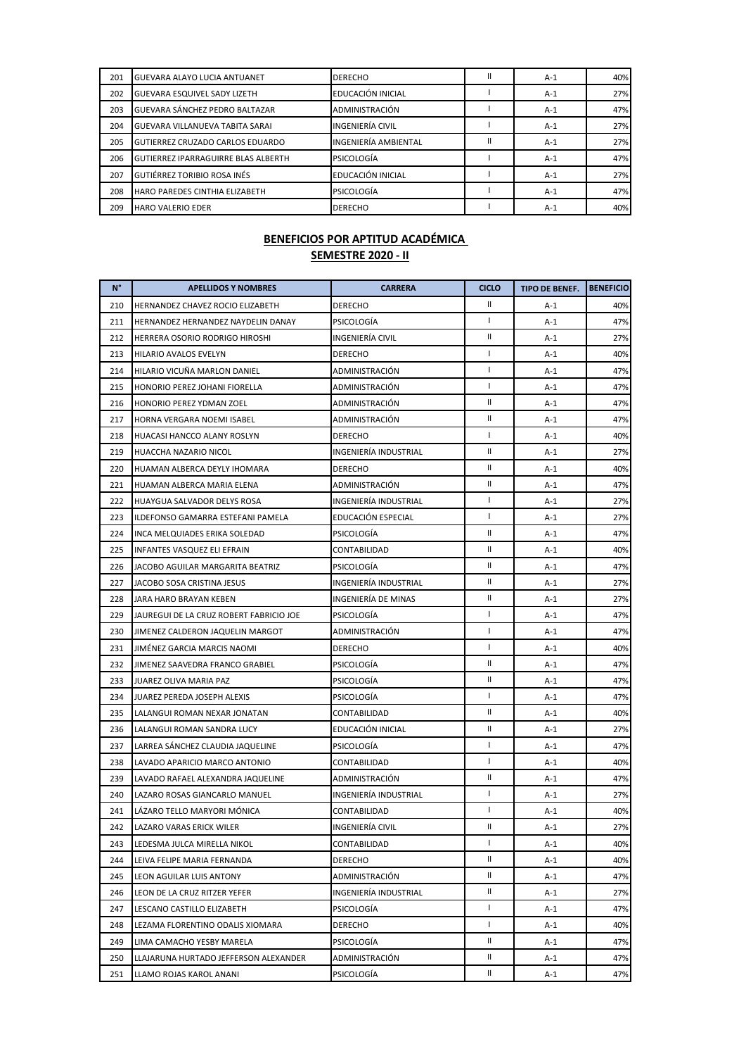| 201 | GUEVARA ALAYO LUCIA ANTUANET | DERECHO | II | A-1 | 40% |
|---|---|---|---|---|---|
| 202 | GUEVARA ESQUIVEL SADY LIZETH | EDUCACIÓN INICIAL | I | A-1 | 27% |
| 203 | GUEVARA SÁNCHEZ PEDRO BALTAZAR | ADMINISTRACIÓN | I | A-1 | 47% |
| 204 | GUEVARA VILLANUEVA TABITA SARAI | INGENIERÍA CIVIL | I | A-1 | 27% |
| 205 | GUTIERREZ CRUZADO CARLOS EDUARDO | INGENIERÍA AMBIENTAL | II | A-1 | 27% |
| 206 | GUTIERREZ IPARRAGUIRRE BLAS ALBERTH | PSICOLOGÍA | I | A-1 | 47% |
| 207 | GUTIÉRREZ TORIBIO ROSA INÉS | EDUCACIÓN INICIAL | I | A-1 | 27% |
| 208 | HARO PAREDES CINTHIA ELIZABETH | PSICOLOGÍA | I | A-1 | 47% |
| 209 | HARO VALERIO EDER | DERECHO | I | A-1 | 40% |

**BENEFICIOS POR APTITUD ACADÉMICA**

**SEMESTRE 2020 - II**

| N° | APELLIDOS Y NOMBRES | CARRERA | CICLO | TIPO DE BENEF. | BENEFICIO |
|---|---|---|---|---|---|
| 210 | HERNANDEZ CHAVEZ ROCIO ELIZABETH | DERECHO | II | A-1 | 40% |
| 211 | HERNANDEZ HERNANDEZ NAYDELIN DANAY | PSICOLOGÍA | I | A-1 | 47% |
| 212 | HERRERA OSORIO RODRIGO HIROSHI | INGENIERÍA CIVIL | II | A-1 | 27% |
| 213 | HILARIO AVALOS EVELYN | DERECHO | I | A-1 | 40% |
| 214 | HILARIO VICUÑA MARLON DANIEL | ADMINISTRACIÓN | I | A-1 | 47% |
| 215 | HONORIO PEREZ JOHANI FIORELLA | ADMINISTRACIÓN | I | A-1 | 47% |
| 216 | HONORIO PEREZ YDMAN ZOEL | ADMINISTRACIÓN | II | A-1 | 47% |
| 217 | HORNA VERGARA NOEMI ISABEL | ADMINISTRACIÓN | II | A-1 | 47% |
| 218 | HUACASI HANCCO ALANY ROSLYN | DERECHO | I | A-1 | 40% |
| 219 | HUACCHA NAZARIO NICOL | INGENIERÍA INDUSTRIAL | II | A-1 | 27% |
| 220 | HUAMAN ALBERCA DEYLY IHOMARA | DERECHO | II | A-1 | 40% |
| 221 | HUAMAN ALBERCA MARIA ELENA | ADMINISTRACIÓN | II | A-1 | 47% |
| 222 | HUAYGUA SALVADOR DELYS ROSA | INGENIERÍA INDUSTRIAL | I | A-1 | 27% |
| 223 | ILDEFONSO GAMARRA ESTEFANI PAMELA | EDUCACIÓN ESPECIAL | I | A-1 | 27% |
| 224 | INCA MELQUIADES ERIKA SOLEDAD | PSICOLOGÍA | II | A-1 | 47% |
| 225 | INFANTES VASQUEZ ELI EFRAIN | CONTABILIDAD | II | A-1 | 40% |
| 226 | JACOBO AGUILAR MARGARITA BEATRIZ | PSICOLOGÍA | II | A-1 | 47% |
| 227 | JACOBO SOSA CRISTINA JESUS | INGENIERÍA INDUSTRIAL | II | A-1 | 27% |
| 228 | JARA HARO BRAYAN KEBEN | INGENIERÍA DE MINAS | II | A-1 | 27% |
| 229 | JAUREGUI DE LA CRUZ ROBERT FABRICIO JOE | PSICOLOGÍA | I | A-1 | 47% |
| 230 | JIMENEZ CALDERON JAQUELIN MARGOT | ADMINISTRACIÓN | I | A-1 | 47% |
| 231 | JIMÉNEZ GARCIA MARCIS NAOMI | DERECHO | I | A-1 | 40% |
| 232 | JIMENEZ SAAVEDRA FRANCO GRABIEL | PSICOLOGÍA | II | A-1 | 47% |
| 233 | JUAREZ OLIVA MARIA PAZ | PSICOLOGÍA | II | A-1 | 47% |
| 234 | JUAREZ PEREDA JOSEPH ALEXIS | PSICOLOGÍA | I | A-1 | 47% |
| 235 | LALANGUI ROMAN NEXAR JONATAN | CONTABILIDAD | II | A-1 | 40% |
| 236 | LALANGUI ROMAN SANDRA LUCY | EDUCACIÓN INICIAL | II | A-1 | 27% |
| 237 | LARREA SÁNCHEZ CLAUDIA JAQUELINE | PSICOLOGÍA | I | A-1 | 47% |
| 238 | LAVADO APARICIO MARCO ANTONIO | CONTABILIDAD | I | A-1 | 40% |
| 239 | LAVADO RAFAEL ALEXANDRA JAQUELINE | ADMINISTRACIÓN | II | A-1 | 47% |
| 240 | LAZARO ROSAS GIANCARLO MANUEL | INGENIERÍA INDUSTRIAL | I | A-1 | 27% |
| 241 | LÁZARO TELLO MARYORI MÓNICA | CONTABILIDAD | I | A-1 | 40% |
| 242 | LAZARO VARAS ERICK WILER | INGENIERÍA CIVIL | II | A-1 | 27% |
| 243 | LEDESMA JULCA MIRELLA NIKOL | CONTABILIDAD | I | A-1 | 40% |
| 244 | LEIVA FELIPE MARIA FERNANDA | DERECHO | II | A-1 | 40% |
| 245 | LEON AGUILAR LUIS ANTONY | ADMINISTRACIÓN | II | A-1 | 47% |
| 246 | LEON DE LA CRUZ RITZER YEFER | INGENIERÍA INDUSTRIAL | II | A-1 | 27% |
| 247 | LESCANO CASTILLO ELIZABETH | PSICOLOGÍA | I | A-1 | 47% |
| 248 | LEZAMA FLORENTINO ODALIS XIOMARA | DERECHO | I | A-1 | 40% |
| 249 | LIMA CAMACHO YESBY MARELA | PSICOLOGÍA | II | A-1 | 47% |
| 250 | LLAJARUNA HURTADO JEFFERSON ALEXANDER | ADMINISTRACIÓN | II | A-1 | 47% |
| 251 | LLAMO ROJAS KAROL ANANI | PSICOLOGÍA | II | A-1 | 47% |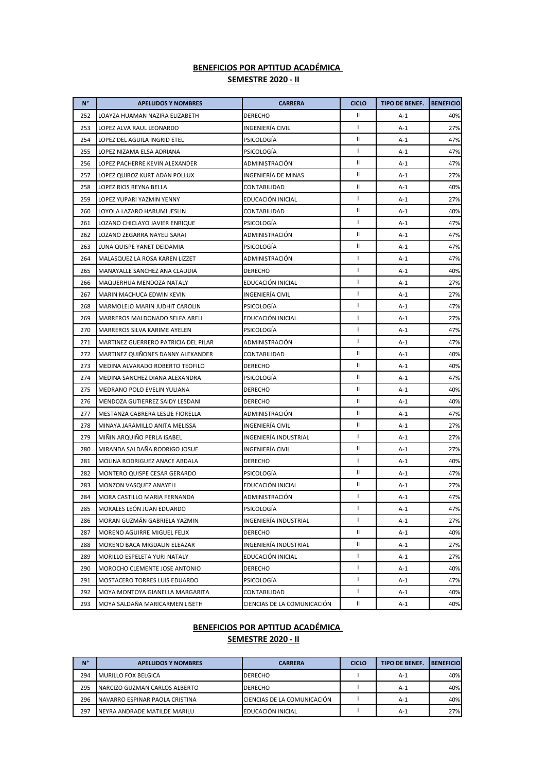## BENEFICIOS POR APTITUD ACADÉMICA
## SEMESTRE 2020 - II

| N° | APELLIDOS Y NOMBRES | CARRERA | CICLO | TIPO DE BENEF. | BENEFICIO |
|---|---|---|---|---|---|
| 252 | LOAYZA HUAMAN NAZIRA ELIZABETH | DERECHO | II | A-1 | 40% |
| 253 | LOPEZ ALVA RAUL LEONARDO | INGENIERÍA CIVIL | I | A-1 | 27% |
| 254 | LOPEZ DEL AGUILA INGRID ETEL | PSICOLOGÍA | II | A-1 | 47% |
| 255 | LOPEZ NIZAMA ELSA ADRIANA | PSICOLOGÍA | I | A-1 | 47% |
| 256 | LOPEZ PACHERRE KEVIN ALEXANDER | ADMINISTRACIÓN | II | A-1 | 47% |
| 257 | LOPEZ QUIROZ KURT ADAN POLLUX | INGENIERÍA DE MINAS | II | A-1 | 27% |
| 258 | LOPEZ RIOS REYNA BELLA | CONTABILIDAD | II | A-1 | 40% |
| 259 | LOPEZ YUPARI YAZMIN YENNY | EDUCACIÓN INICIAL | I | A-1 | 27% |
| 260 | LOYOLA LAZARO HARUMI JESLIN | CONTABILIDAD | II | A-1 | 40% |
| 261 | LOZANO CHICLAYO JAVIER ENRIQUE | PSICOLOGÍA | I | A-1 | 47% |
| 262 | LOZANO ZEGARRA NAYELI SARAI | ADMINISTRACIÓN | II | A-1 | 47% |
| 263 | LUNA QUISPE YANET DEIDAMIA | PSICOLOGÍA | II | A-1 | 47% |
| 264 | MALASQUEZ LA ROSA KAREN LIZZET | ADMINISTRACIÓN | I | A-1 | 47% |
| 265 | MANAYALLE SANCHEZ ANA CLAUDIA | DERECHO | I | A-1 | 40% |
| 266 | MAQUERHUA MENDOZA NATALY | EDUCACIÓN INICIAL | I | A-1 | 27% |
| 267 | MARIN MACHUCA EDWIN KEVIN | INGENIERÍA CIVIL | I | A-1 | 27% |
| 268 | MARMOLEJO MARIN JUDHIT CAROLIN | PSICOLOGÍA | I | A-1 | 47% |
| 269 | MARREROS MALDONADO SELFA ARELI | EDUCACIÓN INICIAL | I | A-1 | 27% |
| 270 | MARREROS SILVA KARIME AYELEN | PSICOLOGÍA | I | A-1 | 47% |
| 271 | MARTINEZ GUERRERO PATRICIA DEL PILAR | ADMINISTRACIÓN | I | A-1 | 47% |
| 272 | MARTINEZ QUIÑONES DANNY ALEXANDER | CONTABILIDAD | II | A-1 | 40% |
| 273 | MEDINA ALVARADO ROBERTO TEOFILO | DERECHO | II | A-1 | 40% |
| 274 | MEDINA SANCHEZ DIANA ALEXANDRA | PSICOLOGÍA | II | A-1 | 47% |
| 275 | MEDRANO POLO EVELIN YULIANA | DERECHO | II | A-1 | 40% |
| 276 | MENDOZA GUTIERREZ SAIDY LESDANI | DERECHO | II | A-1 | 40% |
| 277 | MESTANZA CABRERA LESLIE FIORELLA | ADMINISTRACIÓN | II | A-1 | 47% |
| 278 | MINAYA JARAMILLO ANITA MELISSA | INGENIERÍA CIVIL | II | A-1 | 27% |
| 279 | MIÑIN ARQUIÑO PERLA ISABEL | INGENIERÍA INDUSTRIAL | I | A-1 | 27% |
| 280 | MIRANDA SALDAÑA RODRIGO JOSUE | INGENIERÍA CIVIL | II | A-1 | 27% |
| 281 | MOLINA RODRIGUEZ ANACE ABDALA | DERECHO | I | A-1 | 40% |
| 282 | MONTERO QUISPE CESAR GERARDO | PSICOLOGÍA | II | A-1 | 47% |
| 283 | MONZON VASQUEZ ANAYELI | EDUCACIÓN INICIAL | II | A-1 | 27% |
| 284 | MORA CASTILLO MARIA FERNANDA | ADMINISTRACIÓN | I | A-1 | 47% |
| 285 | MORALES LEÓN JUAN EDUARDO | PSICOLOGÍA | I | A-1 | 47% |
| 286 | MORAN GUZMÁN GABRIELA YAZMIN | INGENIERÍA INDUSTRIAL | I | A-1 | 27% |
| 287 | MORENO AGUIRRE MIGUEL FELIX | DERECHO | II | A-1 | 40% |
| 288 | MORENO BACA MIGDALIN ELEAZAR | INGENIERÍA INDUSTRIAL | II | A-1 | 27% |
| 289 | MORILLO ESPELETA YURI NATALY | EDUCACIÓN INICIAL | I | A-1 | 27% |
| 290 | MOROCHO CLEMENTE JOSE ANTONIO | DERECHO | I | A-1 | 40% |
| 291 | MOSTACERO TORRES LUIS EDUARDO | PSICOLOGÍA | I | A-1 | 47% |
| 292 | MOYA MONTOYA GIANELLA MARGARITA | CONTABILIDAD | I | A-1 | 40% |
| 293 | MOYA SALDAÑA MARICARMEN LISETH | CIENCIAS DE LA COMUNICACIÓN | II | A-1 | 40% |

## BENEFICIOS POR APTITUD ACADÉMICA
## SEMESTRE 2020 - II

| N° | APELLIDOS Y NOMBRES | CARRERA | CICLO | TIPO DE BENEF. | BENEFICIO |
|---|---|---|---|---|---|
| 294 | MURILLO FOX BELGICA | DERECHO | I | A-1 | 40% |
| 295 | NARCIZO GUZMAN CARLOS ALBERTO | DERECHO | I | A-1 | 40% |
| 296 | NAVARRO ESPINAR PAOLA CRISTINA | CIENCIAS DE LA COMUNICACIÓN | I | A-1 | 40% |
| 297 | NEYRA ANDRADE MATILDE MARILU | EDUCACIÓN INICIAL | I | A-1 | 27% |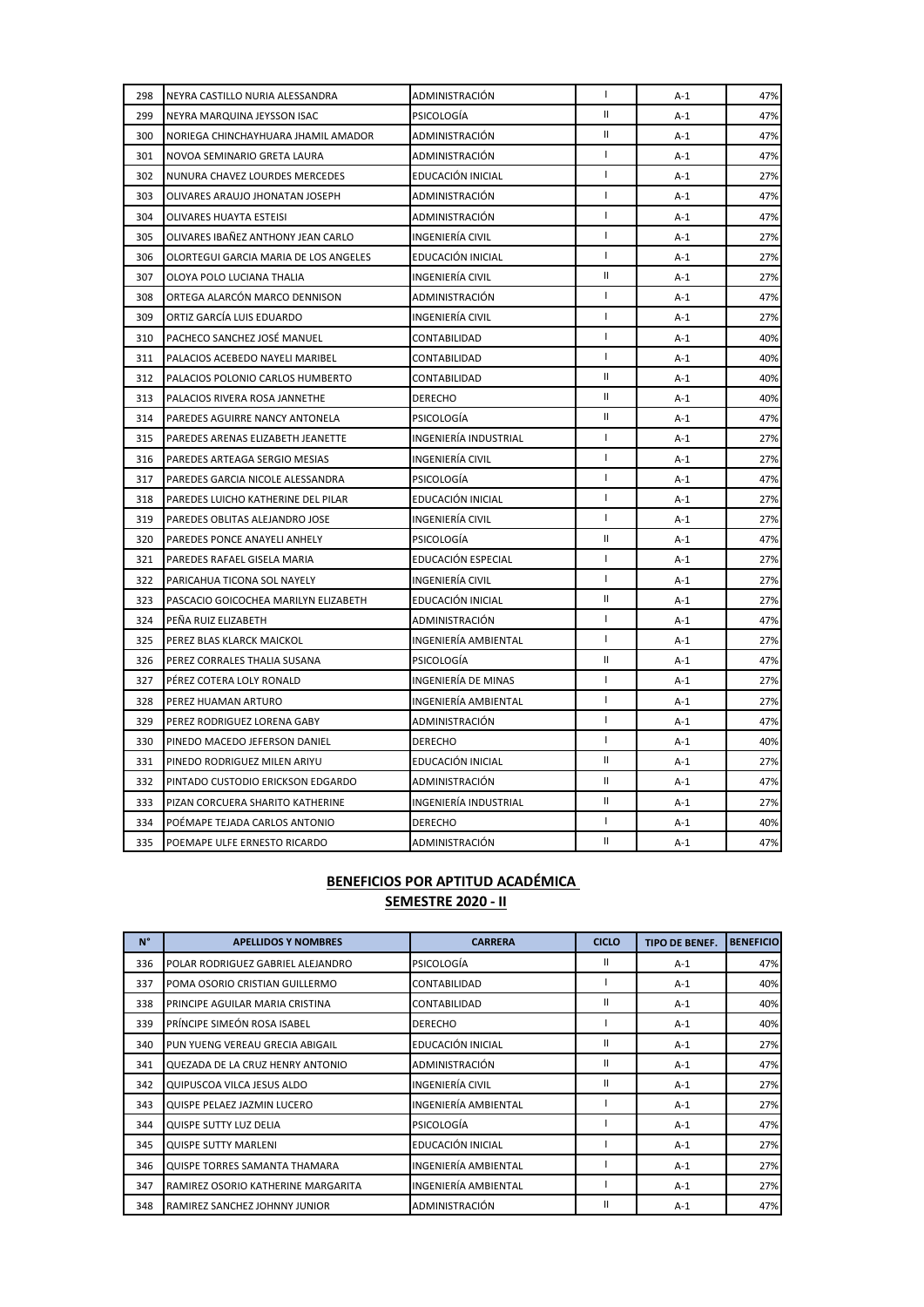| N° | APELLIDOS Y NOMBRES | CARRERA | CICLO | TIPO DE BENEF. | BENEFICIO |
|---|---|---|---|---|---|
| 298 | NEYRA CASTILLO NURIA ALESSANDRA | ADMINISTRACIÓN | I | A-1 | 47% |
| 299 | NEYRA MARQUINA JEYSSON ISAC | PSICOLOGÍA | II | A-1 | 47% |
| 300 | NORIEGA CHINCHAYHUARA JHAMIL AMADOR | ADMINISTRACIÓN | II | A-1 | 47% |
| 301 | NOVOA SEMINARIO GRETA LAURA | ADMINISTRACIÓN | I | A-1 | 47% |
| 302 | NUNURA CHAVEZ LOURDES MERCEDES | EDUCACIÓN INICIAL | I | A-1 | 27% |
| 303 | OLIVARES ARAUJO JHONATAN JOSEPH | ADMINISTRACIÓN | I | A-1 | 47% |
| 304 | OLIVARES HUAYTA ESTEISI | ADMINISTRACIÓN | I | A-1 | 47% |
| 305 | OLIVARES IBAÑEZ ANTHONY JEAN CARLO | INGENIERÍA CIVIL | I | A-1 | 27% |
| 306 | OLORTEGUI GARCIA MARIA DE LOS ANGELES | EDUCACIÓN INICIAL | I | A-1 | 27% |
| 307 | OLOYA POLO LUCIANA THALIA | INGENIERÍA CIVIL | II | A-1 | 27% |
| 308 | ORTEGA ALARCÓN MARCO DENNISON | ADMINISTRACIÓN | I | A-1 | 47% |
| 309 | ORTIZ GARCÍA LUIS EDUARDO | INGENIERÍA CIVIL | I | A-1 | 27% |
| 310 | PACHECO SANCHEZ JOSÉ MANUEL | CONTABILIDAD | I | A-1 | 40% |
| 311 | PALACIOS ACEBEDO NAYELI MARIBEL | CONTABILIDAD | I | A-1 | 40% |
| 312 | PALACIOS POLONIO CARLOS HUMBERTO | CONTABILIDAD | II | A-1 | 40% |
| 313 | PALACIOS RIVERA ROSA JANNETHE | DERECHO | II | A-1 | 40% |
| 314 | PAREDES AGUIRRE NANCY ANTONELA | PSICOLOGÍA | II | A-1 | 47% |
| 315 | PAREDES ARENAS ELIZABETH JEANETTE | INGENIERÍA INDUSTRIAL | I | A-1 | 27% |
| 316 | PAREDES ARTEAGA SERGIO MESIAS | INGENIERÍA CIVIL | I | A-1 | 27% |
| 317 | PAREDES GARCIA NICOLE ALESSANDRA | PSICOLOGÍA | I | A-1 | 47% |
| 318 | PAREDES LUICHO KATHERINE DEL PILAR | EDUCACIÓN INICIAL | I | A-1 | 27% |
| 319 | PAREDES OBLITAS ALEJANDRO JOSE | INGENIERÍA CIVIL | I | A-1 | 27% |
| 320 | PAREDES PONCE ANAYELI ANHELY | PSICOLOGÍA | II | A-1 | 47% |
| 321 | PAREDES RAFAEL GISELA MARIA | EDUCACIÓN ESPECIAL | I | A-1 | 27% |
| 322 | PARICAHUA TICONA SOL NAYELY | INGENIERÍA CIVIL | I | A-1 | 27% |
| 323 | PASCACIO GOICOCHEA MARILYN ELIZABETH | EDUCACIÓN INICIAL | II | A-1 | 27% |
| 324 | PEÑA RUIZ ELIZABETH | ADMINISTRACIÓN | I | A-1 | 47% |
| 325 | PEREZ BLAS KLARCK MAICKOL | INGENIERÍA AMBIENTAL | I | A-1 | 27% |
| 326 | PEREZ CORRALES THALIA SUSANA | PSICOLOGÍA | II | A-1 | 47% |
| 327 | PÉREZ COTERA LOLY RONALD | INGENIERÍA DE MINAS | I | A-1 | 27% |
| 328 | PEREZ HUAMAN ARTURO | INGENIERÍA AMBIENTAL | I | A-1 | 27% |
| 329 | PEREZ RODRIGUEZ LORENA GABY | ADMINISTRACIÓN | I | A-1 | 47% |
| 330 | PINEDO MACEDO JEFERSON DANIEL | DERECHO | I | A-1 | 40% |
| 331 | PINEDO RODRIGUEZ MILEN ARIYU | EDUCACIÓN INICIAL | II | A-1 | 27% |
| 332 | PINTADO CUSTODIO ERICKSON EDGARDO | ADMINISTRACIÓN | II | A-1 | 47% |
| 333 | PIZAN CORCUERA SHARITO KATHERINE | INGENIERÍA INDUSTRIAL | II | A-1 | 27% |
| 334 | POÉMAPE TEJADA CARLOS ANTONIO | DERECHO | I | A-1 | 40% |
| 335 | POEMAPE ULFE ERNESTO RICARDO | ADMINISTRACIÓN | II | A-1 | 47% |

## BENEFICIOS POR APTITUD ACADÉMICA
## SEMESTRE 2020 - II

| N° | APELLIDOS Y NOMBRES | CARRERA | CICLO | TIPO DE BENEF. | BENEFICIO |
|---|---|---|---|---|---|
| 336 | POLAR RODRIGUEZ GABRIEL ALEJANDRO | PSICOLOGÍA | II | A-1 | 47% |
| 337 | POMA OSORIO CRISTIAN GUILLERMO | CONTABILIDAD | I | A-1 | 40% |
| 338 | PRINCIPE AGUILAR MARIA CRISTINA | CONTABILIDAD | II | A-1 | 40% |
| 339 | PRÍNCIPE SIMEÓN ROSA ISABEL | DERECHO | I | A-1 | 40% |
| 340 | PUN YUENG VEREAU GRECIA ABIGAIL | EDUCACIÓN INICIAL | II | A-1 | 27% |
| 341 | QUEZADA DE LA CRUZ HENRY ANTONIO | ADMINISTRACIÓN | II | A-1 | 47% |
| 342 | QUIPUSCOA VILCA JESUS ALDO | INGENIERÍA CIVIL | II | A-1 | 27% |
| 343 | QUISPE PELAEZ JAZMIN LUCERO | INGENIERÍA AMBIENTAL | I | A-1 | 27% |
| 344 | QUISPE SUTTY LUZ DELIA | PSICOLOGÍA | I | A-1 | 47% |
| 345 | QUISPE SUTTY MARLENI | EDUCACIÓN INICIAL | I | A-1 | 27% |
| 346 | QUISPE TORRES SAMANTA THAMARA | INGENIERÍA AMBIENTAL | I | A-1 | 27% |
| 347 | RAMIREZ OSORIO KATHERINE MARGARITA | INGENIERÍA AMBIENTAL | I | A-1 | 27% |
| 348 | RAMIREZ SANCHEZ JOHNNY JUNIOR | ADMINISTRACIÓN | II | A-1 | 47% |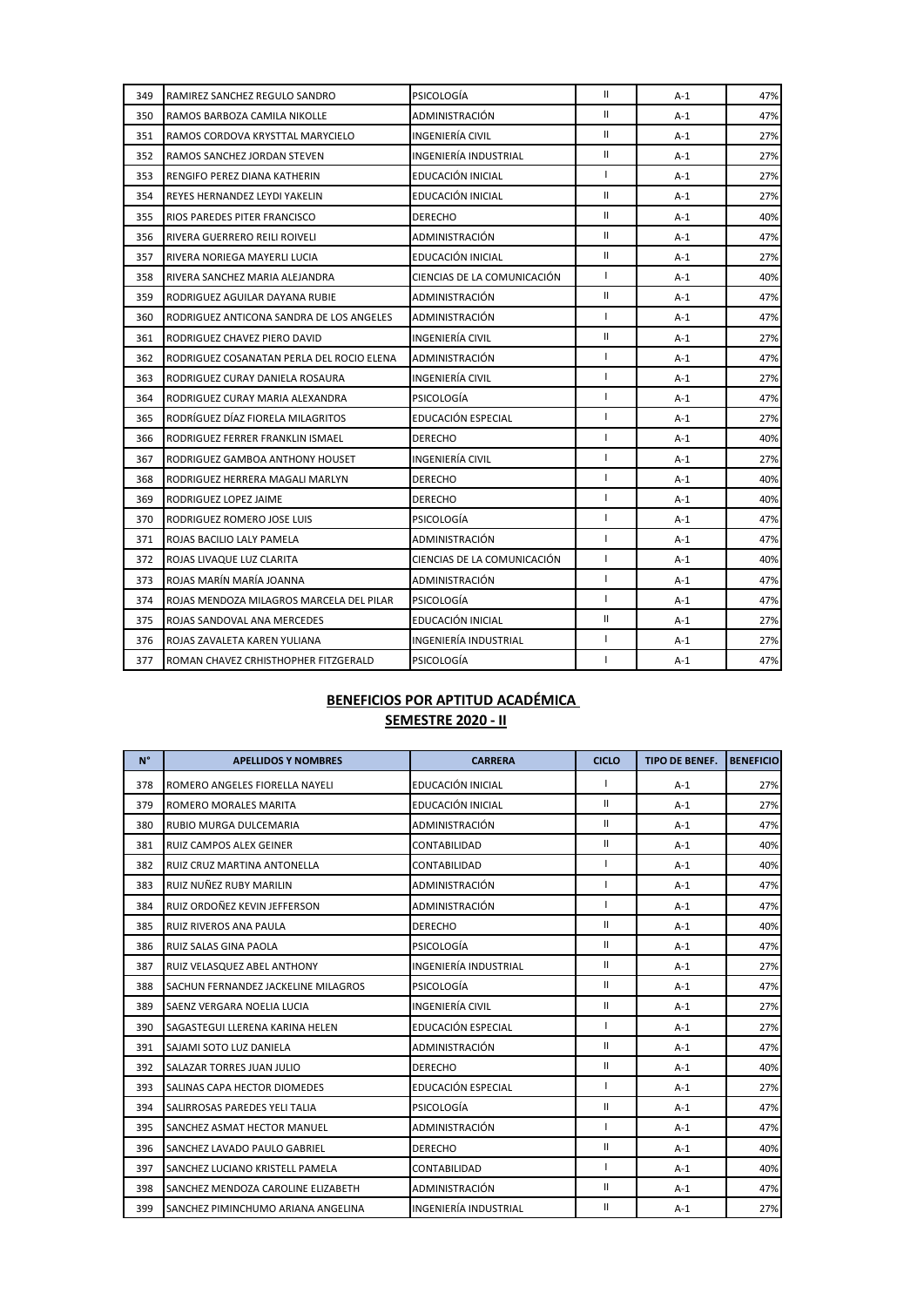| | | | | | |
|---|---|---|---|---|---|
| 349 | RAMIREZ SANCHEZ REGULO SANDRO | PSICOLOGÍA | II | A-1 | 47% |
| 350 | RAMOS BARBOZA CAMILA NIKOLLE | ADMINISTRACIÓN | II | A-1 | 47% |
| 351 | RAMOS CORDOVA KRYSTTAL MARYCIELO | INGENIERÍA CIVIL | II | A-1 | 27% |
| 352 | RAMOS SANCHEZ JORDAN STEVEN | INGENIERÍA INDUSTRIAL | II | A-1 | 27% |
| 353 | RENGIFO PEREZ DIANA KATHERIN | EDUCACIÓN INICIAL | I | A-1 | 27% |
| 354 | REYES HERNANDEZ LEYDI YAKELIN | EDUCACIÓN INICIAL | II | A-1 | 27% |
| 355 | RIOS PAREDES PITER FRANCISCO | DERECHO | II | A-1 | 40% |
| 356 | RIVERA GUERRERO REILI ROIVELI | ADMINISTRACIÓN | II | A-1 | 47% |
| 357 | RIVERA NORIEGA MAYERLI LUCIA | EDUCACIÓN INICIAL | II | A-1 | 27% |
| 358 | RIVERA SANCHEZ MARIA ALEJANDRA | CIENCIAS DE LA COMUNICACIÓN | I | A-1 | 40% |
| 359 | RODRIGUEZ AGUILAR DAYANA RUBIE | ADMINISTRACIÓN | II | A-1 | 47% |
| 360 | RODRIGUEZ ANTICONA SANDRA DE LOS ANGELES | ADMINISTRACIÓN | I | A-1 | 47% |
| 361 | RODRIGUEZ CHAVEZ PIERO DAVID | INGENIERÍA CIVIL | II | A-1 | 27% |
| 362 | RODRIGUEZ COSANATAN PERLA DEL ROCIO ELENA | ADMINISTRACIÓN | I | A-1 | 47% |
| 363 | RODRIGUEZ CURAY DANIELA ROSAURA | INGENIERÍA CIVIL | I | A-1 | 27% |
| 364 | RODRIGUEZ CURAY MARIA ALEXANDRA | PSICOLOGÍA | I | A-1 | 47% |
| 365 | RODRÍGUEZ DÍAZ FIORELA MILAGRITOS | EDUCACIÓN ESPECIAL | I | A-1 | 27% |
| 366 | RODRIGUEZ FERRER FRANKLIN ISMAEL | DERECHO | I | A-1 | 40% |
| 367 | RODRIGUEZ GAMBOA ANTHONY HOUSET | INGENIERÍA CIVIL | I | A-1 | 27% |
| 368 | RODRIGUEZ HERRERA MAGALI MARLYN | DERECHO | I | A-1 | 40% |
| 369 | RODRIGUEZ LOPEZ JAIME | DERECHO | I | A-1 | 40% |
| 370 | RODRIGUEZ ROMERO JOSE LUIS | PSICOLOGÍA | I | A-1 | 47% |
| 371 | ROJAS BACILIO LALY PAMELA | ADMINISTRACIÓN | I | A-1 | 47% |
| 372 | ROJAS LIVAQUE LUZ CLARITA | CIENCIAS DE LA COMUNICACIÓN | I | A-1 | 40% |
| 373 | ROJAS MARÍN MARÍA JOANNA | ADMINISTRACIÓN | I | A-1 | 47% |
| 374 | ROJAS MENDOZA MILAGROS MARCELA DEL PILAR | PSICOLOGÍA | I | A-1 | 47% |
| 375 | ROJAS SANDOVAL ANA MERCEDES | EDUCACIÓN INICIAL | II | A-1 | 27% |
| 376 | ROJAS ZAVALETA KAREN YULIANA | INGENIERÍA INDUSTRIAL | I | A-1 | 27% |
| 377 | ROMAN CHAVEZ CRHISTHOPHER FITZGERALD | PSICOLOGÍA | I | A-1 | 47% |

## BENEFICIOS POR APTITUD ACADÉMICA
## SEMESTRE 2020 - II

| N° | APELLIDOS Y NOMBRES | CARRERA | CICLO | TIPO DE BENEF. | BENEFICIO |
|---|---|---|---|---|---|
| 378 | ROMERO ANGELES FIORELLA NAYELI | EDUCACIÓN INICIAL | I | A-1 | 27% |
| 379 | ROMERO MORALES MARITA | EDUCACIÓN INICIAL | II | A-1 | 27% |
| 380 | RUBIO MURGA DULCEMARIA | ADMINISTRACIÓN | II | A-1 | 47% |
| 381 | RUIZ CAMPOS ALEX GEINER | CONTABILIDAD | II | A-1 | 40% |
| 382 | RUIZ CRUZ MARTINA ANTONELLA | CONTABILIDAD | I | A-1 | 40% |
| 383 | RUIZ NUÑEZ RUBY MARILIN | ADMINISTRACIÓN | I | A-1 | 47% |
| 384 | RUIZ ORDOÑEZ KEVIN JEFFERSON | ADMINISTRACIÓN | I | A-1 | 47% |
| 385 | RUIZ RIVEROS ANA PAULA | DERECHO | II | A-1 | 40% |
| 386 | RUIZ SALAS GINA PAOLA | PSICOLOGÍA | II | A-1 | 47% |
| 387 | RUIZ VELASQUEZ ABEL ANTHONY | INGENIERÍA INDUSTRIAL | II | A-1 | 27% |
| 388 | SACHUN FERNANDEZ JACKELINE MILAGROS | PSICOLOGÍA | II | A-1 | 47% |
| 389 | SAENZ VERGARA NOELIA LUCIA | INGENIERÍA CIVIL | II | A-1 | 27% |
| 390 | SAGASTEGUI LLERENA KARINA HELEN | EDUCACIÓN ESPECIAL | I | A-1 | 27% |
| 391 | SAJAMI SOTO LUZ DANIELA | ADMINISTRACIÓN | II | A-1 | 47% |
| 392 | SALAZAR TORRES JUAN JULIO | DERECHO | II | A-1 | 40% |
| 393 | SALINAS CAPA HECTOR DIOMEDES | EDUCACIÓN ESPECIAL | I | A-1 | 27% |
| 394 | SALIRROSAS PAREDES YELI TALIA | PSICOLOGÍA | II | A-1 | 47% |
| 395 | SANCHEZ ASMAT HECTOR MANUEL | ADMINISTRACIÓN | I | A-1 | 47% |
| 396 | SANCHEZ LAVADO PAULO GABRIEL | DERECHO | II | A-1 | 40% |
| 397 | SANCHEZ LUCIANO KRISTELL PAMELA | CONTABILIDAD | I | A-1 | 40% |
| 398 | SANCHEZ MENDOZA CAROLINE ELIZABETH | ADMINISTRACIÓN | II | A-1 | 47% |
| 399 | SANCHEZ PIMINCHUMO ARIANA ANGELINA | INGENIERÍA INDUSTRIAL | II | A-1 | 27% |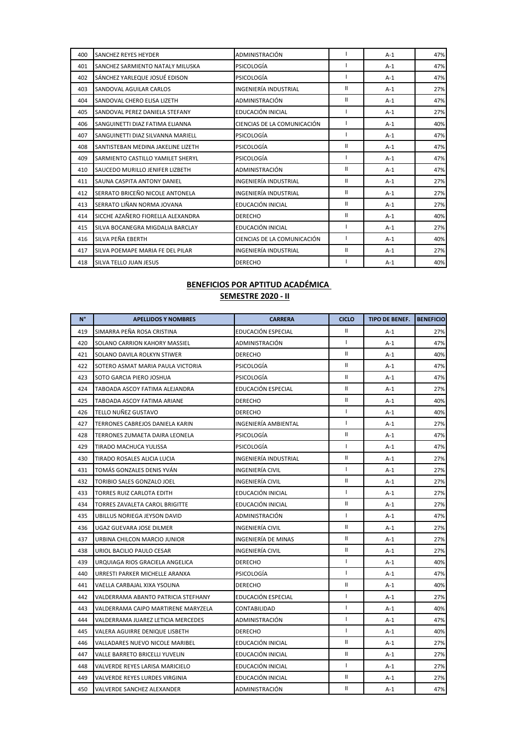| 400 | SANCHEZ REYES HEYDER | ADMINISTRACIÓN | I | A-1 | 47% |
|---|---|---|---|---|---|
| 401 | SANCHEZ SARMIENTO NATALY MILUSKA | PSICOLOGÍA | I | A-1 | 47% |
| 402 | SÁNCHEZ YARLEQUE JOSUÉ EDISON | PSICOLOGÍA | I | A-1 | 47% |
| 403 | SANDOVAL AGUILAR CARLOS | INGENIERÍA INDUSTRIAL | II | A-1 | 27% |
| 404 | SANDOVAL CHERO ELISA LIZETH | ADMINISTRACIÓN | II | A-1 | 47% |
| 405 | SANDOVAL PEREZ DANIELA STEFANY | EDUCACIÓN INICIAL | I | A-1 | 27% |
| 406 | SANGUINETTI DIAZ FATIMA ELIANNA | CIENCIAS DE LA COMUNICACIÓN | I | A-1 | 40% |
| 407 | SANGUINETTI DIAZ SILVANNA MARIELL | PSICOLOGÍA | I | A-1 | 47% |
| 408 | SANTISTEBAN MEDINA JAKELINE LIZETH | PSICOLOGÍA | II | A-1 | 47% |
| 409 | SARMIENTO CASTILLO YAMILET SHERYL | PSICOLOGÍA | I | A-1 | 47% |
| 410 | SAUCEDO MURILLO JENIFER LIZBETH | ADMINISTRACIÓN | II | A-1 | 47% |
| 411 | SAUNA CASPITA ANTONY DANIEL | INGENIERÍA INDUSTRIAL | II | A-1 | 27% |
| 412 | SERRATO BRICEÑO NICOLE ANTONELA | INGENIERÍA INDUSTRIAL | II | A-1 | 27% |
| 413 | SERRATO LIÑAN NORMA JOVANA | EDUCACIÓN INICIAL | II | A-1 | 27% |
| 414 | SICCHE AZAÑERO FIORELLA ALEXANDRA | DERECHO | II | A-1 | 40% |
| 415 | SILVA BOCANEGRA MIGDALIA BARCLAY | EDUCACIÓN INICIAL | I | A-1 | 27% |
| 416 | SILVA PEÑA EBERTH | CIENCIAS DE LA COMUNICACIÓN | I | A-1 | 40% |
| 417 | SILVA POEMAPE MARIA FE DEL PILAR | INGENIERÍA INDUSTRIAL | II | A-1 | 27% |
| 418 | SILVA TELLO JUAN JESUS | DERECHO | I | A-1 | 40% |

## BENEFICIOS POR APTITUD ACADÉMICA
## SEMESTRE 2020 - II

| N° | APELLIDOS Y NOMBRES | CARRERA | CICLO | TIPO DE BENEF. | BENEFICIO |
|---|---|---|---|---|---|
| 419 | SIMARRA PEÑA ROSA CRISTINA | EDUCACIÓN ESPECIAL | II | A-1 | 27% |
| 420 | SOLANO CARRION KAHORY MASSIEL | ADMINISTRACIÓN | I | A-1 | 47% |
| 421 | SOLANO DAVILA ROLKYN STIWER | DERECHO | II | A-1 | 40% |
| 422 | SOTERO ASMAT MARIA PAULA VICTORIA | PSICOLOGÍA | II | A-1 | 47% |
| 423 | SOTO GARCIA PIERO JOSHUA | PSICOLOGÍA | II | A-1 | 47% |
| 424 | TABOADA ASCOY FATIMA ALEJANDRA | EDUCACIÓN ESPECIAL | II | A-1 | 27% |
| 425 | TABOADA ASCOY FATIMA ARIANE | DERECHO | II | A-1 | 40% |
| 426 | TELLO NUÑEZ GUSTAVO | DERECHO | I | A-1 | 40% |
| 427 | TERRONES CABREJOS DANIELA KARIN | INGENIERÍA AMBIENTAL | I | A-1 | 27% |
| 428 | TERRONES ZUMAETA DAIRA LEONELA | PSICOLOGÍA | II | A-1 | 47% |
| 429 | TIRADO MACHUCA YULISSA | PSICOLOGÍA | I | A-1 | 47% |
| 430 | TIRADO ROSALES ALICIA LUCIA | INGENIERÍA INDUSTRIAL | II | A-1 | 27% |
| 431 | TOMÁS GONZALES DENIS YVÁN | INGENIERÍA CIVIL | I | A-1 | 27% |
| 432 | TORIBIO SALES GONZALO JOEL | INGENIERÍA CIVIL | II | A-1 | 27% |
| 433 | TORRES RUIZ CARLOTA EDITH | EDUCACIÓN INICIAL | I | A-1 | 27% |
| 434 | TORRES ZAVALETA CAROL BRIGITTE | EDUCACIÓN INICIAL | II | A-1 | 27% |
| 435 | UBILLUS NORIEGA JEYSON DAVID | ADMINISTRACIÓN | I | A-1 | 47% |
| 436 | UGAZ GUEVARA JOSE DILMER | INGENIERÍA CIVIL | II | A-1 | 27% |
| 437 | URBINA CHILCON MARCIO JUNIOR | INGENIERÍA DE MINAS | II | A-1 | 27% |
| 438 | URIOL BACILIO PAULO CESAR | INGENIERÍA CIVIL | II | A-1 | 27% |
| 439 | URQUIAGA RIOS GRACIELA ANGELICA | DERECHO | I | A-1 | 40% |
| 440 | URRESTI PARKER MICHELLE ARANXA | PSICOLOGÍA | I | A-1 | 47% |
| 441 | VAELLA CARBAJAL XIXA YSOLINA | DERECHO | II | A-1 | 40% |
| 442 | VALDERRAMA ABANTO PATRICIA STEFHANY | EDUCACIÓN ESPECIAL | I | A-1 | 27% |
| 443 | VALDERRAMA CAIPO MARTIRENE MARYZELA | CONTABILIDAD | I | A-1 | 40% |
| 444 | VALDERRAMA JUAREZ LETICIA MERCEDES | ADMINISTRACIÓN | I | A-1 | 47% |
| 445 | VALERA AGUIRRE DENIQUE LISBETH | DERECHO | I | A-1 | 40% |
| 446 | VALLADARES NUEVO NICOLE MARIBEL | EDUCACIÓN INICIAL | II | A-1 | 27% |
| 447 | VALLE BARRETO BRICELLI YUVELIN | EDUCACIÓN INICIAL | II | A-1 | 27% |
| 448 | VALVERDE REYES LARISA MARICIELO | EDUCACIÓN INICIAL | I | A-1 | 27% |
| 449 | VALVERDE REYES LURDES VIRGINIA | EDUCACIÓN INICIAL | II | A-1 | 27% |
| 450 | VALVERDE SANCHEZ ALEXANDER | ADMINISTRACIÓN | II | A-1 | 47% |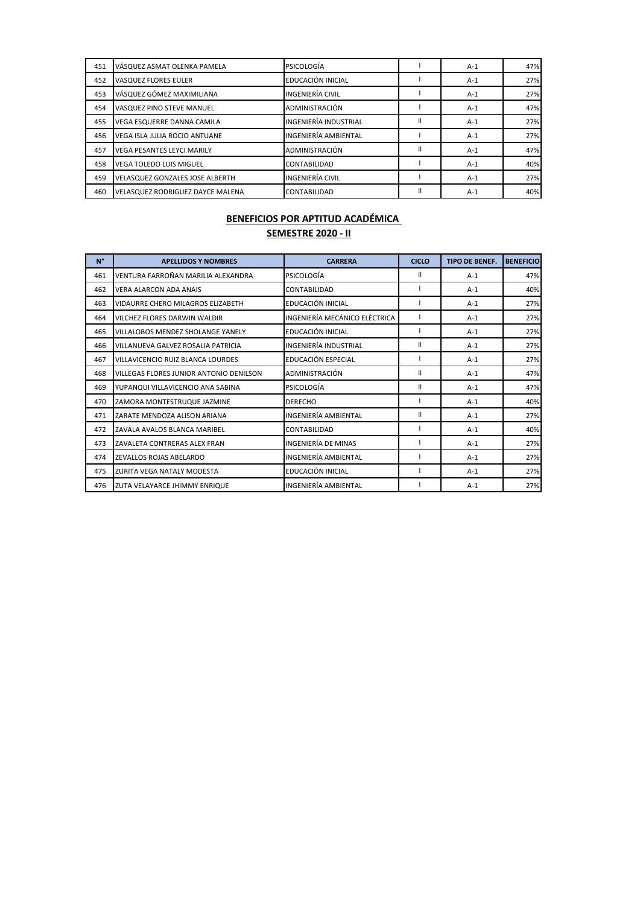| 451 | VÁSQUEZ ASMAT OLENKA PAMELA | PSICOLOGÍA | I | A-1 | 47% |
|---|---|---|---|---|---|
| 452 | VASQUEZ FLORES EULER | EDUCACIÓN INICIAL | I | A-1 | 27% |
| 453 | VÁSQUEZ GÓMEZ MAXIMILIANA | INGENIERÍA CIVIL | I | A-1 | 27% |
| 454 | VASQUEZ PINO STEVE MANUEL | ADMINISTRACIÓN | I | A-1 | 47% |
| 455 | VEGA ESQUERRE DANNA CAMILA | INGENIERÍA INDUSTRIAL | II | A-1 | 27% |
| 456 | VEGA ISLA JULIA ROCIO ANTUANE | INGENIERÍA AMBIENTAL | I | A-1 | 27% |
| 457 | VEGA PESANTES LEYCI MARILY | ADMINISTRACIÓN | II | A-1 | 47% |
| 458 | VEGA TOLEDO LUIS MIGUEL | CONTABILIDAD | I | A-1 | 40% |
| 459 | VELASQUEZ GONZALES JOSE ALBERTH | INGENIERÍA CIVIL | I | A-1 | 27% |
| 460 | VELASQUEZ RODRIGUEZ DAYCE MALENA | CONTABILIDAD | II | A-1 | 40% |

**BENEFICIOS POR APTITUD ACADÉMICA**

**SEMESTRE 2020 - II**

| N° | APELLIDOS Y NOMBRES | CARRERA | CICLO | TIPO DE BENEF. | BENEFICIO |
|---|---|---|---|---|---|
| 461 | VENTURA FARROÑAN MARILIA ALEXANDRA | PSICOLOGÍA | II | A-1 | 47% |
| 462 | VERA ALARCON ADA ANAIS | CONTABILIDAD | I | A-1 | 40% |
| 463 | VIDAURRE CHERO MILAGROS ELIZABETH | EDUCACIÓN INICIAL | I | A-1 | 27% |
| 464 | VILCHEZ FLORES DARWIN WALDIR | INGENIERÍA MECÁNICO ELÉCTRICA | I | A-1 | 27% |
| 465 | VILLALOBOS MENDEZ SHOLANGE YANELY | EDUCACIÓN INICIAL | I | A-1 | 27% |
| 466 | VILLANUEVA GALVEZ ROSALIA PATRICIA | INGENIERÍA INDUSTRIAL | II | A-1 | 27% |
| 467 | VILLAVICENCIO RUIZ BLANCA LOURDES | EDUCACIÓN ESPECIAL | I | A-1 | 27% |
| 468 | VILLEGAS FLORES JUNIOR ANTONIO DENILSON | ADMINISTRACIÓN | II | A-1 | 47% |
| 469 | YUPANQUI VILLAVICENCIO ANA SABINA | PSICOLOGÍA | II | A-1 | 47% |
| 470 | ZAMORA MONTESTRUQUE JAZMINE | DERECHO | I | A-1 | 40% |
| 471 | ZARATE MENDOZA ALISON ARIANA | INGENIERÍA AMBIENTAL | II | A-1 | 27% |
| 472 | ZAVALA AVALOS BLANCA MARIBEL | CONTABILIDAD | I | A-1 | 40% |
| 473 | ZAVALETA CONTRERAS ALEX FRAN | INGENIERÍA DE MINAS | I | A-1 | 27% |
| 474 | ZEVALLOS ROJAS ABELARDO | INGENIERÍA AMBIENTAL | I | A-1 | 27% |
| 475 | ZURITA VEGA NATALY MODESTA | EDUCACIÓN INICIAL | I | A-1 | 27% |
| 476 | ZUTA VELAYARCE JHIMMY ENRIQUE | INGENIERÍA AMBIENTAL | I | A-1 | 27% |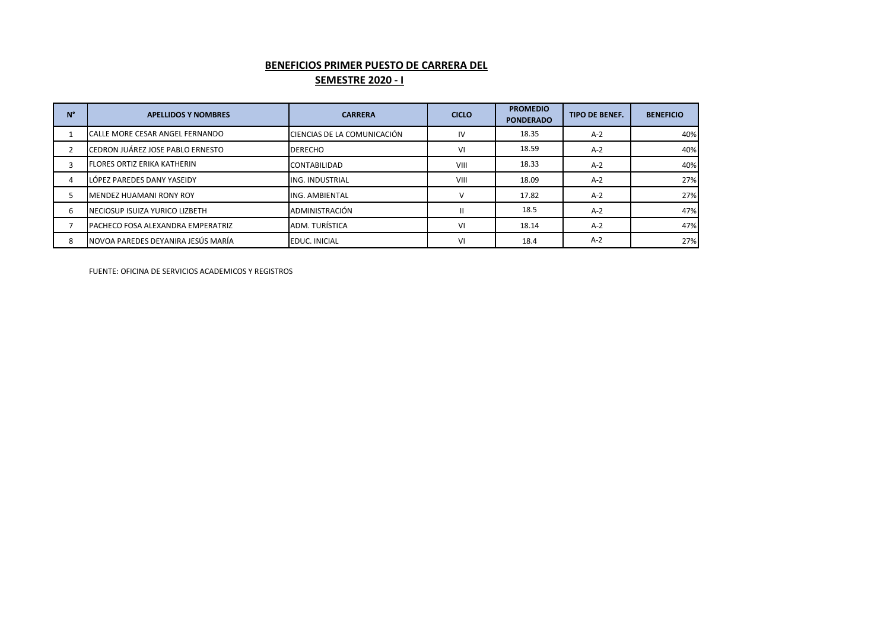## BENEFICIOS PRIMER PUESTO DE CARRERA DEL

## SEMESTRE 2020 - I

| N° | APELLIDOS Y NOMBRES | CARRERA | CICLO | PROMEDIO PONDERADO | TIPO DE BENEF. | BENEFICIO |
|---|---|---|---|---|---|---|
| 1 | CALLE MORE CESAR ANGEL FERNANDO | CIENCIAS DE LA COMUNICACIÓN | IV | 18.35 | A-2 | 40% |
| 2 | CEDRON JUÁREZ JOSE PABLO ERNESTO | DERECHO | VI | 18.59 | A-2 | 40% |
| 3 | FLORES ORTIZ ERIKA KATHERIN | CONTABILIDAD | VIII | 18.33 | A-2 | 40% |
| 4 | LÓPEZ PAREDES DANY YASEIDY | ING. INDUSTRIAL | VIII | 18.09 | A-2 | 27% |
| 5 | MENDEZ HUAMANI RONY ROY | ING. AMBIENTAL | V | 17.82 | A-2 | 27% |
| 6 | NECIOSUP ISUIZA YURICO LIZBETH | ADMINISTRACIÓN | II | 18.5 | A-2 | 47% |
| 7 | PACHECO FOSA ALEXANDRA EMPERATRIZ | ADM. TURÍSTICA | VI | 18.14 | A-2 | 47% |
| 8 | NOVOA PAREDES DEYANIRA JESÚS MARÍA | EDUC. INICIAL | VI | 18.4 | A-2 | 27% |

FUENTE: OFICINA DE SERVICIOS ACADEMICOS Y REGISTROS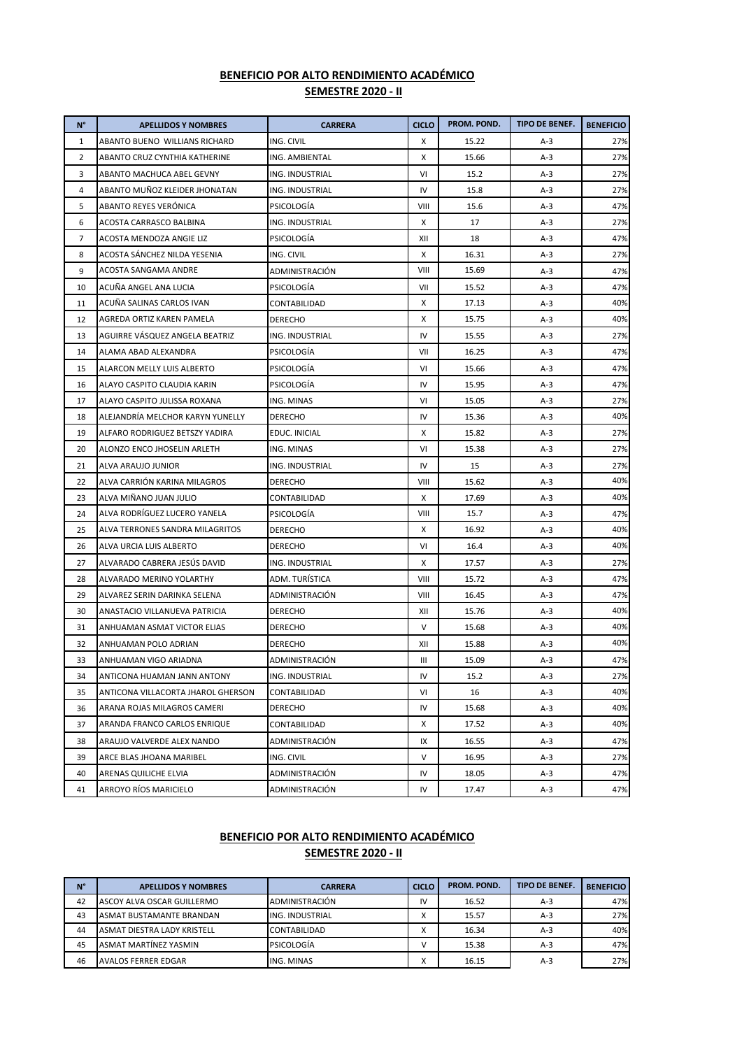## BENEFICIO POR ALTO RENDIMIENTO ACADÉMICO

### SEMESTRE 2020 - II

| N° | APELLIDOS Y NOMBRES | CARRERA | CICLO | PROM. POND. | TIPO DE BENEF. | BENEFICIO |
|---|---|---|---|---|---|---|
| 1 | ABANTO BUENO WILLIANS RICHARD | ING. CIVIL | X | 15.22 | A-3 | 27% |
| 2 | ABANTO CRUZ CYNTHIA KATHERINE | ING. AMBIENTAL | X | 15.66 | A-3 | 27% |
| 3 | ABANTO MACHUCA ABEL GEVNY | ING. INDUSTRIAL | VI | 15.2 | A-3 | 27% |
| 4 | ABANTO MUÑOZ KLEIDER JHONATAN | ING. INDUSTRIAL | IV | 15.8 | A-3 | 27% |
| 5 | ABANTO REYES VERÓNICA | PSICOLOGÍA | VIII | 15.6 | A-3 | 47% |
| 6 | ACOSTA CARRASCO BALBINA | ING. INDUSTRIAL | X | 17 | A-3 | 27% |
| 7 | ACOSTA MENDOZA ANGIE LIZ | PSICOLOGÍA | XII | 18 | A-3 | 47% |
| 8 | ACOSTA SÁNCHEZ NILDA YESENIA | ING. CIVIL | X | 16.31 | A-3 | 27% |
| 9 | ACOSTA SANGAMA ANDRE | ADMINISTRACIÓN | VIII | 15.69 | A-3 | 47% |
| 10 | ACUÑA ANGEL ANA LUCIA | PSICOLOGÍA | VII | 15.52 | A-3 | 47% |
| 11 | ACUÑA SALINAS CARLOS IVAN | CONTABILIDAD | X | 17.13 | A-3 | 40% |
| 12 | AGREDA ORTIZ KAREN PAMELA | DERECHO | X | 15.75 | A-3 | 40% |
| 13 | AGUIRRE VÁSQUEZ ANGELA BEATRIZ | ING. INDUSTRIAL | IV | 15.55 | A-3 | 27% |
| 14 | ALAMA ABAD ALEXANDRA | PSICOLOGÍA | VII | 16.25 | A-3 | 47% |
| 15 | ALARCON MELLY LUIS ALBERTO | PSICOLOGÍA | VI | 15.66 | A-3 | 47% |
| 16 | ALAYO CASPITO CLAUDIA KARIN | PSICOLOGÍA | IV | 15.95 | A-3 | 47% |
| 17 | ALAYO CASPITO JULISSA ROXANA | ING. MINAS | VI | 15.05 | A-3 | 27% |
| 18 | ALEJANDRÍA MELCHOR KARYN YUNELLY | DERECHO | IV | 15.36 | A-3 | 40% |
| 19 | ALFARO RODRIGUEZ BETSZY YADIRA | EDUC. INICIAL | X | 15.82 | A-3 | 27% |
| 20 | ALONZO ENCO JHOSELIN ARLETH | ING. MINAS | VI | 15.38 | A-3 | 27% |
| 21 | ALVA ARAUJO JUNIOR | ING. INDUSTRIAL | IV | 15 | A-3 | 27% |
| 22 | ALVA CARRIÓN KARINA MILAGROS | DERECHO | VIII | 15.62 | A-3 | 40% |
| 23 | ALVA MIÑANO JUAN JULIO | CONTABILIDAD | X | 17.69 | A-3 | 40% |
| 24 | ALVA RODRÍGUEZ LUCERO YANELA | PSICOLOGÍA | VIII | 15.7 | A-3 | 47% |
| 25 | ALVA TERRONES SANDRA MILAGRITOS | DERECHO | X | 16.92 | A-3 | 40% |
| 26 | ALVA URCIA LUIS ALBERTO | DERECHO | VI | 16.4 | A-3 | 40% |
| 27 | ALVARADO CABRERA JESÚS DAVID | ING. INDUSTRIAL | X | 17.57 | A-3 | 27% |
| 28 | ALVARADO MERINO YOLARTHY | ADM. TURÍSTICA | VIII | 15.72 | A-3 | 47% |
| 29 | ALVAREZ SERIN DARINKA SELENA | ADMINISTRACIÓN | VIII | 16.45 | A-3 | 47% |
| 30 | ANASTACIO VILLANUEVA PATRICIA | DERECHO | XII | 15.76 | A-3 | 40% |
| 31 | ANHUAMAN ASMAT VICTOR ELIAS | DERECHO | V | 15.68 | A-3 | 40% |
| 32 | ANHUAMAN POLO ADRIAN | DERECHO | XII | 15.88 | A-3 | 40% |
| 33 | ANHUAMAN VIGO ARIADNA | ADMINISTRACIÓN | III | 15.09 | A-3 | 47% |
| 34 | ANTICONA HUAMAN JANN ANTONY | ING. INDUSTRIAL | IV | 15.2 | A-3 | 27% |
| 35 | ANTICONA VILLACORTA JHAROL GHERSON | CONTABILIDAD | VI | 16 | A-3 | 40% |
| 36 | ARANA ROJAS MILAGROS CAMERI | DERECHO | IV | 15.68 | A-3 | 40% |
| 37 | ARANDA FRANCO CARLOS ENRIQUE | CONTABILIDAD | X | 17.52 | A-3 | 40% |
| 38 | ARAUJO VALVERDE ALEX NANDO | ADMINISTRACIÓN | IX | 16.55 | A-3 | 47% |
| 39 | ARCE BLAS JHOANA MARIBEL | ING. CIVIL | V | 16.95 | A-3 | 27% |
| 40 | ARENAS QUILICHE ELVIA | ADMINISTRACIÓN | IV | 18.05 | A-3 | 47% |
| 41 | ARROYO RÍOS MARICIELO | ADMINISTRACIÓN | IV | 17.47 | A-3 | 47% |

## BENEFICIO POR ALTO RENDIMIENTO ACADÉMICO

### SEMESTRE 2020 - II

| N° | APELLIDOS Y NOMBRES | CARRERA | CICLO | PROM. POND. | TIPO DE BENEF. | BENEFICIO |
|---|---|---|---|---|---|---|
| 42 | ASCOY ALVA OSCAR GUILLERMO | ADMINISTRACIÓN | IV | 16.52 | A-3 | 47% |
| 43 | ASMAT BUSTAMANTE BRANDAN | ING. INDUSTRIAL | X | 15.57 | A-3 | 27% |
| 44 | ASMAT DIESTRA LADY KRISTELL | CONTABILIDAD | X | 16.34 | A-3 | 40% |
| 45 | ASMAT MARTÍNEZ YASMIN | PSICOLOGÍA | V | 15.38 | A-3 | 47% |
| 46 | AVALOS FERRER EDGAR | ING. MINAS | X | 16.15 | A-3 | 27% |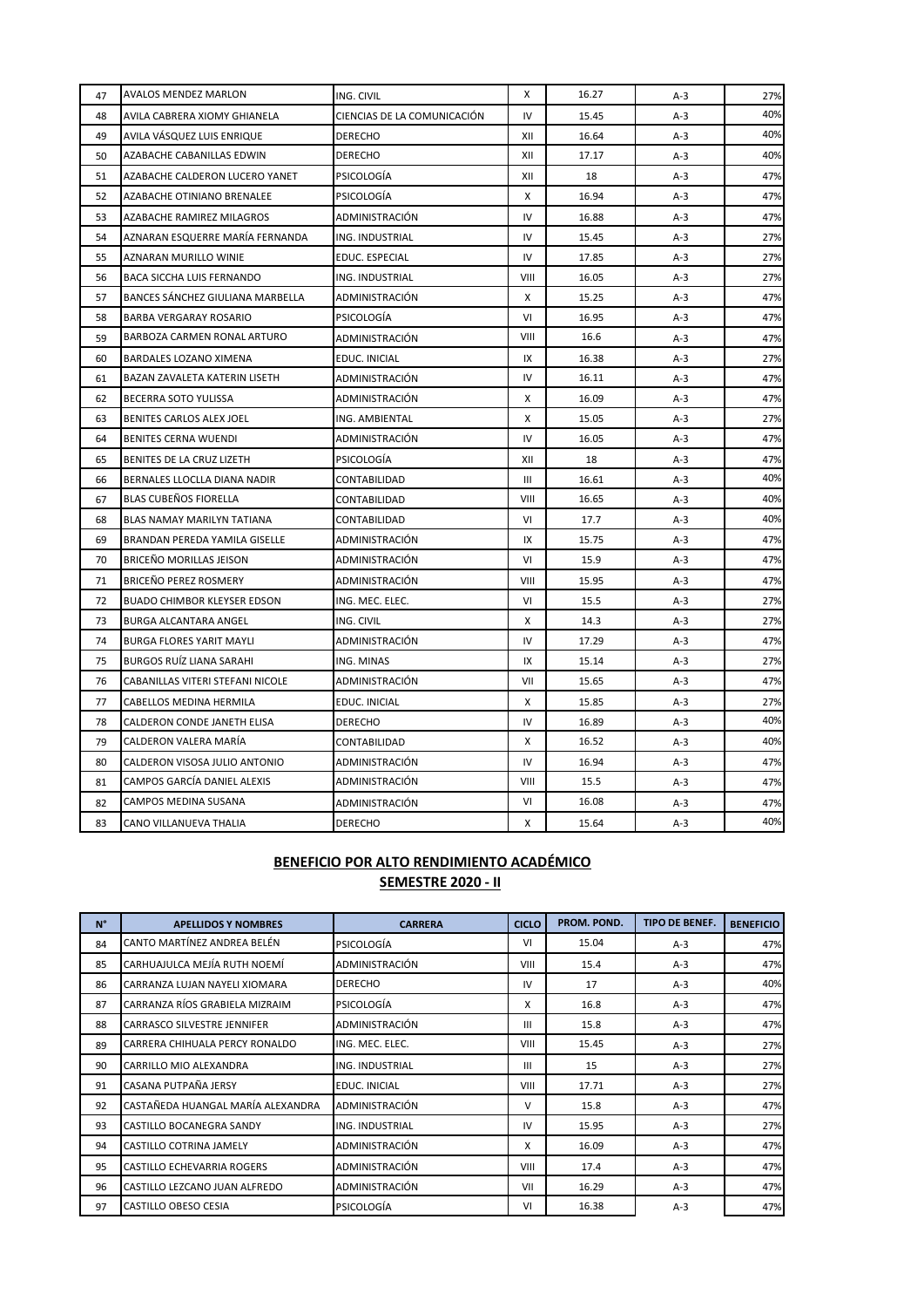| N° | APELLIDOS Y NOMBRES | CARRERA | CICLO | PROM. POND. | TIPO DE BENEF. | BENEFICIO |
|---|---|---|---|---|---|---|
| 47 | AVALOS MENDEZ MARLON | ING. CIVIL | X | 16.27 | A-3 | 27% |
| 48 | AVILA CABRERA XIOMY GHIANELA | CIENCIAS DE LA COMUNICACIÓN | IV | 15.45 | A-3 | 40% |
| 49 | AVILA VÁSQUEZ LUIS ENRIQUE | DERECHO | XII | 16.64 | A-3 | 40% |
| 50 | AZABACHE CABANILLAS EDWIN | DERECHO | XII | 17.17 | A-3 | 40% |
| 51 | AZABACHE CALDERON LUCERO YANET | PSICOLOGÍA | XII | 18 | A-3 | 47% |
| 52 | AZABACHE OTINIANO BRENALEE | PSICOLOGÍA | X | 16.94 | A-3 | 47% |
| 53 | AZABACHE RAMIREZ MILAGROS | ADMINISTRACIÓN | IV | 16.88 | A-3 | 47% |
| 54 | AZNARAN ESQUERRE MARÍA FERNANDA | ING. INDUSTRIAL | IV | 15.45 | A-3 | 27% |
| 55 | AZNARAN MURILLO WINIE | EDUC. ESPECIAL | IV | 17.85 | A-3 | 27% |
| 56 | BACA SICCHA LUIS FERNANDO | ING. INDUSTRIAL | VIII | 16.05 | A-3 | 27% |
| 57 | BANCES SÁNCHEZ GIULIANA MARBELLA | ADMINISTRACIÓN | X | 15.25 | A-3 | 47% |
| 58 | BARBA VERGARAY ROSARIO | PSICOLOGÍA | VI | 16.95 | A-3 | 47% |
| 59 | BARBOZA CARMEN RONAL ARTURO | ADMINISTRACIÓN | VIII | 16.6 | A-3 | 47% |
| 60 | BARDALES LOZANO XIMENA | EDUC. INICIAL | IX | 16.38 | A-3 | 27% |
| 61 | BAZAN ZAVALETA KATERIN LISETH | ADMINISTRACIÓN | IV | 16.11 | A-3 | 47% |
| 62 | BECERRA SOTO YULISSA | ADMINISTRACIÓN | X | 16.09 | A-3 | 47% |
| 63 | BENITES CARLOS ALEX JOEL | ING. AMBIENTAL | X | 15.05 | A-3 | 27% |
| 64 | BENITES CERNA WUENDI | ADMINISTRACIÓN | IV | 16.05 | A-3 | 47% |
| 65 | BENITES DE LA CRUZ LIZETH | PSICOLOGÍA | XII | 18 | A-3 | 47% |
| 66 | BERNALES LLOCLLA DIANA NADIR | CONTABILIDAD | III | 16.61 | A-3 | 40% |
| 67 | BLAS CUBEÑOS FIORELLA | CONTABILIDAD | VIII | 16.65 | A-3 | 40% |
| 68 | BLAS NAMAY MARILYN TATIANA | CONTABILIDAD | VI | 17.7 | A-3 | 40% |
| 69 | BRANDAN PEREDA YAMILA GISELLE | ADMINISTRACIÓN | IX | 15.75 | A-3 | 47% |
| 70 | BRICEÑO MORILLAS JEISON | ADMINISTRACIÓN | VI | 15.9 | A-3 | 47% |
| 71 | BRICEÑO PEREZ ROSMERY | ADMINISTRACIÓN | VIII | 15.95 | A-3 | 47% |
| 72 | BUADO CHIMBOR KLEYSER EDSON | ING. MEC. ELEC. | VI | 15.5 | A-3 | 27% |
| 73 | BURGA ALCANTARA ANGEL | ING. CIVIL | X | 14.3 | A-3 | 27% |
| 74 | BURGA FLORES YARIT MAYLI | ADMINISTRACIÓN | IV | 17.29 | A-3 | 47% |
| 75 | BURGOS RUÍZ LIANA SARAHI | ING. MINAS | IX | 15.14 | A-3 | 27% |
| 76 | CABANILLAS VITERI STEFANI NICOLE | ADMINISTRACIÓN | VII | 15.65 | A-3 | 47% |
| 77 | CABELLOS MEDINA HERMILA | EDUC. INICIAL | X | 15.85 | A-3 | 27% |
| 78 | CALDERON CONDE JANETH ELISA | DERECHO | IV | 16.89 | A-3 | 40% |
| 79 | CALDERON VALERA MARÍA | CONTABILIDAD | X | 16.52 | A-3 | 40% |
| 80 | CALDERON VISOSA JULIO ANTONIO | ADMINISTRACIÓN | IV | 16.94 | A-3 | 47% |
| 81 | CAMPOS GARCÍA DANIEL ALEXIS | ADMINISTRACIÓN | VIII | 15.5 | A-3 | 47% |
| 82 | CAMPOS MEDINA SUSANA | ADMINISTRACIÓN | VI | 16.08 | A-3 | 47% |
| 83 | CANO VILLANUEVA THALIA | DERECHO | X | 15.64 | A-3 | 40% |

## BENEFICIO POR ALTO RENDIMIENTO ACADÉMICO
## SEMESTRE 2020 - II

| N° | APELLIDOS Y NOMBRES | CARRERA | CICLO | PROM. POND. | TIPO DE BENEF. | BENEFICIO |
|---|---|---|---|---|---|---|
| 84 | CANTO MARTÍNEZ ANDREA BELÉN | PSICOLOGÍA | VI | 15.04 | A-3 | 47% |
| 85 | CARHUAJULCA MEJÍA RUTH NOEMÍ | ADMINISTRACIÓN | VIII | 15.4 | A-3 | 47% |
| 86 | CARRANZA LUJAN NAYELI XIOMARA | DERECHO | IV | 17 | A-3 | 40% |
| 87 | CARRANZA RÍOS GRABIELA MIZRAIM | PSICOLOGÍA | X | 16.8 | A-3 | 47% |
| 88 | CARRASCO SILVESTRE JENNIFER | ADMINISTRACIÓN | III | 15.8 | A-3 | 47% |
| 89 | CARRERA CHIHUALA PERCY RONALDO | ING. MEC. ELEC. | VIII | 15.45 | A-3 | 27% |
| 90 | CARRILLO MIO ALEXANDRA | ING. INDUSTRIAL | III | 15 | A-3 | 27% |
| 91 | CASANA PUTPAÑA JERSY | EDUC. INICIAL | VIII | 17.71 | A-3 | 27% |
| 92 | CASTAÑEDA HUANGAL MARÍA ALEXANDRA | ADMINISTRACIÓN | V | 15.8 | A-3 | 47% |
| 93 | CASTILLO BOCANEGRA SANDY | ING. INDUSTRIAL | IV | 15.95 | A-3 | 27% |
| 94 | CASTILLO COTRINA JAMELY | ADMINISTRACIÓN | X | 16.09 | A-3 | 47% |
| 95 | CASTILLO ECHEVARRIA ROGERS | ADMINISTRACIÓN | VIII | 17.4 | A-3 | 47% |
| 96 | CASTILLO LEZCANO JUAN ALFREDO | ADMINISTRACIÓN | VII | 16.29 | A-3 | 47% |
| 97 | CASTILLO OBESO CESIA | PSICOLOGÍA | VI | 16.38 | A-3 | 47% |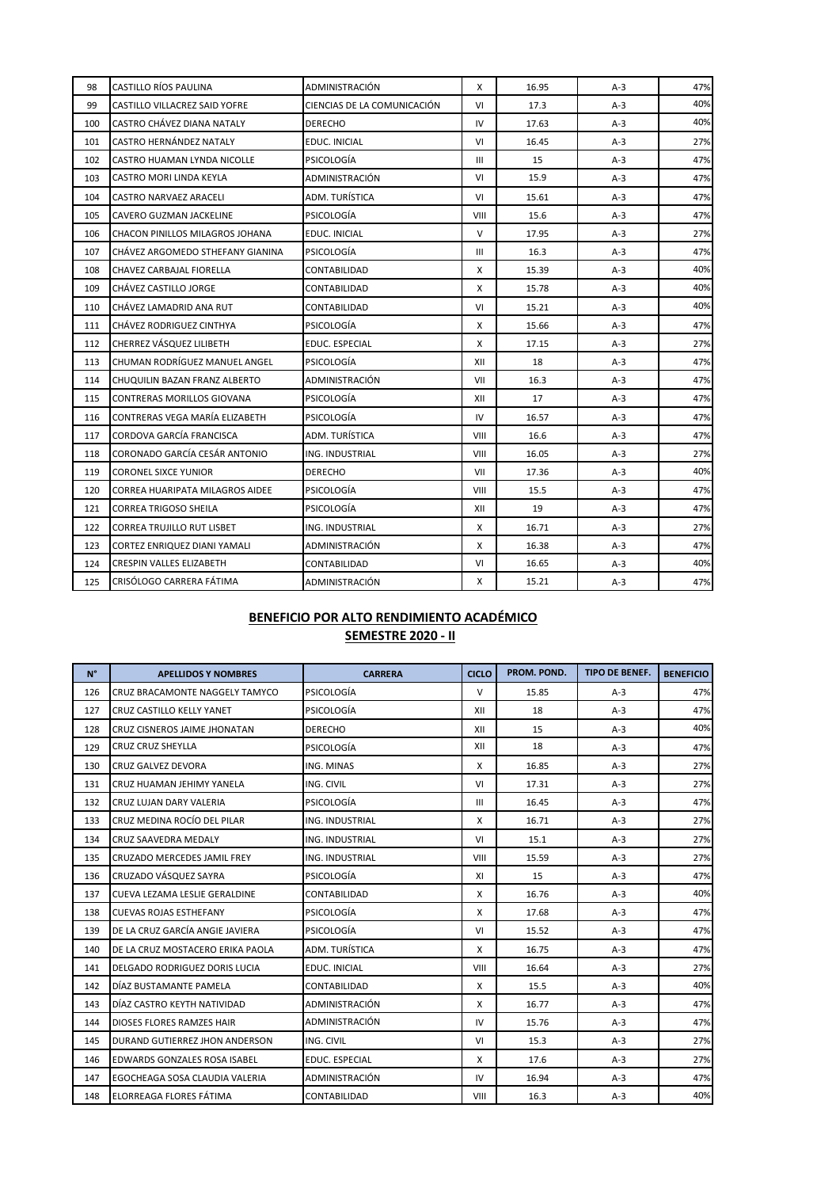| 98 | CASTILLO RÍOS PAULINA | ADMINISTRACIÓN | X | 16.95 | A-3 | 47% |
|---|---|---|---|---|---|---|
| 99 | CASTILLO VILLACREZ SAID YOFRE | CIENCIAS DE LA COMUNICACIÓN | VI | 17.3 | A-3 | 40% |
| 100 | CASTRO CHÁVEZ DIANA NATALY | DERECHO | IV | 17.63 | A-3 | 40% |
| 101 | CASTRO HERNÁNDEZ NATALY | EDUC. INICIAL | VI | 16.45 | A-3 | 27% |
| 102 | CASTRO HUAMAN LYNDA NICOLLE | PSICOLOGÍA | III | 15 | A-3 | 47% |
| 103 | CASTRO MORI LINDA KEYLA | ADMINISTRACIÓN | VI | 15.9 | A-3 | 47% |
| 104 | CASTRO NARVAEZ ARACELI | ADM. TURÍSTICA | VI | 15.61 | A-3 | 47% |
| 105 | CAVERO GUZMAN JACKELINE | PSICOLOGÍA | VIII | 15.6 | A-3 | 47% |
| 106 | CHACON PINILLOS MILAGROS JOHANA | EDUC. INICIAL | V | 17.95 | A-3 | 27% |
| 107 | CHÁVEZ ARGOMEDO STHEFANY GIANINA | PSICOLOGÍA | III | 16.3 | A-3 | 47% |
| 108 | CHAVEZ CARBAJAL FIORELLA | CONTABILIDAD | X | 15.39 | A-3 | 40% |
| 109 | CHÁVEZ CASTILLO JORGE | CONTABILIDAD | X | 15.78 | A-3 | 40% |
| 110 | CHÁVEZ LAMADRID ANA RUT | CONTABILIDAD | VI | 15.21 | A-3 | 40% |
| 111 | CHÁVEZ RODRIGUEZ CINTHYA | PSICOLOGÍA | X | 15.66 | A-3 | 47% |
| 112 | CHERREZ VÁSQUEZ LILIBETH | EDUC. ESPECIAL | X | 17.15 | A-3 | 27% |
| 113 | CHUMAN RODRÍGUEZ MANUEL ANGEL | PSICOLOGÍA | XII | 18 | A-3 | 47% |
| 114 | CHUQUILIN BAZAN FRANZ ALBERTO | ADMINISTRACIÓN | VII | 16.3 | A-3 | 47% |
| 115 | CONTRERAS MORILLOS GIOVANA | PSICOLOGÍA | XII | 17 | A-3 | 47% |
| 116 | CONTRERAS VEGA MARÍA ELIZABETH | PSICOLOGÍA | IV | 16.57 | A-3 | 47% |
| 117 | CORDOVA GARCÍA FRANCISCA | ADM. TURÍSTICA | VIII | 16.6 | A-3 | 47% |
| 118 | CORONADO GARCÍA CESÁR ANTONIO | ING. INDUSTRIAL | VIII | 16.05 | A-3 | 27% |
| 119 | CORONEL SIXCE YUNIOR | DERECHO | VII | 17.36 | A-3 | 40% |
| 120 | CORREA HUARIPATA MILAGROS AIDEE | PSICOLOGÍA | VIII | 15.5 | A-3 | 47% |
| 121 | CORREA TRIGOSO SHEILA | PSICOLOGÍA | XII | 19 | A-3 | 47% |
| 122 | CORREA TRUJILLO RUT LISBET | ING. INDUSTRIAL | X | 16.71 | A-3 | 27% |
| 123 | CORTEZ ENRIQUEZ DIANI YAMALI | ADMINISTRACIÓN | X | 16.38 | A-3 | 47% |
| 124 | CRESPIN VALLES ELIZABETH | CONTABILIDAD | VI | 16.65 | A-3 | 40% |
| 125 | CRISÓLOGO CARRERA FÁTIMA | ADMINISTRACIÓN | X | 15.21 | A-3 | 47% |

**BENEFICIO POR ALTO RENDIMIENTO ACADÉMICO**

**SEMESTRE 2020 - II**

| N° | APELLIDOS Y NOMBRES | CARRERA | CICLO | PROM. POND. | TIPO DE BENEF. | BENEFICIO |
|---|---|---|---|---|---|---|
| 126 | CRUZ BRACAMONTE NAGGELY TAMYCO | PSICOLOGÍA | V | 15.85 | A-3 | 47% |
| 127 | CRUZ CASTILLO KELLY YANET | PSICOLOGÍA | XII | 18 | A-3 | 47% |
| 128 | CRUZ CISNEROS JAIME JHONATAN | DERECHO | XII | 15 | A-3 | 40% |
| 129 | CRUZ CRUZ SHEYLLA | PSICOLOGÍA | XII | 18 | A-3 | 47% |
| 130 | CRUZ GALVEZ DEVORA | ING. MINAS | X | 16.85 | A-3 | 27% |
| 131 | CRUZ HUAMAN JEHIMY YANELA | ING. CIVIL | VI | 17.31 | A-3 | 27% |
| 132 | CRUZ LUJAN DARY VALERIA | PSICOLOGÍA | III | 16.45 | A-3 | 47% |
| 133 | CRUZ MEDINA ROCÍO DEL PILAR | ING. INDUSTRIAL | X | 16.71 | A-3 | 27% |
| 134 | CRUZ SAAVEDRA MEDALY | ING. INDUSTRIAL | VI | 15.1 | A-3 | 27% |
| 135 | CRUZADO MERCEDES JAMIL FREY | ING. INDUSTRIAL | VIII | 15.59 | A-3 | 27% |
| 136 | CRUZADO VÁSQUEZ SAYRA | PSICOLOGÍA | XI | 15 | A-3 | 47% |
| 137 | CUEVA LEZAMA LESLIE GERALDINE | CONTABILIDAD | X | 16.76 | A-3 | 40% |
| 138 | CUEVAS ROJAS ESTHEFANY | PSICOLOGÍA | X | 17.68 | A-3 | 47% |
| 139 | DE LA CRUZ GARCÍA ANGIE JAVIERA | PSICOLOGÍA | VI | 15.52 | A-3 | 47% |
| 140 | DE LA CRUZ MOSTACERO ERIKA PAOLA | ADM. TURÍSTICA | X | 16.75 | A-3 | 47% |
| 141 | DELGADO RODRIGUEZ DORIS LUCIA | EDUC. INICIAL | VIII | 16.64 | A-3 | 27% |
| 142 | DÍAZ BUSTAMANTE PAMELA | CONTABILIDAD | X | 15.5 | A-3 | 40% |
| 143 | DÍAZ CASTRO KEYTH NATIVIDAD | ADMINISTRACIÓN | X | 16.77 | A-3 | 47% |
| 144 | DIOSES FLORES RAMZES HAIR | ADMINISTRACIÓN | IV | 15.76 | A-3 | 47% |
| 145 | DURAND GUTIERREZ JHON ANDERSON | ING. CIVIL | VI | 15.3 | A-3 | 27% |
| 146 | EDWARDS GONZALES ROSA ISABEL | EDUC. ESPECIAL | X | 17.6 | A-3 | 27% |
| 147 | EGOCHEAGA SOSA CLAUDIA VALERIA | ADMINISTRACIÓN | IV | 16.94 | A-3 | 47% |
| 148 | ELORREAGA FLORES FÁTIMA | CONTABILIDAD | VIII | 16.3 | A-3 | 40% |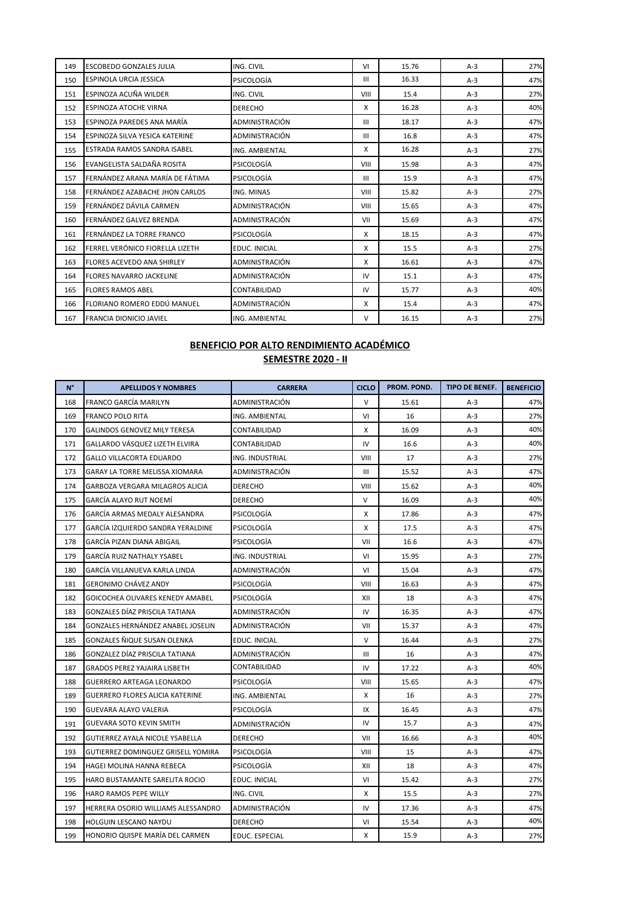| 149 | ESCOBEDO GONZALES JULIA | ING. CIVIL | VI | 15.76 | A-3 | 27% |
|---|---|---|---|---|---|---|
| 150 | ESPINOLA URCIA JESSICA | PSICOLOGÍA | III | 16.33 | A-3 | 47% |
| 151 | ESPINOZA ACUÑA WILDER | ING. CIVIL | VIII | 15.4 | A-3 | 27% |
| 152 | ESPINOZA ATOCHE VIRNA | DERECHO | X | 16.28 | A-3 | 40% |
| 153 | ESPINOZA PAREDES ANA MARÍA | ADMINISTRACIÓN | III | 18.17 | A-3 | 47% |
| 154 | ESPINOZA SILVA YESICA KATERINE | ADMINISTRACIÓN | III | 16.8 | A-3 | 47% |
| 155 | ESTRADA RAMOS SANDRA ISABEL | ING. AMBIENTAL | X | 16.28 | A-3 | 27% |
| 156 | EVANGELISTA SALDAÑA ROSITA | PSICOLOGÍA | VIII | 15.98 | A-3 | 47% |
| 157 | FERNÁNDEZ ARANA MARÍA DE FÁTIMA | PSICOLOGÍA | III | 15.9 | A-3 | 47% |
| 158 | FERNÁNDEZ AZABACHE JHON CARLOS | ING. MINAS | VIII | 15.82 | A-3 | 27% |
| 159 | FERNÁNDEZ DÁVILA CARMEN | ADMINISTRACIÓN | VIII | 15.65 | A-3 | 47% |
| 160 | FERNÁNDEZ GALVEZ BRENDA | ADMINISTRACIÓN | VII | 15.69 | A-3 | 47% |
| 161 | FERNÁNDEZ LA TORRE FRANCO | PSICOLOGÍA | X | 18.15 | A-3 | 47% |
| 162 | FERREL VERÓNICO FIORELLA LIZETH | EDUC. INICIAL | X | 15.5 | A-3 | 27% |
| 163 | FLORES ACEVEDO ANA SHIRLEY | ADMINISTRACIÓN | X | 16.61 | A-3 | 47% |
| 164 | FLORES NAVARRO JACKELINE | ADMINISTRACIÓN | IV | 15.1 | A-3 | 47% |
| 165 | FLORES RAMOS ABEL | CONTABILIDAD | IV | 15.77 | A-3 | 40% |
| 166 | FLORIANO ROMERO EDDÚ MANUEL | ADMINISTRACIÓN | X | 15.4 | A-3 | 47% |
| 167 | FRANCIA DIONICIO JAVIEL | ING. AMBIENTAL | V | 16.15 | A-3 | 27% |

**BENEFICIO POR ALTO RENDIMIENTO ACADÉMICO**

**SEMESTRE 2020 - II**

| N° | APELLIDOS Y NOMBRES | CARRERA | CICLO | PROM. POND. | TIPO DE BENEF. | BENEFICIO |
|---|---|---|---|---|---|---|
| 168 | FRANCO GARCÍA MARILYN | ADMINISTRACIÓN | V | 15.61 | A-3 | 47% |
| 169 | FRANCO POLO RITA | ING. AMBIENTAL | VI | 16 | A-3 | 27% |
| 170 | GALINDOS GENOVEZ MILY TERESA | CONTABILIDAD | X | 16.09 | A-3 | 40% |
| 171 | GALLARDO VÁSQUEZ LIZETH ELVIRA | CONTABILIDAD | IV | 16.6 | A-3 | 40% |
| 172 | GALLO VILLACORTA EDUARDO | ING. INDUSTRIAL | VIII | 17 | A-3 | 27% |
| 173 | GARAY LA TORRE MELISSA XIOMARA | ADMINISTRACIÓN | III | 15.52 | A-3 | 47% |
| 174 | GARBOZA VERGARA MILAGROS ALICIA | DERECHO | VIII | 15.62 | A-3 | 40% |
| 175 | GARCÍA ALAYO RUT NOEMÍ | DERECHO | V | 16.09 | A-3 | 40% |
| 176 | GARCÍA ARMAS MEDALY ALESANDRA | PSICOLOGÍA | X | 17.86 | A-3 | 47% |
| 177 | GARCÍA IZQUIERDO SANDRA YERALDINE | PSICOLOGÍA | X | 17.5 | A-3 | 47% |
| 178 | GARCÍA PIZAN DIANA ABIGAIL | PSICOLOGÍA | VII | 16.6 | A-3 | 47% |
| 179 | GARCÍA RUIZ NATHALY YSABEL | ING. INDUSTRIAL | VI | 15.95 | A-3 | 27% |
| 180 | GARCÍA VILLANUEVA KARLA LINDA | ADMINISTRACIÓN | VI | 15.04 | A-3 | 47% |
| 181 | GERONIMO CHÁVEZ ANDY | PSICOLOGÍA | VIII | 16.63 | A-3 | 47% |
| 182 | GOICOCHEA OLIVARES KENEDY AMABEL | PSICOLOGÍA | XII | 18 | A-3 | 47% |
| 183 | GONZALES DÍAZ PRISCILA TATIANA | ADMINISTRACIÓN | IV | 16.35 | A-3 | 47% |
| 184 | GONZALES HERNÁNDEZ ANABEL JOSELIN | ADMINISTRACIÓN | VII | 15.37 | A-3 | 47% |
| 185 | GONZALES ÑIQUE SUSAN OLENKA | EDUC. INICIAL | V | 16.44 | A-3 | 27% |
| 186 | GONZALEZ DÍAZ PRISCILA TATIANA | ADMINISTRACIÓN | III | 16 | A-3 | 47% |
| 187 | GRADOS PEREZ YAJAIRA LISBETH | CONTABILIDAD | IV | 17.22 | A-3 | 40% |
| 188 | GUERRERO ARTEAGA LEONARDO | PSICOLOGÍA | VIII | 15.65 | A-3 | 47% |
| 189 | GUERRERO FLORES ALICIA KATERINE | ING. AMBIENTAL | X | 16 | A-3 | 27% |
| 190 | GUEVARA ALAYO VALERIA | PSICOLOGÍA | IX | 16.45 | A-3 | 47% |
| 191 | GUEVARA SOTO KEVIN SMITH | ADMINISTRACIÓN | IV | 15.7 | A-3 | 47% |
| 192 | GUTIERREZ AYALA NICOLE YSABELLA | DERECHO | VII | 16.66 | A-3 | 40% |
| 193 | GUTIERREZ DOMINGUEZ GRISELL YOMIRA | PSICOLOGÍA | VIII | 15 | A-3 | 47% |
| 194 | HAGEI MOLINA HANNA REBECA | PSICOLOGÍA | XII | 18 | A-3 | 47% |
| 195 | HARO BUSTAMANTE SARELITA ROCIO | EDUC. INICIAL | VI | 15.42 | A-3 | 27% |
| 196 | HARO RAMOS PEPE WILLY | ING. CIVIL | X | 15.5 | A-3 | 27% |
| 197 | HERRERA OSORIO WILLIAMS ALESSANDRO | ADMINISTRACIÓN | IV | 17.36 | A-3 | 47% |
| 198 | HOLGUIN LESCANO NAYDU | DERECHO | VI | 15.54 | A-3 | 40% |
| 199 | HONORIO QUISPE MARÍA DEL CARMEN | EDUC. ESPECIAL | X | 15.9 | A-3 | 27% |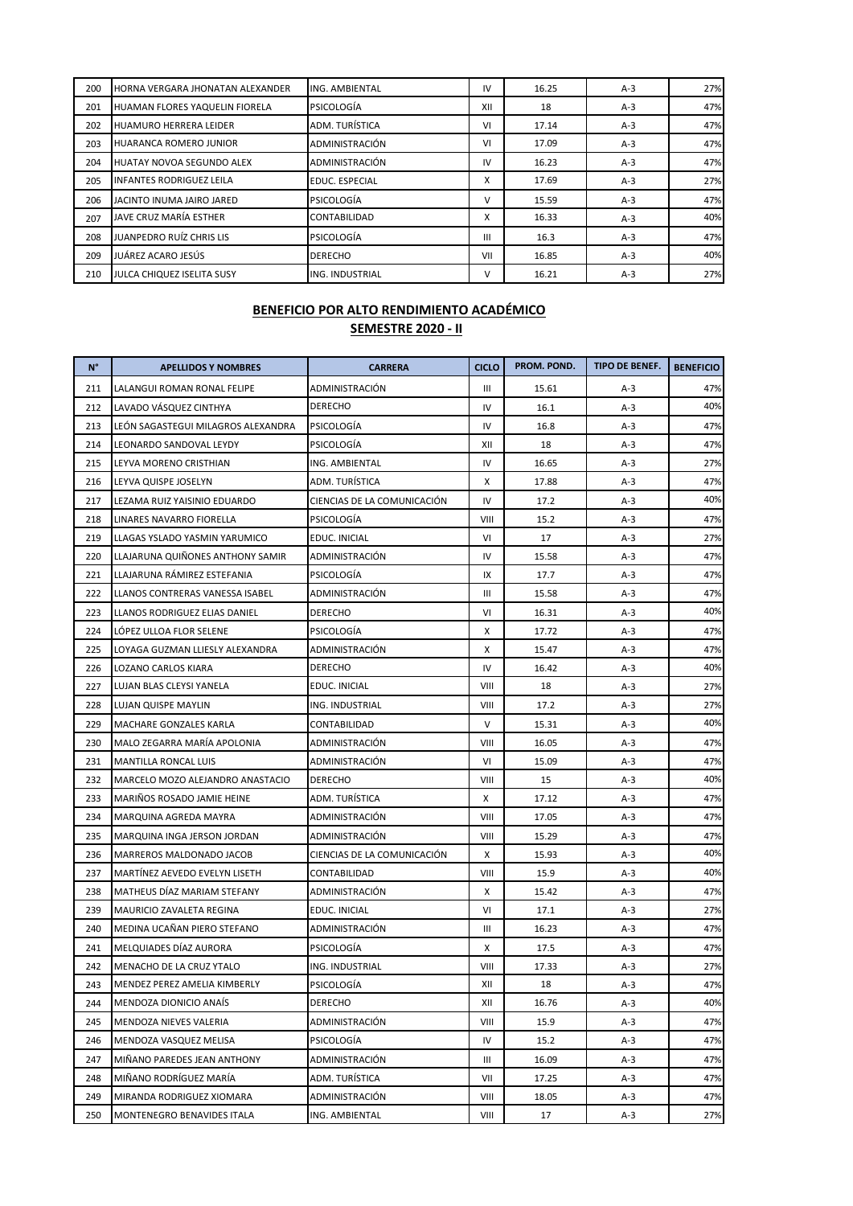| 200 | HORNA VERGARA JHONATAN ALEXANDER | ING. AMBIENTAL | IV | 16.25 | A-3 | 27% |
|---|---|---|---|---|---|---|
| 201 | HUAMAN FLORES YAQUELIN FIORELA | PSICOLOGÍA | XII | 18 | A-3 | 47% |
| 202 | HUAMURO HERRERA LEIDER | ADM. TURÍSTICA | VI | 17.14 | A-3 | 47% |
| 203 | HUARANCA ROMERO JUNIOR | ADMINISTRACIÓN | VI | 17.09 | A-3 | 47% |
| 204 | HUATAY NOVOA SEGUNDO ALEX | ADMINISTRACIÓN | IV | 16.23 | A-3 | 47% |
| 205 | INFANTES RODRIGUEZ LEILA | EDUC. ESPECIAL | X | 17.69 | A-3 | 27% |
| 206 | JACINTO INUMA JAIRO JARED | PSICOLOGÍA | V | 15.59 | A-3 | 47% |
| 207 | JAVE CRUZ MARÍA ESTHER | CONTABILIDAD | X | 16.33 | A-3 | 40% |
| 208 | JUANPEDRO RUÍZ CHRIS LIS | PSICOLOGÍA | III | 16.3 | A-3 | 47% |
| 209 | JUÁREZ ACARO JESÚS | DERECHO | VII | 16.85 | A-3 | 40% |
| 210 | JULCA CHIQUEZ ISELITA SUSY | ING. INDUSTRIAL | V | 16.21 | A-3 | 27% |

**BENEFICIO POR ALTO RENDIMIENTO ACADÉMICO**

**SEMESTRE 2020 - II**

| N° | APELLIDOS Y NOMBRES | CARRERA | CICLO | PROM. POND. | TIPO DE BENEF. | BENEFICIO |
|---|---|---|---|---|---|---|
| 211 | LALANGUI ROMAN RONAL FELIPE | ADMINISTRACIÓN | III | 15.61 | A-3 | 47% |
| 212 | LAVADO VÁSQUEZ CINTHYA | DERECHO | IV | 16.1 | A-3 | 40% |
| 213 | LEÓN SAGASTEGUI MILAGROS ALEXANDRA | PSICOLOGÍA | IV | 16.8 | A-3 | 47% |
| 214 | LEONARDO SANDOVAL LEYDY | PSICOLOGÍA | XII | 18 | A-3 | 47% |
| 215 | LEYVA MORENO CRISTHIAN | ING. AMBIENTAL | IV | 16.65 | A-3 | 27% |
| 216 | LEYVA QUISPE JOSELYN | ADM. TURÍSTICA | X | 17.88 | A-3 | 47% |
| 217 | LEZAMA RUIZ YAISINIO EDUARDO | CIENCIAS DE LA COMUNICACIÓN | IV | 17.2 | A-3 | 40% |
| 218 | LINARES NAVARRO FIORELLA | PSICOLOGÍA | VIII | 15.2 | A-3 | 47% |
| 219 | LLAGAS YSLADO YASMIN YARUMICO | EDUC. INICIAL | VI | 17 | A-3 | 27% |
| 220 | LLAJARUNA QUIÑONES ANTHONY SAMIR | ADMINISTRACIÓN | IV | 15.58 | A-3 | 47% |
| 221 | LLAJARUNA RÁMIREZ ESTEFANIA | PSICOLOGÍA | IX | 17.7 | A-3 | 47% |
| 222 | LLANOS CONTRERAS VANESSA ISABEL | ADMINISTRACIÓN | III | 15.58 | A-3 | 47% |
| 223 | LLANOS RODRIGUEZ ELIAS DANIEL | DERECHO | VI | 16.31 | A-3 | 40% |
| 224 | LÓPEZ ULLOA FLOR SELENE | PSICOLOGÍA | X | 17.72 | A-3 | 47% |
| 225 | LOYAGA GUZMAN LLIESLY ALEXANDRA | ADMINISTRACIÓN | X | 15.47 | A-3 | 47% |
| 226 | LOZANO CARLOS KIARA | DERECHO | IV | 16.42 | A-3 | 40% |
| 227 | LUJAN BLAS CLEYSI YANELA | EDUC. INICIAL | VIII | 18 | A-3 | 27% |
| 228 | LUJAN QUISPE MAYLIN | ING. INDUSTRIAL | VIII | 17.2 | A-3 | 27% |
| 229 | MACHARE GONZALES KARLA | CONTABILIDAD | V | 15.31 | A-3 | 40% |
| 230 | MALO ZEGARRA MARÍA APOLONIA | ADMINISTRACIÓN | VIII | 16.05 | A-3 | 47% |
| 231 | MANTILLA RONCAL LUIS | ADMINISTRACIÓN | VI | 15.09 | A-3 | 47% |
| 232 | MARCELO MOZO ALEJANDRO ANASTACIO | DERECHO | VIII | 15 | A-3 | 40% |
| 233 | MARIÑOS ROSADO JAMIE HEINE | ADM. TURÍSTICA | X | 17.12 | A-3 | 47% |
| 234 | MARQUINA AGREDA MAYRA | ADMINISTRACIÓN | VIII | 17.05 | A-3 | 47% |
| 235 | MARQUINA INGA JERSON JORDAN | ADMINISTRACIÓN | VIII | 15.29 | A-3 | 47% |
| 236 | MARREROS MALDONADO JACOB | CIENCIAS DE LA COMUNICACIÓN | X | 15.93 | A-3 | 40% |
| 237 | MARTÍNEZ AEVEDO EVELYN LISETH | CONTABILIDAD | VIII | 15.9 | A-3 | 40% |
| 238 | MATHEUS DÍAZ MARIAM STEFANY | ADMINISTRACIÓN | X | 15.42 | A-3 | 47% |
| 239 | MAURICIO ZAVALETA REGINA | EDUC. INICIAL | VI | 17.1 | A-3 | 27% |
| 240 | MEDINA UCAÑAN PIERO STEFANO | ADMINISTRACIÓN | III | 16.23 | A-3 | 47% |
| 241 | MELQUIADES DÍAZ AURORA | PSICOLOGÍA | X | 17.5 | A-3 | 47% |
| 242 | MENACHO DE LA CRUZ YTALO | ING. INDUSTRIAL | VIII | 17.33 | A-3 | 27% |
| 243 | MENDEZ PEREZ AMELIA KIMBERLY | PSICOLOGÍA | XII | 18 | A-3 | 47% |
| 244 | MENDOZA DIONICIO ANAÍS | DERECHO | XII | 16.76 | A-3 | 40% |
| 245 | MENDOZA NIEVES VALERIA | ADMINISTRACIÓN | VIII | 15.9 | A-3 | 47% |
| 246 | MENDOZA VASQUEZ MELISA | PSICOLOGÍA | IV | 15.2 | A-3 | 47% |
| 247 | MIÑANO PAREDES JEAN ANTHONY | ADMINISTRACIÓN | III | 16.09 | A-3 | 47% |
| 248 | MIÑANO RODRÍGUEZ MARÍA | ADM. TURÍSTICA | VII | 17.25 | A-3 | 47% |
| 249 | MIRANDA RODRIGUEZ XIOMARA | ADMINISTRACIÓN | VIII | 18.05 | A-3 | 47% |
| 250 | MONTENEGRO BENAVIDES ITALA | ING. AMBIENTAL | VIII | 17 | A-3 | 27% |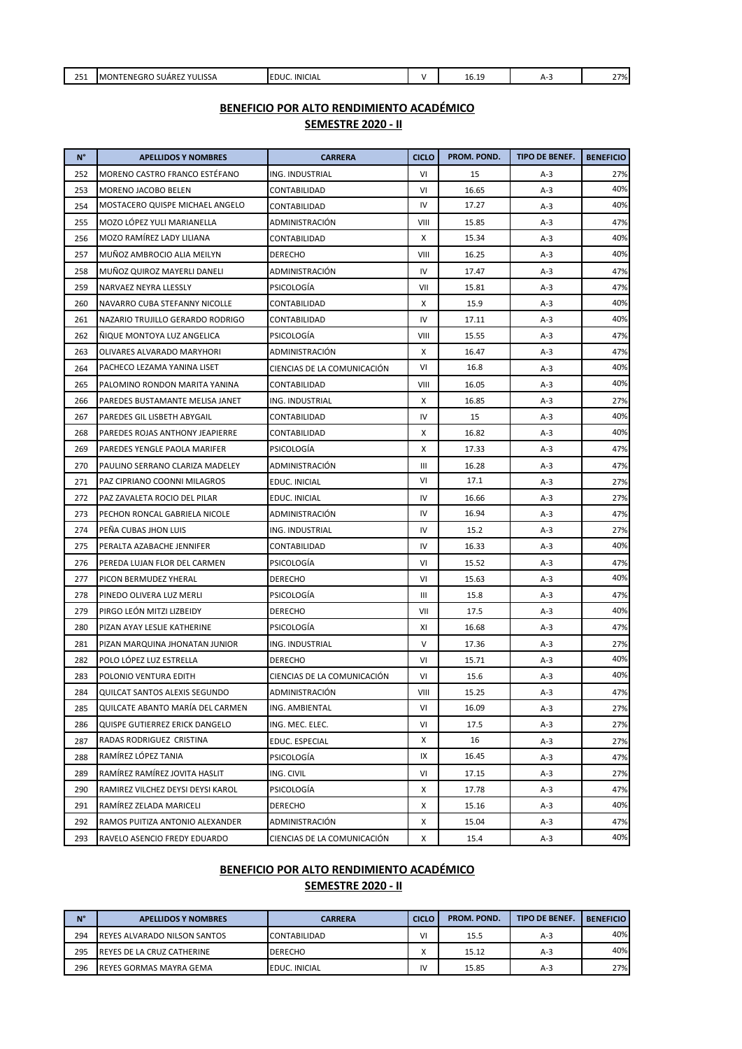| 251 | MONTENEGRO SUÁREZ YULISSA | EDUC. INICIAL | V | 16.19 | A-3 | 27% |
|---|---|---|---|---|---|---|

**BENEFICIO POR ALTO RENDIMIENTO ACADÉMICO**

**SEMESTRE 2020 - II**

| N° | APELLIDOS Y NOMBRES | CARRERA | CICLO | PROM. POND. | TIPO DE BENEF. | BENEFICIO |
|---|---|---|---|---|---|---|
| 252 | MORENO CASTRO FRANCO ESTÉFANO | ING. INDUSTRIAL | VI | 15 | A-3 | 27% |
| 253 | MORENO JACOBO BELEN | CONTABILIDAD | VI | 16.65 | A-3 | 40% |
| 254 | MOSTACERO QUISPE MICHAEL ANGELO | CONTABILIDAD | IV | 17.27 | A-3 | 40% |
| 255 | MOZO LÓPEZ YULI MARIANELLA | ADMINISTRACIÓN | VIII | 15.85 | A-3 | 47% |
| 256 | MOZO RAMÍREZ LADY LILIANA | CONTABILIDAD | X | 15.34 | A-3 | 40% |
| 257 | MUÑOZ AMBROCIO ALIA MEILYN | DERECHO | VIII | 16.25 | A-3 | 40% |
| 258 | MUÑOZ QUIROZ MAYERLI DANELI | ADMINISTRACIÓN | IV | 17.47 | A-3 | 47% |
| 259 | NARVAEZ NEYRA LLESSLY | PSICOLOGÍA | VII | 15.81 | A-3 | 47% |
| 260 | NAVARRO CUBA STEFANNY NICOLLE | CONTABILIDAD | X | 15.9 | A-3 | 40% |
| 261 | NAZARIO TRUJILLO GERARDO RODRIGO | CONTABILIDAD | IV | 17.11 | A-3 | 40% |
| 262 | ÑIQUE MONTOYA LUZ ANGELICA | PSICOLOGÍA | VIII | 15.55 | A-3 | 47% |
| 263 | OLIVARES ALVARADO MARYHORI | ADMINISTRACIÓN | X | 16.47 | A-3 | 47% |
| 264 | PACHECO LEZAMA YANINA LISET | CIENCIAS DE LA COMUNICACIÓN | VI | 16.8 | A-3 | 40% |
| 265 | PALOMINO RONDON MARITA YANINA | CONTABILIDAD | VIII | 16.05 | A-3 | 40% |
| 266 | PAREDES BUSTAMANTE MELISA JANET | ING. INDUSTRIAL | X | 16.85 | A-3 | 27% |
| 267 | PAREDES GIL LISBETH ABYGAIL | CONTABILIDAD | IV | 15 | A-3 | 40% |
| 268 | PAREDES ROJAS ANTHONY JEAPIERRE | CONTABILIDAD | X | 16.82 | A-3 | 40% |
| 269 | PAREDES YENGLE PAOLA MARIFER | PSICOLOGÍA | X | 17.33 | A-3 | 47% |
| 270 | PAULINO SERRANO CLARIZA MADELEY | ADMINISTRACIÓN | III | 16.28 | A-3 | 47% |
| 271 | PAZ CIPRIANO COONNI MILAGROS | EDUC. INICIAL | VI | 17.1 | A-3 | 27% |
| 272 | PAZ ZAVALETA ROCIO DEL PILAR | EDUC. INICIAL | IV | 16.66 | A-3 | 27% |
| 273 | PECHON RONCAL GABRIELA NICOLE | ADMINISTRACIÓN | IV | 16.94 | A-3 | 47% |
| 274 | PEÑA CUBAS JHON LUIS | ING. INDUSTRIAL | IV | 15.2 | A-3 | 27% |
| 275 | PERALTA AZABACHE JENNIFER | CONTABILIDAD | IV | 16.33 | A-3 | 40% |
| 276 | PEREDA LUJAN FLOR DEL CARMEN | PSICOLOGÍA | VI | 15.52 | A-3 | 47% |
| 277 | PICON BERMUDEZ YHERAL | DERECHO | VI | 15.63 | A-3 | 40% |
| 278 | PINEDO OLIVERA LUZ MERLI | PSICOLOGÍA | III | 15.8 | A-3 | 47% |
| 279 | PIRGO LEÓN MITZI LIZBEIDY | DERECHO | VII | 17.5 | A-3 | 40% |
| 280 | PIZAN AYAY LESLIE KATHERINE | PSICOLOGÍA | XI | 16.68 | A-3 | 47% |
| 281 | PIZAN MARQUINA JHONATAN JUNIOR | ING. INDUSTRIAL | V | 17.36 | A-3 | 27% |
| 282 | POLO LÓPEZ LUZ ESTRELLA | DERECHO | VI | 15.71 | A-3 | 40% |
| 283 | POLONIO VENTURA EDITH | CIENCIAS DE LA COMUNICACIÓN | VI | 15.6 | A-3 | 40% |
| 284 | QUILCAT SANTOS ALEXIS SEGUNDO | ADMINISTRACIÓN | VIII | 15.25 | A-3 | 47% |
| 285 | QUILCATE ABANTO MARÍA DEL CARMEN | ING. AMBIENTAL | VI | 16.09 | A-3 | 27% |
| 286 | QUISPE GUTIERREZ ERICK DANGELO | ING. MEC. ELEC. | VI | 17.5 | A-3 | 27% |
| 287 | RADAS RODRIGUEZ CRISTINA | EDUC. ESPECIAL | X | 16 | A-3 | 27% |
| 288 | RAMÍREZ LÓPEZ TANIA | PSICOLOGÍA | IX | 16.45 | A-3 | 47% |
| 289 | RAMÍREZ RAMÍREZ JOVITA HASLIT | ING. CIVIL | VI | 17.15 | A-3 | 27% |
| 290 | RAMIREZ VILCHEZ DEYSI DEYSI KAROL | PSICOLOGÍA | X | 17.78 | A-3 | 47% |
| 291 | RAMÍREZ ZELADA MARICELI | DERECHO | X | 15.16 | A-3 | 40% |
| 292 | RAMOS PUITIZA ANTONIO ALEXANDER | ADMINISTRACIÓN | X | 15.04 | A-3 | 47% |
| 293 | RAVELO ASENCIO FREDY EDUARDO | CIENCIAS DE LA COMUNICACIÓN | X | 15.4 | A-3 | 40% |

**BENEFICIO POR ALTO RENDIMIENTO ACADÉMICO**

**SEMESTRE 2020 - II**

| N° | APELLIDOS Y NOMBRES | CARRERA | CICLO | PROM. POND. | TIPO DE BENEF. | BENEFICIO |
|---|---|---|---|---|---|---|
| 294 | REYES ALVARADO NILSON SANTOS | CONTABILIDAD | VI | 15.5 | A-3 | 40% |
| 295 | REYES DE LA CRUZ CATHERINE | DERECHO | X | 15.12 | A-3 | 40% |
| 296 | REYES GORMAS MAYRA GEMA | EDUC. INICIAL | IV | 15.85 | A-3 | 27% |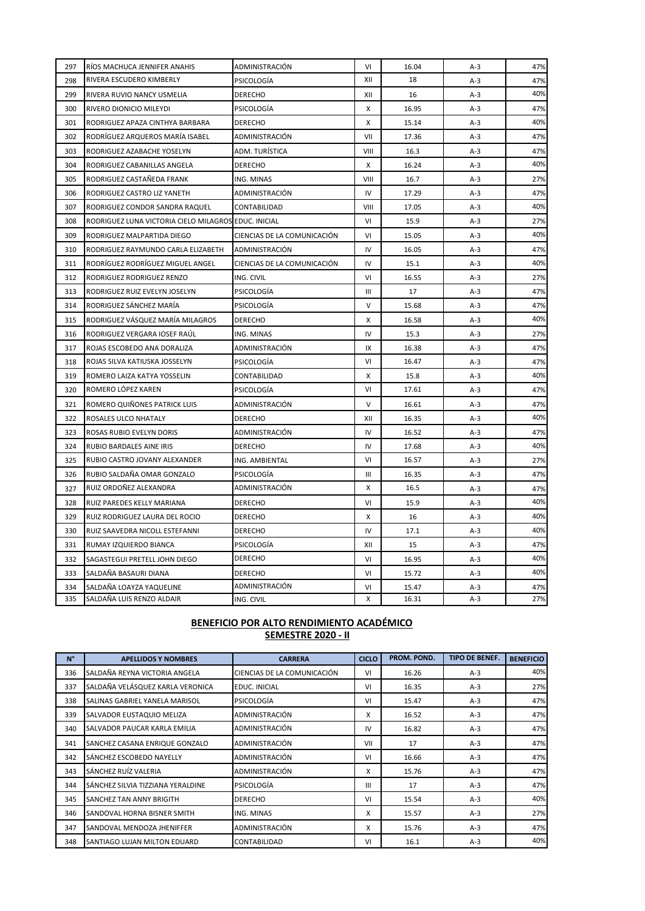| N° | APELLIDOS Y NOMBRES | CARRERA | CICLO | PROM. POND. | TIPO DE BENEF. | BENEFICIO |
|---|---|---|---|---|---|---|
| 297 | RÍOS MACHUCA JENNIFER ANAHIS | ADMINISTRACIÓN | VI | 16.04 | A-3 | 47% |
| 298 | RIVERA ESCUDERO KIMBERLY | PSICOLOGÍA | XII | 18 | A-3 | 47% |
| 299 | RIVERA RUVIO NANCY USMELIA | DERECHO | XII | 16 | A-3 | 40% |
| 300 | RIVERO DIONICIO MILEYDI | PSICOLOGÍA | X | 16.95 | A-3 | 47% |
| 301 | RODRIGUEZ APAZA CINTHYA BARBARA | DERECHO | X | 15.14 | A-3 | 40% |
| 302 | RODRÍGUEZ ARQUEROS MARÍA ISABEL | ADMINISTRACIÓN | VII | 17.36 | A-3 | 47% |
| 303 | RODRIGUEZ AZABACHE YOSELYN | ADM. TURÍSTICA | VIII | 16.3 | A-3 | 47% |
| 304 | RODRIGUEZ CABANILLAS ANGELA | DERECHO | X | 16.24 | A-3 | 40% |
| 305 | RODRIGUEZ CASTAÑEDA FRANK | ING. MINAS | VIII | 16.7 | A-3 | 27% |
| 306 | RODRIGUEZ CASTRO LIZ YANETH | ADMINISTRACIÓN | IV | 17.29 | A-3 | 47% |
| 307 | RODRIGUEZ CONDOR SANDRA RAQUEL | CONTABILIDAD | VIII | 17.05 | A-3 | 40% |
| 308 | RODRIGUEZ LUNA VICTORIA CIELO MILAGROS | EDUC. INICIAL | VI | 15.9 | A-3 | 27% |
| 309 | RODRIGUEZ MALPARTIDA DIEGO | CIENCIAS DE LA COMUNICACIÓN | VI | 15.05 | A-3 | 40% |
| 310 | RODRIGUEZ RAYMUNDO CARLA ELIZABETH | ADMINISTRACIÓN | IV | 16.05 | A-3 | 47% |
| 311 | RODRÍGUEZ RODRÍGUEZ MIGUEL ANGEL | CIENCIAS DE LA COMUNICACIÓN | IV | 15.1 | A-3 | 40% |
| 312 | RODRIGUEZ RODRIGUEZ RENZO | ING. CIVIL | VI | 16.55 | A-3 | 27% |
| 313 | RODRIGUEZ RUIZ EVELYN JOSELYN | PSICOLOGÍA | III | 17 | A-3 | 47% |
| 314 | RODRIGUEZ SÁNCHEZ MARÍA | PSICOLOGÍA | V | 15.68 | A-3 | 47% |
| 315 | RODRIGUEZ VÁSQUEZ MARÍA MILAGROS | DERECHO | X | 16.58 | A-3 | 40% |
| 316 | RODRIGUEZ VERGARA IOSEF RAÚL | ING. MINAS | IV | 15.3 | A-3 | 27% |
| 317 | ROJAS ESCOBEDO ANA DORALIZA | ADMINISTRACIÓN | IX | 16.38 | A-3 | 47% |
| 318 | ROJAS SILVA KATIUSKA JOSSELYN | PSICOLOGÍA | VI | 16.47 | A-3 | 47% |
| 319 | ROMERO LAIZA KATYA YOSSELIN | CONTABILIDAD | X | 15.8 | A-3 | 40% |
| 320 | ROMERO LÓPEZ KAREN | PSICOLOGÍA | VI | 17.61 | A-3 | 47% |
| 321 | ROMERO QUIÑONES PATRICK LUIS | ADMINISTRACIÓN | V | 16.61 | A-3 | 47% |
| 322 | ROSALES ULCO NHATALY | DERECHO | XII | 16.35 | A-3 | 40% |
| 323 | ROSAS RUBIO EVELYN DORIS | ADMINISTRACIÓN | IV | 16.52 | A-3 | 47% |
| 324 | RUBIO BARDALES AINE IRIS | DERECHO | IV | 17.68 | A-3 | 40% |
| 325 | RUBIO CASTRO JOVANY ALEXANDER | ING. AMBIENTAL | VI | 16.57 | A-3 | 27% |
| 326 | RUBIO SALDAÑA OMAR GONZALO | PSICOLOGÍA | III | 16.35 | A-3 | 47% |
| 327 | RUIZ ORDOÑEZ ALEXANDRA | ADMINISTRACIÓN | X | 16.5 | A-3 | 47% |
| 328 | RUIZ PAREDES KELLY MARIANA | DERECHO | VI | 15.9 | A-3 | 40% |
| 329 | RUIZ RODRIGUEZ LAURA DEL ROCIO | DERECHO | X | 16 | A-3 | 40% |
| 330 | RUIZ SAAVEDRA NICOLL ESTEFANNI | DERECHO | IV | 17.1 | A-3 | 40% |
| 331 | RUMAY IZQUIERDO BIANCA | PSICOLOGÍA | XII | 15 | A-3 | 47% |
| 332 | SAGASTEGUI PRETELL JOHN DIEGO | DERECHO | VI | 16.95 | A-3 | 40% |
| 333 | SALDAÑA BASAURI DIANA | DERECHO | VI | 15.72 | A-3 | 40% |
| 334 | SALDAÑA LOAYZA YAQUELINE | ADMINISTRACIÓN | VI | 15.47 | A-3 | 47% |
| 335 | SALDAÑA LUIS RENZO ALDAIR | ING. CIVIL | X | 16.31 | A-3 | 27% |

## BENEFICIO POR ALTO RENDIMIENTO ACADÉMICO
## SEMESTRE 2020 - II

| N° | APELLIDOS Y NOMBRES | CARRERA | CICLO | PROM. POND. | TIPO DE BENEF. | BENEFICIO |
|---|---|---|---|---|---|---|
| 336 | SALDAÑA REYNA VICTORIA ANGELA | CIENCIAS DE LA COMUNICACIÓN | VI | 16.26 | A-3 | 40% |
| 337 | SALDAÑA VELÁSQUEZ KARLA VERONICA | EDUC. INICIAL | VI | 16.35 | A-3 | 27% |
| 338 | SALINAS GABRIEL YANELA MARISOL | PSICOLOGÍA | VI | 15.47 | A-3 | 47% |
| 339 | SALVADOR EUSTAQUIO MELIZA | ADMINISTRACIÓN | X | 16.52 | A-3 | 47% |
| 340 | SALVADOR PAUCAR KARLA EMILIA | ADMINISTRACIÓN | IV | 16.82 | A-3 | 47% |
| 341 | SANCHEZ CASANA ENRIQUE GONZALO | ADMINISTRACIÓN | VII | 17 | A-3 | 47% |
| 342 | SÁNCHEZ ESCOBEDO NAYELLY | ADMINISTRACIÓN | VI | 16.66 | A-3 | 47% |
| 343 | SÁNCHEZ RUÍZ VALERIA | ADMINISTRACIÓN | X | 15.76 | A-3 | 47% |
| 344 | SÁNCHEZ SILVIA TIZZIANA YERALDINE | PSICOLOGÍA | III | 17 | A-3 | 47% |
| 345 | SANCHEZ TAN ANNY BRIGITH | DERECHO | VI | 15.54 | A-3 | 40% |
| 346 | SANDOVAL HORNA BISNER SMITH | ING. MINAS | X | 15.57 | A-3 | 27% |
| 347 | SANDOVAL MENDOZA JHENIFFER | ADMINISTRACIÓN | X | 15.76 | A-3 | 47% |
| 348 | SANTIAGO LUJAN MILTON EDUARD | CONTABILIDAD | VI | 16.1 | A-3 | 40% |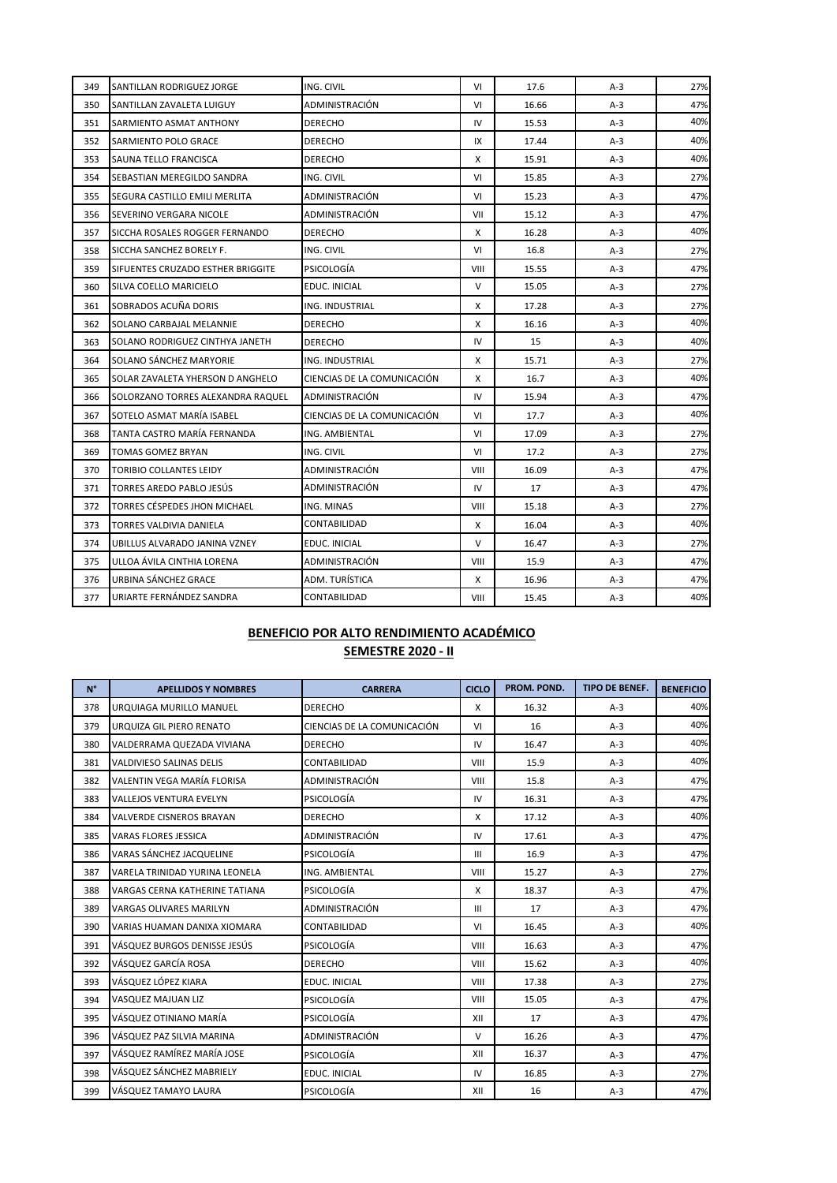| 349 | SANTILLAN RODRIGUEZ JORGE | ING. CIVIL | VI | 17.6 | A-3 | 27% |
|---|---|---|---|---|---|---|
| 350 | SANTILLAN ZAVALETA LUIGUY | ADMINISTRACIÓN | VI | 16.66 | A-3 | 47% |
| 351 | SARMIENTO ASMAT ANTHONY | DERECHO | IV | 15.53 | A-3 | 40% |
| 352 | SARMIENTO POLO GRACE | DERECHO | IX | 17.44 | A-3 | 40% |
| 353 | SAUNA TELLO FRANCISCA | DERECHO | X | 15.91 | A-3 | 40% |
| 354 | SEBASTIAN MEREGILDO SANDRA | ING. CIVIL | VI | 15.85 | A-3 | 27% |
| 355 | SEGURA CASTILLO EMILI MERLITA | ADMINISTRACIÓN | VI | 15.23 | A-3 | 47% |
| 356 | SEVERINO VERGARA NICOLE | ADMINISTRACIÓN | VII | 15.12 | A-3 | 47% |
| 357 | SICCHA ROSALES ROGGER FERNANDO | DERECHO | X | 16.28 | A-3 | 40% |
| 358 | SICCHA SANCHEZ BORELY F. | ING. CIVIL | VI | 16.8 | A-3 | 27% |
| 359 | SIFUENTES CRUZADO ESTHER BRIGGITE | PSICOLOGÍA | VIII | 15.55 | A-3 | 47% |
| 360 | SILVA COELLO MARICIELO | EDUC. INICIAL | V | 15.05 | A-3 | 27% |
| 361 | SOBRADOS ACUÑA DORIS | ING. INDUSTRIAL | X | 17.28 | A-3 | 27% |
| 362 | SOLANO CARBAJAL MELANNIE | DERECHO | X | 16.16 | A-3 | 40% |
| 363 | SOLANO RODRIGUEZ CINTHYA JANETH | DERECHO | IV | 15 | A-3 | 40% |
| 364 | SOLANO SÁNCHEZ MARYORIE | ING. INDUSTRIAL | X | 15.71 | A-3 | 27% |
| 365 | SOLAR ZAVALETA YHERSON D ANGHELO | CIENCIAS DE LA COMUNICACIÓN | X | 16.7 | A-3 | 40% |
| 366 | SOLORZANO TORRES ALEXANDRA RAQUEL | ADMINISTRACIÓN | IV | 15.94 | A-3 | 47% |
| 367 | SOTELO ASMAT MARÍA ISABEL | CIENCIAS DE LA COMUNICACIÓN | VI | 17.7 | A-3 | 40% |
| 368 | TANTA CASTRO MARÍA FERNANDA | ING. AMBIENTAL | VI | 17.09 | A-3 | 27% |
| 369 | TOMAS GOMEZ BRYAN | ING. CIVIL | VI | 17.2 | A-3 | 27% |
| 370 | TORIBIO COLLANTES LEIDY | ADMINISTRACIÓN | VIII | 16.09 | A-3 | 47% |
| 371 | TORRES AREDO PABLO JESÚS | ADMINISTRACIÓN | IV | 17 | A-3 | 47% |
| 372 | TORRES CÉSPEDES JHON MICHAEL | ING. MINAS | VIII | 15.18 | A-3 | 27% |
| 373 | TORRES VALDIVIA DANIELA | CONTABILIDAD | X | 16.04 | A-3 | 40% |
| 374 | UBILLUS ALVARADO JANINA VZNEY | EDUC. INICIAL | V | 16.47 | A-3 | 27% |
| 375 | ULLOA ÁVILA CINTHIA LORENA | ADMINISTRACIÓN | VIII | 15.9 | A-3 | 47% |
| 376 | URBINA SÁNCHEZ GRACE | ADM. TURÍSTICA | X | 16.96 | A-3 | 47% |
| 377 | URIARTE FERNÁNDEZ SANDRA | CONTABILIDAD | VIII | 15.45 | A-3 | 40% |

**BENEFICIO POR ALTO RENDIMIENTO ACADÉMICO**

**SEMESTRE 2020 - II**

| N° | APELLIDOS Y NOMBRES | CARRERA | CICLO | PROM. POND. | TIPO DE BENEF. | BENEFICIO |
|---|---|---|---|---|---|---|
| 378 | URQUIAGA MURILLO MANUEL | DERECHO | X | 16.32 | A-3 | 40% |
| 379 | URQUIZA GIL PIERO RENATO | CIENCIAS DE LA COMUNICACIÓN | VI | 16 | A-3 | 40% |
| 380 | VALDERRAMA QUEZADA VIVIANA | DERECHO | IV | 16.47 | A-3 | 40% |
| 381 | VALDIVIESO SALINAS DELIS | CONTABILIDAD | VIII | 15.9 | A-3 | 40% |
| 382 | VALENTIN VEGA MARÍA FLORISA | ADMINISTRACIÓN | VIII | 15.8 | A-3 | 47% |
| 383 | VALLEJOS VENTURA EVELYN | PSICOLOGÍA | IV | 16.31 | A-3 | 47% |
| 384 | VALVERDE CISNEROS BRAYAN | DERECHO | X | 17.12 | A-3 | 40% |
| 385 | VARAS FLORES JESSICA | ADMINISTRACIÓN | IV | 17.61 | A-3 | 47% |
| 386 | VARAS SÁNCHEZ JACQUELINE | PSICOLOGÍA | III | 16.9 | A-3 | 47% |
| 387 | VARELA TRINIDAD YURINA LEONELA | ING. AMBIENTAL | VIII | 15.27 | A-3 | 27% |
| 388 | VARGAS CERNA KATHERINE TATIANA | PSICOLOGÍA | X | 18.37 | A-3 | 47% |
| 389 | VARGAS OLIVARES MARILYN | ADMINISTRACIÓN | III | 17 | A-3 | 47% |
| 390 | VARIAS HUAMAN DANIXA XIOMARA | CONTABILIDAD | VI | 16.45 | A-3 | 40% |
| 391 | VÁSQUEZ BURGOS DENISSE JESÚS | PSICOLOGÍA | VIII | 16.63 | A-3 | 47% |
| 392 | VÁSQUEZ GARCÍA ROSA | DERECHO | VIII | 15.62 | A-3 | 40% |
| 393 | VÁSQUEZ LÓPEZ KIARA | EDUC. INICIAL | VIII | 17.38 | A-3 | 27% |
| 394 | VASQUEZ MAJUAN LIZ | PSICOLOGÍA | VIII | 15.05 | A-3 | 47% |
| 395 | VÁSQUEZ OTINIANO MARÍA | PSICOLOGÍA | XII | 17 | A-3 | 47% |
| 396 | VÁSQUEZ PAZ SILVIA MARINA | ADMINISTRACIÓN | V | 16.26 | A-3 | 47% |
| 397 | VÁSQUEZ RAMÍREZ MARÍA JOSE | PSICOLOGÍA | XII | 16.37 | A-3 | 47% |
| 398 | VÁSQUEZ SÁNCHEZ MABRIELY | EDUC. INICIAL | IV | 16.85 | A-3 | 27% |
| 399 | VÁSQUEZ TAMAYO LAURA | PSICOLOGÍA | XII | 16 | A-3 | 47% |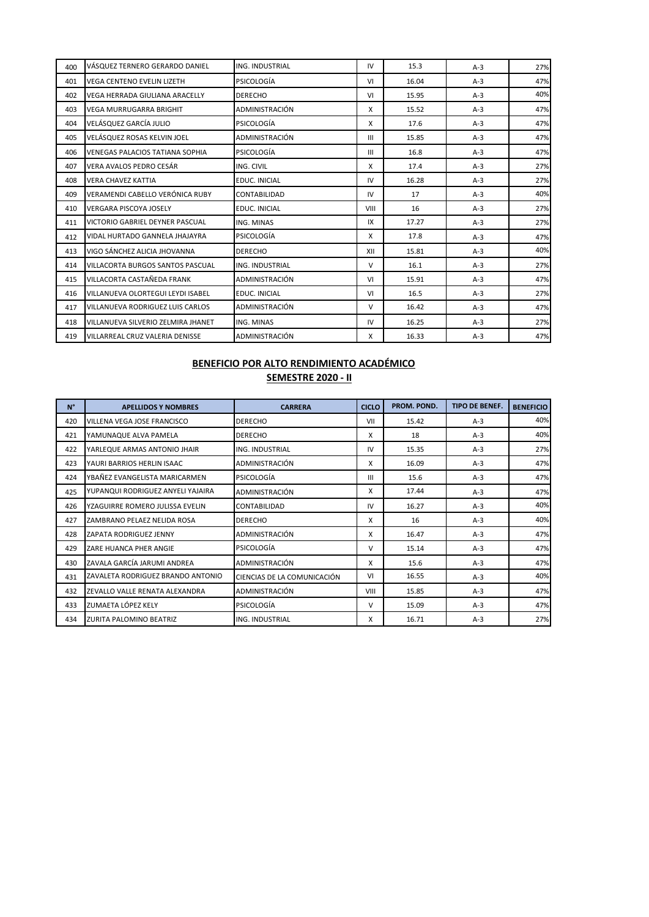| 400 | VÁSQUEZ TERNERO GERARDO DANIEL | ING. INDUSTRIAL | IV | 15.3 | A-3 | 27% |
|---|---|---|---|---|---|---|
| 401 | VEGA CENTENO EVELIN LIZETH | PSICOLOGÍA | VI | 16.04 | A-3 | 47% |
| 402 | VEGA HERRADA GIULIANA ARACELLY | DERECHO | VI | 15.95 | A-3 | 40% |
| 403 | VEGA MURRUGARRA BRIGHIT | ADMINISTRACIÓN | X | 15.52 | A-3 | 47% |
| 404 | VELÁSQUEZ GARCÍA JULIO | PSICOLOGÍA | X | 17.6 | A-3 | 47% |
| 405 | VELÁSQUEZ ROSAS KELVIN JOEL | ADMINISTRACIÓN | III | 15.85 | A-3 | 47% |
| 406 | VENEGAS PALACIOS TATIANA SOPHIA | PSICOLOGÍA | III | 16.8 | A-3 | 47% |
| 407 | VERA AVALOS PEDRO CESÁR | ING. CIVIL | X | 17.4 | A-3 | 27% |
| 408 | VERA CHAVEZ KATTIA | EDUC. INICIAL | IV | 16.28 | A-3 | 27% |
| 409 | VERAMENDI CABELLO VERÓNICA RUBY | CONTABILIDAD | IV | 17 | A-3 | 40% |
| 410 | VERGARA PISCOYA JOSELY | EDUC. INICIAL | VIII | 16 | A-3 | 27% |
| 411 | VICTORIO GABRIEL DEYNER PASCUAL | ING. MINAS | IX | 17.27 | A-3 | 27% |
| 412 | VIDAL HURTADO GANNELA JHAJAYRA | PSICOLOGÍA | X | 17.8 | A-3 | 47% |
| 413 | VIGO SÁNCHEZ ALICIA JHOVANNA | DERECHO | XII | 15.81 | A-3 | 40% |
| 414 | VILLACORTA BURGOS SANTOS PASCUAL | ING. INDUSTRIAL | V | 16.1 | A-3 | 27% |
| 415 | VILLACORTA CASTAÑEDA FRANK | ADMINISTRACIÓN | VI | 15.91 | A-3 | 47% |
| 416 | VILLANUEVA OLORTEGUI LEYDI ISABEL | EDUC. INICIAL | VI | 16.5 | A-3 | 27% |
| 417 | VILLANUEVA RODRIGUEZ LUIS CARLOS | ADMINISTRACIÓN | V | 16.42 | A-3 | 47% |
| 418 | VILLANUEVA SILVERIO ZELMIRA JHANET | ING. MINAS | IV | 16.25 | A-3 | 27% |
| 419 | VILLARREAL CRUZ VALERIA DENISSE | ADMINISTRACIÓN | X | 16.33 | A-3 | 47% |

**BENEFICIO POR ALTO RENDIMIENTO ACADÉMICO**

**SEMESTRE 2020 - II**

| N° | APELLIDOS Y NOMBRES | CARRERA | CICLO | PROM. POND. | TIPO DE BENEF. | BENEFICIO |
|---|---|---|---|---|---|---|
| 420 | VILLENA VEGA JOSE FRANCISCO | DERECHO | VII | 15.42 | A-3 | 40% |
| 421 | YAMUNAQUE ALVA PAMELA | DERECHO | X | 18 | A-3 | 40% |
| 422 | YARLEQUE ARMAS ANTONIO JHAIR | ING. INDUSTRIAL | IV | 15.35 | A-3 | 27% |
| 423 | YAURI BARRIOS HERLIN ISAAC | ADMINISTRACIÓN | X | 16.09 | A-3 | 47% |
| 424 | YBAÑEZ EVANGELISTA MARICARMEN | PSICOLOGÍA | III | 15.6 | A-3 | 47% |
| 425 | YUPANQUI RODRIGUEZ ANYELI YAJAIRA | ADMINISTRACIÓN | X | 17.44 | A-3 | 47% |
| 426 | YZAGUIRRE ROMERO JULISSA EVELIN | CONTABILIDAD | IV | 16.27 | A-3 | 40% |
| 427 | ZAMBRANO PELAEZ NELIDA ROSA | DERECHO | X | 16 | A-3 | 40% |
| 428 | ZAPATA RODRIGUEZ JENNY | ADMINISTRACIÓN | X | 16.47 | A-3 | 47% |
| 429 | ZARE HUANCA PHER ANGIE | PSICOLOGÍA | V | 15.14 | A-3 | 47% |
| 430 | ZAVALA GARCÍA JARUMI ANDREA | ADMINISTRACIÓN | X | 15.6 | A-3 | 47% |
| 431 | ZAVALETA RODRIGUEZ BRANDO ANTONIO | CIENCIAS DE LA COMUNICACIÓN | VI | 16.55 | A-3 | 40% |
| 432 | ZEVALLO VALLE RENATA ALEXANDRA | ADMINISTRACIÓN | VIII | 15.85 | A-3 | 47% |
| 433 | ZUMAETA LÓPEZ KELY | PSICOLOGÍA | V | 15.09 | A-3 | 47% |
| 434 | ZURITA PALOMINO BEATRIZ | ING. INDUSTRIAL | X | 16.71 | A-3 | 27% |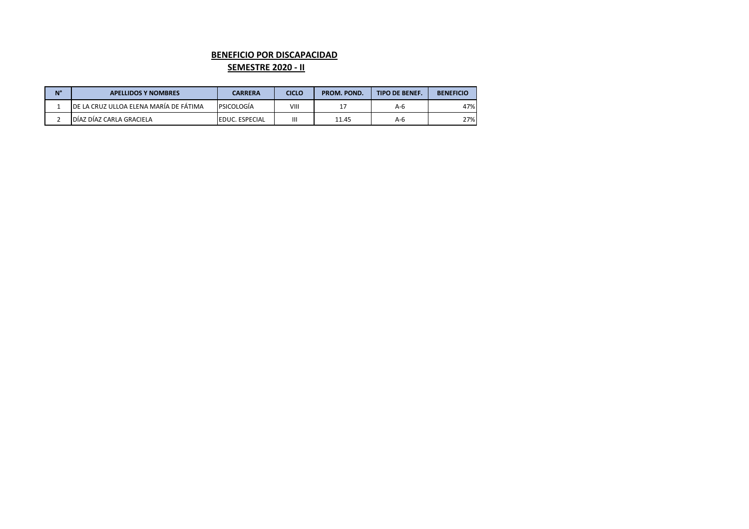**BENEFICIO POR DISCAPACIDAD**

**SEMESTRE 2020 - II**

| N° | APELLIDOS Y NOMBRES | CARRERA | CICLO | PROM. POND. | TIPO DE BENEF. | BENEFICIO |
|---|---|---|---|---|---|---|
| 1 | DE LA CRUZ ULLOA ELENA MARÍA DE FÁTIMA | PSICOLOGÍA | VIII | 17 | A-6 | 47% |
| 2 | DÍAZ DÍAZ CARLA GRACIELA | EDUC. ESPECIAL | III | 11.45 | A-6 | 27% |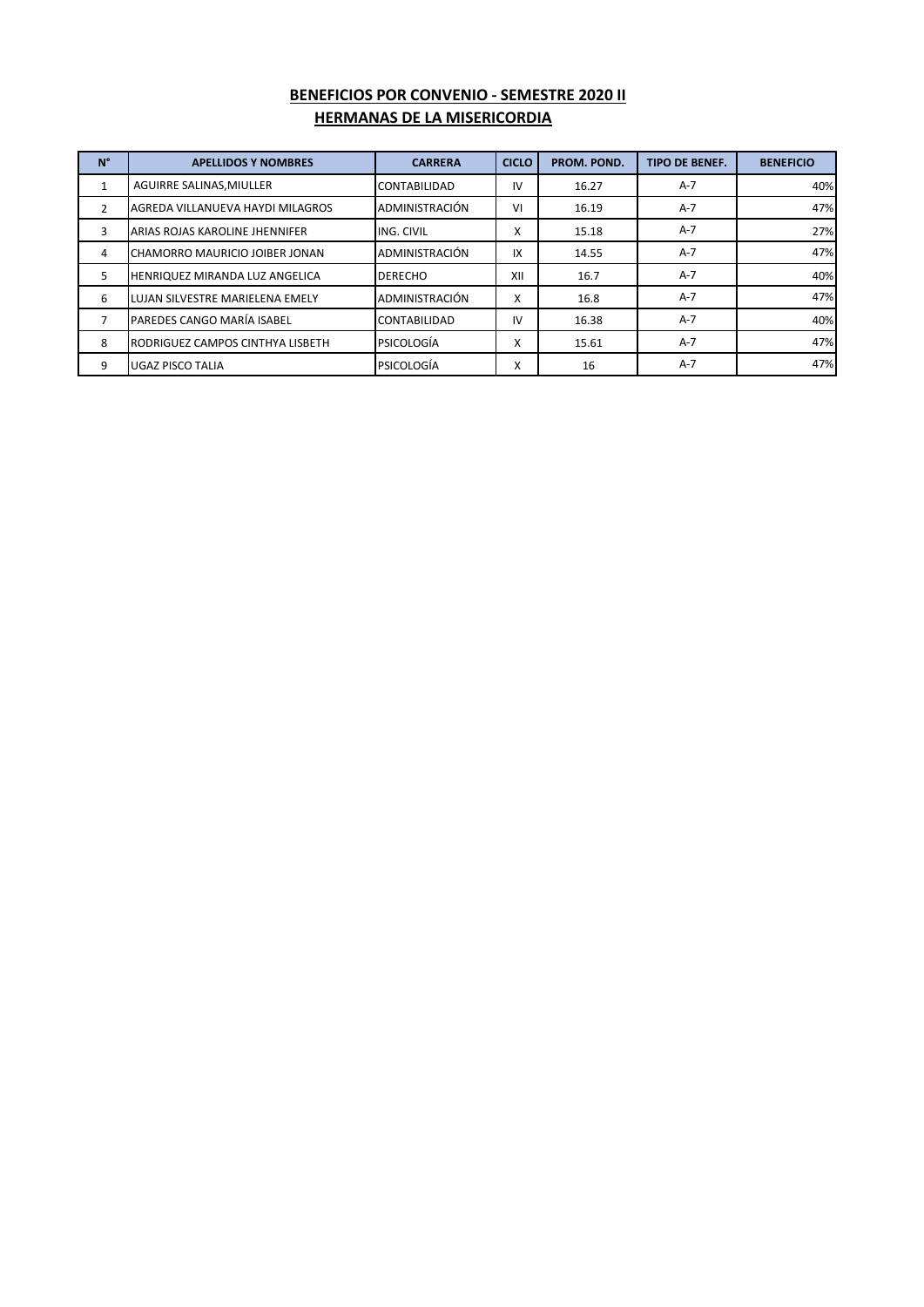## BENEFICIOS POR CONVENIO - SEMESTRE 2020 II
## HERMANAS DE LA MISERICORDIA

| N° | APELLIDOS Y NOMBRES | CARRERA | CICLO | PROM. POND. | TIPO DE BENEF. | BENEFICIO |
|---|---|---|---|---|---|---|
| 1 | AGUIRRE SALINAS,MIULLER | CONTABILIDAD | IV | 16.27 | A-7 | 40% |
| 2 | AGREDA VILLANUEVA HAYDI MILAGROS | ADMINISTRACIÓN | VI | 16.19 | A-7 | 47% |
| 3 | ARIAS ROJAS KAROLINE JHENNIFER | ING. CIVIL | X | 15.18 | A-7 | 27% |
| 4 | CHAMORRO MAURICIO JOIBER JONAN | ADMINISTRACIÓN | IX | 14.55 | A-7 | 47% |
| 5 | HENRIQUEZ MIRANDA LUZ ANGELICA | DERECHO | XII | 16.7 | A-7 | 40% |
| 6 | LUJAN SILVESTRE MARIELENA EMELY | ADMINISTRACIÓN | X | 16.8 | A-7 | 47% |
| 7 | PAREDES CANGO MARÍA ISABEL | CONTABILIDAD | IV | 16.38 | A-7 | 40% |
| 8 | RODRIGUEZ CAMPOS CINTHYA LISBETH | PSICOLOGÍA | X | 15.61 | A-7 | 47% |
| 9 | UGAZ PISCO TALIA | PSICOLOGÍA | X | 16 | A-7 | 47% |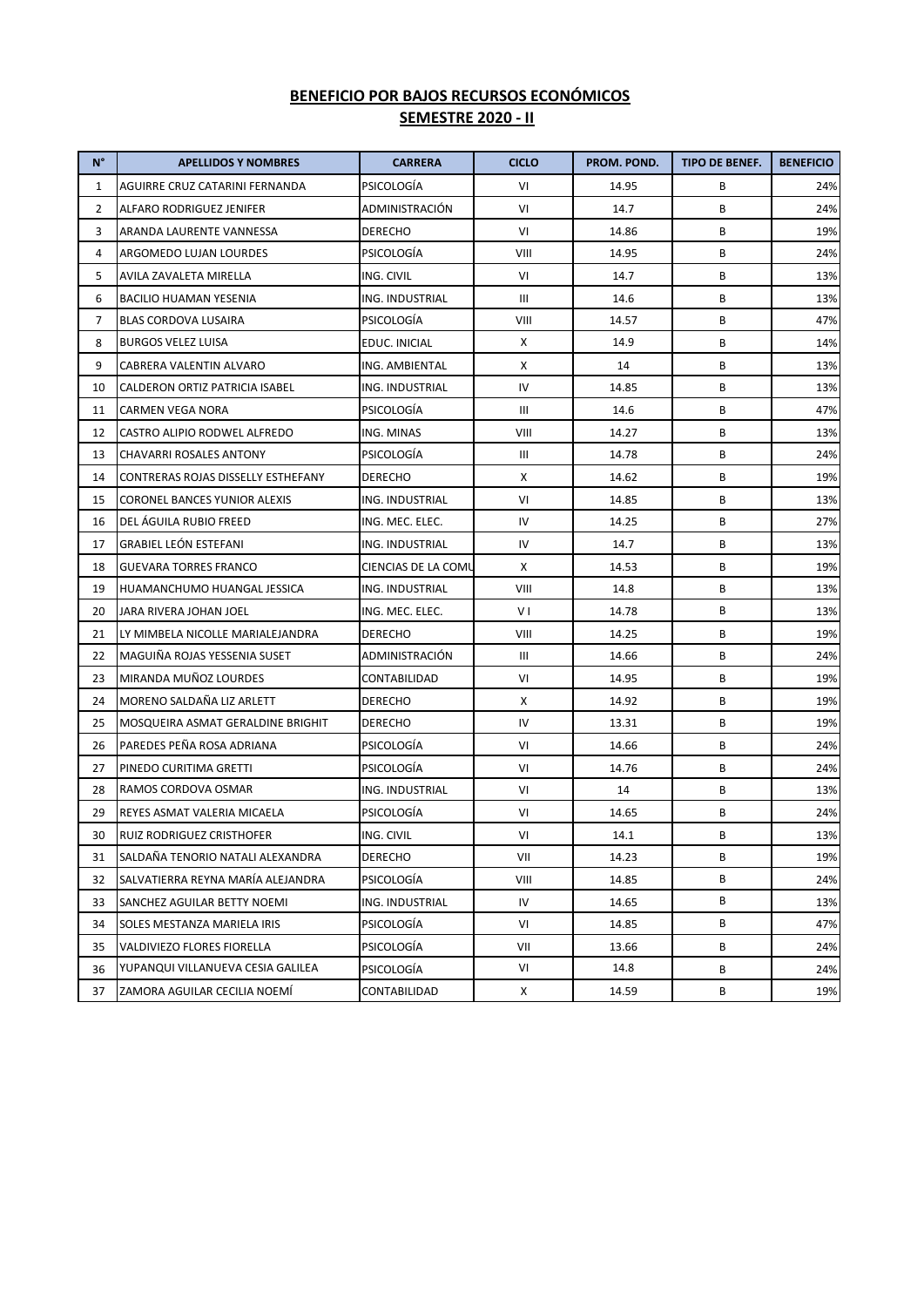**BENEFICIO POR BAJOS RECURSOS ECONÓMICOS**

**SEMESTRE 2020 - II**

| N° | APELLIDOS Y NOMBRES | CARRERA | CICLO | PROM. POND. | TIPO DE BENEF. | BENEFICIO |
|---|---|---|---|---|---|---|
| 1 | AGUIRRE CRUZ CATARINI FERNANDA | PSICOLOGÍA | VI | 14.95 | B | 24% |
| 2 | ALFARO RODRIGUEZ JENIFER | ADMINISTRACIÓN | VI | 14.7 | B | 24% |
| 3 | ARANDA LAURENTE VANNESSA | DERECHO | VI | 14.86 | B | 19% |
| 4 | ARGOMEDO LUJAN LOURDES | PSICOLOGÍA | VIII | 14.95 | B | 24% |
| 5 | AVILA ZAVALETA MIRELLA | ING. CIVIL | VI | 14.7 | B | 13% |
| 6 | BACILIO HUAMAN YESENIA | ING. INDUSTRIAL | III | 14.6 | B | 13% |
| 7 | BLAS CORDOVA LUSAIRA | PSICOLOGÍA | VIII | 14.57 | B | 47% |
| 8 | BURGOS VELEZ LUISA | EDUC. INICIAL | X | 14.9 | B | 14% |
| 9 | CABRERA VALENTIN ALVARO | ING. AMBIENTAL | X | 14 | B | 13% |
| 10 | CALDERON ORTIZ PATRICIA ISABEL | ING. INDUSTRIAL | IV | 14.85 | B | 13% |
| 11 | CARMEN VEGA NORA | PSICOLOGÍA | III | 14.6 | B | 47% |
| 12 | CASTRO ALIPIO RODWEL ALFREDO | ING. MINAS | VIII | 14.27 | B | 13% |
| 13 | CHAVARRI ROSALES ANTONY | PSICOLOGÍA | III | 14.78 | B | 24% |
| 14 | CONTRERAS ROJAS DISSELLY ESTHEFANY | DERECHO | X | 14.62 | B | 19% |
| 15 | CORONEL BANCES YUNIOR ALEXIS | ING. INDUSTRIAL | VI | 14.85 | B | 13% |
| 16 | DEL ÁGUILA RUBIO FREED | ING. MEC. ELEC. | IV | 14.25 | B | 27% |
| 17 | GRABIEL LEÓN ESTEFANI | ING. INDUSTRIAL | IV | 14.7 | B | 13% |
| 18 | GUEVARA TORRES FRANCO | CIENCIAS DE LA COMU | X | 14.53 | B | 19% |
| 19 | HUAMANCHUMO HUANGAL JESSICA | ING. INDUSTRIAL | VIII | 14.8 | B | 13% |
| 20 | JARA RIVERA JOHAN JOEL | ING. MEC. ELEC. | V I | 14.78 | B | 13% |
| 21 | LY MIMBELA NICOLLE MARIALEJANDRA | DERECHO | VIII | 14.25 | B | 19% |
| 22 | MAGUIÑA ROJAS YESSENIA SUSET | ADMINISTRACIÓN | III | 14.66 | B | 24% |
| 23 | MIRANDA MUÑOZ LOURDES | CONTABILIDAD | VI | 14.95 | B | 19% |
| 24 | MORENO SALDAÑA LIZ ARLETT | DERECHO | X | 14.92 | B | 19% |
| 25 | MOSQUEIRA ASMAT GERALDINE BRIGHIT | DERECHO | IV | 13.31 | B | 19% |
| 26 | PAREDES PEÑA ROSA ADRIANA | PSICOLOGÍA | VI | 14.66 | B | 24% |
| 27 | PINEDO CURITIMA GRETTI | PSICOLOGÍA | VI | 14.76 | B | 24% |
| 28 | RAMOS CORDOVA OSMAR | ING. INDUSTRIAL | VI | 14 | B | 13% |
| 29 | REYES ASMAT VALERIA MICAELA | PSICOLOGÍA | VI | 14.65 | B | 24% |
| 30 | RUIZ RODRIGUEZ CRISTHOFER | ING. CIVIL | VI | 14.1 | B | 13% |
| 31 | SALDAÑA TENORIO NATALI ALEXANDRA | DERECHO | VII | 14.23 | B | 19% |
| 32 | SALVATIERRA REYNA MARÍA ALEJANDRA | PSICOLOGÍA | VIII | 14.85 | B | 24% |
| 33 | SANCHEZ AGUILAR BETTY NOEMI | ING. INDUSTRIAL | IV | 14.65 | B | 13% |
| 34 | SOLES MESTANZA MARIELA IRIS | PSICOLOGÍA | VI | 14.85 | B | 47% |
| 35 | VALDIVIEZO FLORES FIORELLA | PSICOLOGÍA | VII | 13.66 | B | 24% |
| 36 | YUPANQUI VILLANUEVA CESIA GALILEA | PSICOLOGÍA | VI | 14.8 | B | 24% |
| 37 | ZAMORA AGUILAR CECILIA NOEMÍ | CONTABILIDAD | X | 14.59 | B | 19% |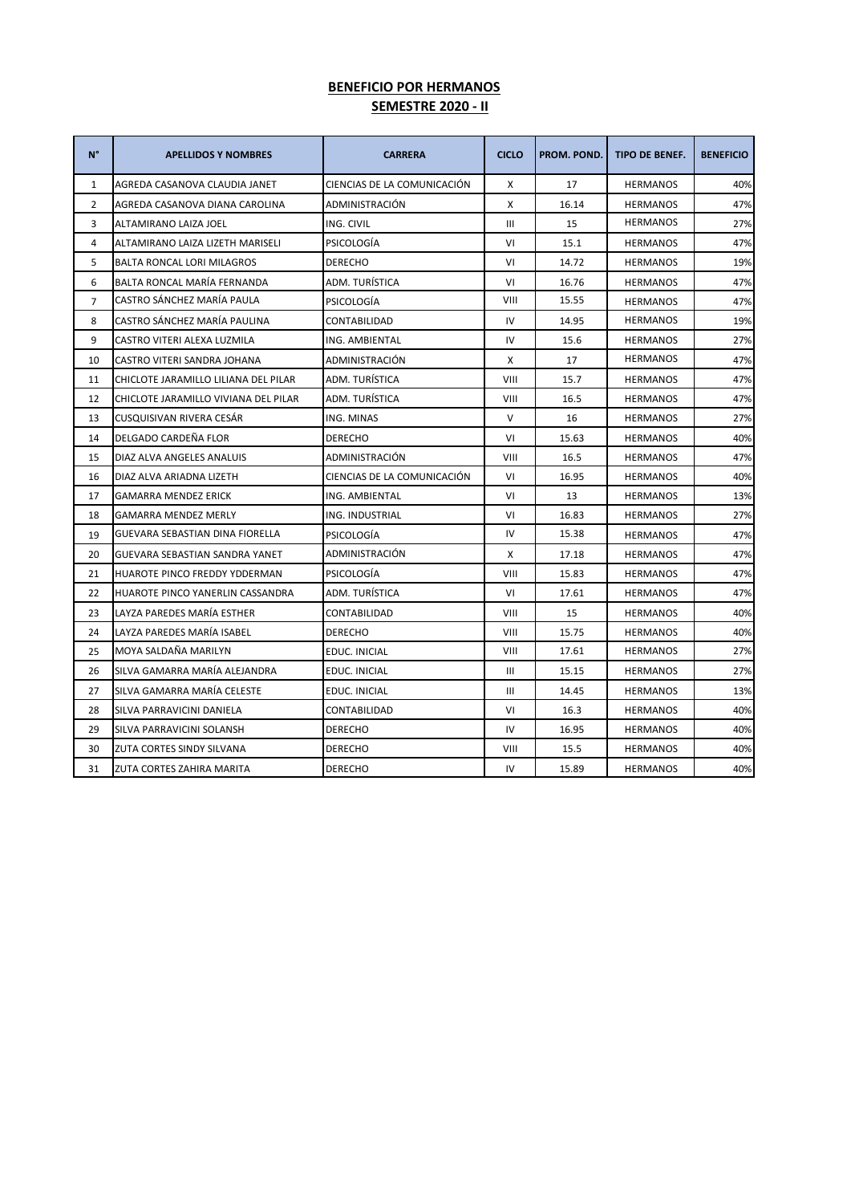**BENEFICIO POR HERMANOS**

**SEMESTRE 2020 - II**

| N° | APELLIDOS Y NOMBRES | CARRERA | CICLO | PROM. POND. | TIPO DE BENEF. | BENEFICIO |
|---|---|---|---|---|---|---|
| 1 | AGREDA CASANOVA CLAUDIA JANET | CIENCIAS DE LA COMUNICACIÓN | X | 17 | HERMANOS | 40% |
| 2 | AGREDA CASANOVA DIANA CAROLINA | ADMINISTRACIÓN | X | 16.14 | HERMANOS | 47% |
| 3 | ALTAMIRANO LAIZA JOEL | ING. CIVIL | III | 15 | HERMANOS | 27% |
| 4 | ALTAMIRANO LAIZA LIZETH MARISELI | PSICOLOGÍA | VI | 15.1 | HERMANOS | 47% |
| 5 | BALTA RONCAL LORI MILAGROS | DERECHO | VI | 14.72 | HERMANOS | 19% |
| 6 | BALTA RONCAL MARÍA FERNANDA | ADM. TURÍSTICA | VI | 16.76 | HERMANOS | 47% |
| 7 | CASTRO SÁNCHEZ MARÍA PAULA | PSICOLOGÍA | VIII | 15.55 | HERMANOS | 47% |
| 8 | CASTRO SÁNCHEZ MARÍA PAULINA | CONTABILIDAD | IV | 14.95 | HERMANOS | 19% |
| 9 | CASTRO VITERI ALEXA LUZMILA | ING. AMBIENTAL | IV | 15.6 | HERMANOS | 27% |
| 10 | CASTRO VITERI SANDRA JOHANA | ADMINISTRACIÓN | X | 17 | HERMANOS | 47% |
| 11 | CHICLOTE JARAMILLO LILIANA DEL PILAR | ADM. TURÍSTICA | VIII | 15.7 | HERMANOS | 47% |
| 12 | CHICLOTE JARAMILLO VIVIANA DEL PILAR | ADM. TURÍSTICA | VIII | 16.5 | HERMANOS | 47% |
| 13 | CUSQUISIVAN RIVERA CESÁR | ING. MINAS | V | 16 | HERMANOS | 27% |
| 14 | DELGADO CARDEÑA FLOR | DERECHO | VI | 15.63 | HERMANOS | 40% |
| 15 | DIAZ ALVA ANGELES ANALUIS | ADMINISTRACIÓN | VIII | 16.5 | HERMANOS | 47% |
| 16 | DIAZ ALVA ARIADNA LIZETH | CIENCIAS DE LA COMUNICACIÓN | VI | 16.95 | HERMANOS | 40% |
| 17 | GAMARRA MENDEZ ERICK | ING. AMBIENTAL | VI | 13 | HERMANOS | 13% |
| 18 | GAMARRA MENDEZ MERLY | ING. INDUSTRIAL | VI | 16.83 | HERMANOS | 27% |
| 19 | GUEVARA SEBASTIAN DINA FIORELLA | PSICOLOGÍA | IV | 15.38 | HERMANOS | 47% |
| 20 | GUEVARA SEBASTIAN SANDRA YANET | ADMINISTRACIÓN | X | 17.18 | HERMANOS | 47% |
| 21 | HUAROTE PINCO FREDDY YDDERMAN | PSICOLOGÍA | VIII | 15.83 | HERMANOS | 47% |
| 22 | HUAROTE PINCO YANERLIN CASSANDRA | ADM. TURÍSTICA | VI | 17.61 | HERMANOS | 47% |
| 23 | LAYZA PAREDES MARÍA ESTHER | CONTABILIDAD | VIII | 15 | HERMANOS | 40% |
| 24 | LAYZA PAREDES MARÍA ISABEL | DERECHO | VIII | 15.75 | HERMANOS | 40% |
| 25 | MOYA SALDAÑA MARILYN | EDUC. INICIAL | VIII | 17.61 | HERMANOS | 27% |
| 26 | SILVA GAMARRA MARÍA ALEJANDRA | EDUC. INICIAL | III | 15.15 | HERMANOS | 27% |
| 27 | SILVA GAMARRA MARÍA CELESTE | EDUC. INICIAL | III | 14.45 | HERMANOS | 13% |
| 28 | SILVA PARRAVICINI DANIELA | CONTABILIDAD | VI | 16.3 | HERMANOS | 40% |
| 29 | SILVA PARRAVICINI SOLANSH | DERECHO | IV | 16.95 | HERMANOS | 40% |
| 30 | ZUTA CORTES SINDY SILVANA | DERECHO | VIII | 15.5 | HERMANOS | 40% |
| 31 | ZUTA CORTES ZAHIRA MARITA | DERECHO | IV | 15.89 | HERMANOS | 40% |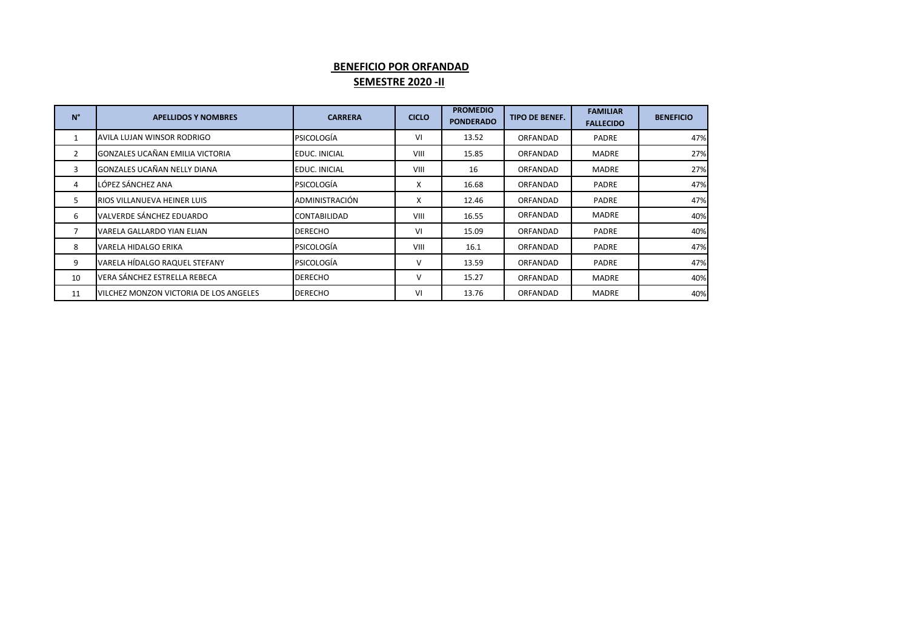**BENEFICIO POR ORFANDAD**

**SEMESTRE 2020 -II**

| N° | APELLIDOS Y NOMBRES | CARRERA | CICLO | PROMEDIO PONDERADO | TIPO DE BENEF. | FAMILIAR FALLECIDO | BENEFICIO |
|---|---|---|---|---|---|---|---|
| 1 | AVILA LUJAN WINSOR RODRIGO | PSICOLOGÍA | VI | 13.52 | ORFANDAD | PADRE | 47% |
| 2 | GONZALES UCAÑAN EMILIA VICTORIA | EDUC. INICIAL | VIII | 15.85 | ORFANDAD | MADRE | 27% |
| 3 | GONZALES UCAÑAN NELLY DIANA | EDUC. INICIAL | VIII | 16 | ORFANDAD | MADRE | 27% |
| 4 | LÓPEZ SÁNCHEZ ANA | PSICOLOGÍA | X | 16.68 | ORFANDAD | PADRE | 47% |
| 5 | RIOS VILLANUEVA HEINER LUIS | ADMINISTRACIÓN | X | 12.46 | ORFANDAD | PADRE | 47% |
| 6 | VALVERDE SÁNCHEZ EDUARDO | CONTABILIDAD | VIII | 16.55 | ORFANDAD | MADRE | 40% |
| 7 | VARELA GALLARDO YIAN ELIAN | DERECHO | VI | 15.09 | ORFANDAD | PADRE | 40% |
| 8 | VARELA HIDALGO ERIKA | PSICOLOGÍA | VIII | 16.1 | ORFANDAD | PADRE | 47% |
| 9 | VARELA HÍDALGO RAQUEL STEFANY | PSICOLOGÍA | V | 13.59 | ORFANDAD | PADRE | 47% |
| 10 | VERA SÁNCHEZ ESTRELLA REBECA | DERECHO | V | 15.27 | ORFANDAD | MADRE | 40% |
| 11 | VILCHEZ MONZON VICTORIA DE LOS ANGELES | DERECHO | VI | 13.76 | ORFANDAD | MADRE | 40% |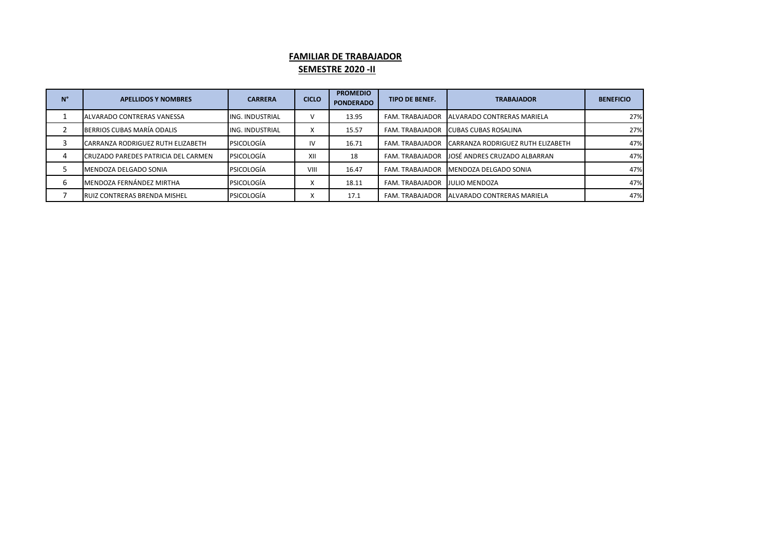**FAMILIAR DE TRABAJADOR**

**SEMESTRE 2020 -II**

| N° | APELLIDOS Y NOMBRES | CARRERA | CICLO | PROMEDIO PONDERADO | TIPO DE BENEF. | TRABAJADOR | BENEFICIO |
|---|---|---|---|---|---|---|---|
| 1 | ALVARADO CONTRERAS VANESSA | ING. INDUSTRIAL | V | 13.95 | FAM. TRABAJADOR | ALVARADO CONTRERAS MARIELA | 27% |
| 2 | BERRIOS CUBAS MARÍA ODALIS | ING. INDUSTRIAL | X | 15.57 | FAM. TRABAJADOR | CUBAS CUBAS ROSALINA | 27% |
| 3 | CARRANZA RODRIGUEZ RUTH ELIZABETH | PSICOLOGÍA | IV | 16.71 | FAM. TRABAJADOR | CARRANZA RODRIGUEZ RUTH ELIZABETH | 47% |
| 4 | CRUZADO PAREDES PATRICIA DEL CARMEN | PSICOLOGÍA | XII | 18 | FAM. TRABAJADOR | JOSÉ ANDRES CRUZADO ALBARRAN | 47% |
| 5 | MENDOZA DELGADO SONIA | PSICOLOGÍA | VIII | 16.47 | FAM. TRABAJADOR | MENDOZA DELGADO SONIA | 47% |
| 6 | MENDOZA FERNÁNDEZ MIRTHA | PSICOLOGÍA | X | 18.11 | FAM. TRABAJADOR | JULIO MENDOZA | 47% |
| 7 | RUIZ CONTRERAS BRENDA MISHEL | PSICOLOGÍA | X | 17.1 | FAM. TRABAJADOR | ALVARADO CONTRERAS MARIELA | 47% |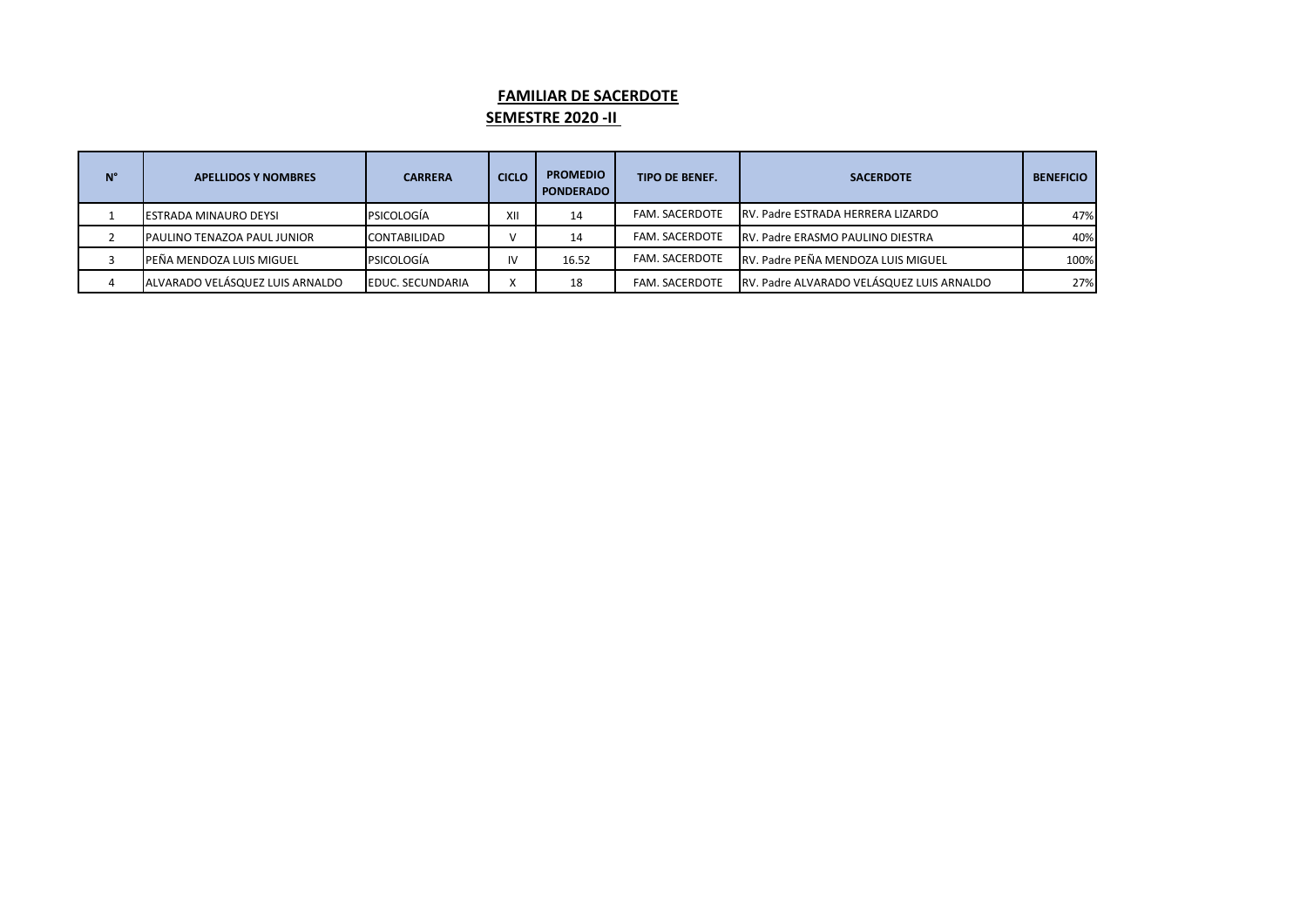## FAMILIAR DE SACERDOTE

### SEMESTRE 2020 -II

| N° | APELLIDOS Y NOMBRES | CARRERA | CICLO | PROMEDIO PONDERADO | TIPO DE BENEF. | SACERDOTE | BENEFICIO |
|---|---|---|---|---|---|---|---|
| 1 | ESTRADA MINAURO DEYSI | PSICOLOGÍA | XII | 14 | FAM. SACERDOTE | RV. Padre ESTRADA HERRERA LIZARDO | 47% |
| 2 | PAULINO TENAZOA PAUL JUNIOR | CONTABILIDAD | V | 14 | FAM. SACERDOTE | RV. Padre ERASMO PAULINO DIESTRA | 40% |
| 3 | PEÑA MENDOZA LUIS MIGUEL | PSICOLOGÍA | IV | 16.52 | FAM. SACERDOTE | RV. Padre PEÑA MENDOZA LUIS MIGUEL | 100% |
| 4 | ALVARADO VELÁSQUEZ LUIS ARNALDO | EDUC. SECUNDARIA | X | 18 | FAM. SACERDOTE | RV. Padre ALVARADO VELÁSQUEZ LUIS ARNALDO | 27% |